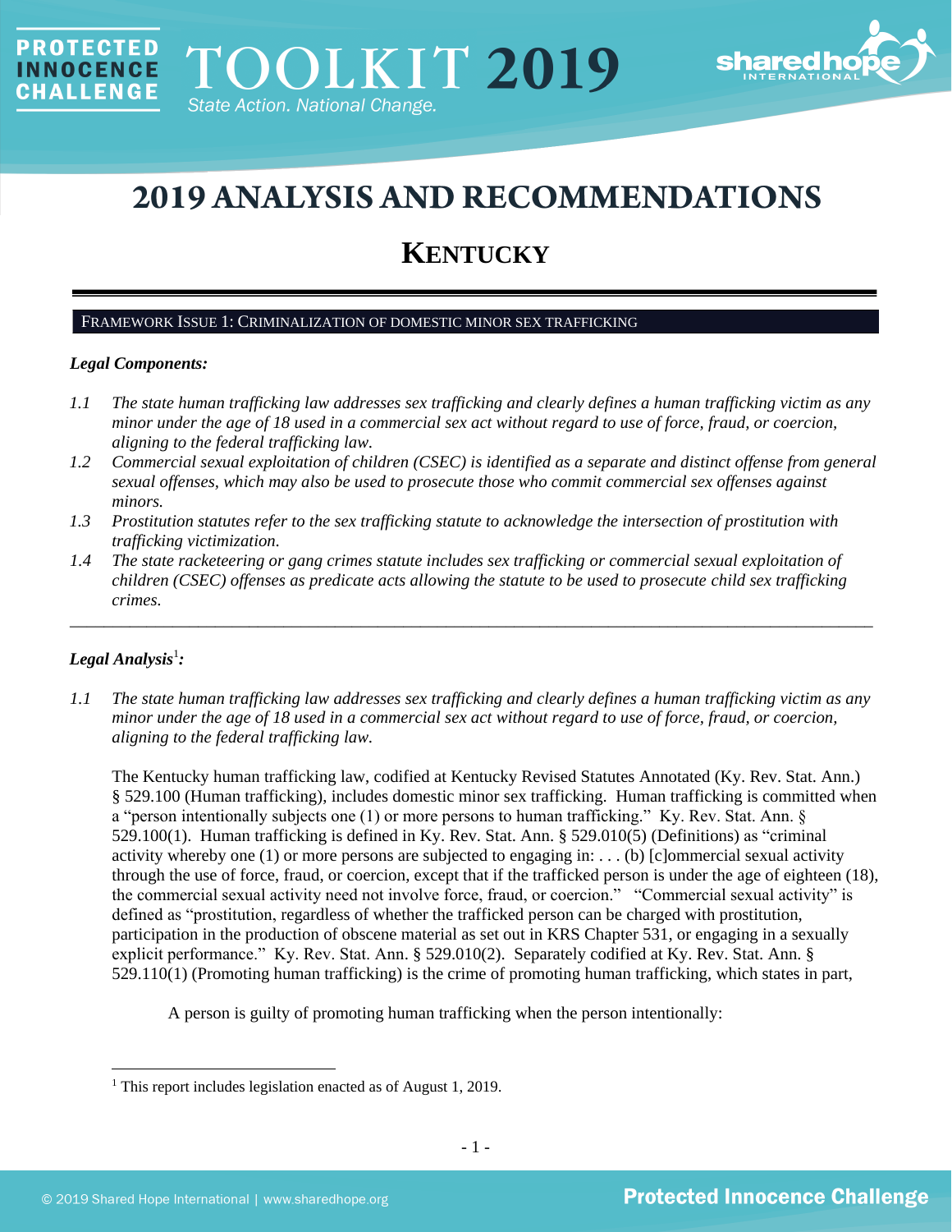# 2019 ANALYSIS AND RECOMMENDATIONS

## KENTUCKY

### FRAMEWORK ISSUE 1: CRIMINALIZATION OF DOMESTIC MINOR SEX TRAFFICKING

***Legal Components:***

*1.1 The state human trafficking law addresses sex trafficking and clearly defines a human trafficking victim as any minor under the age of 18 used in a commercial sex act without regard to use of force, fraud, or coercion, aligning to the federal trafficking law.*

*1.2 Commercial sexual exploitation of children (CSEC) is identified as a separate and distinct offense from general sexual offenses, which may also be used to prosecute those who commit commercial sex offenses against minors.*

*1.3 Prostitution statutes refer to the sex trafficking statute to acknowledge the intersection of prostitution with trafficking victimization.*

*1.4 The state racketeering or gang crimes statute includes sex trafficking or commercial sexual exploitation of children (CSEC) offenses as predicate acts allowing the statute to be used to prosecute child sex trafficking crimes.*

---

***Legal Analysis[1]:***

*1.1 The state human trafficking law addresses sex trafficking and clearly defines a human trafficking victim as any minor under the age of 18 used in a commercial sex act without regard to use of force, fraud, or coercion, aligning to the federal trafficking law.*

The Kentucky human trafficking law, codified at Kentucky Revised Statutes Annotated (Ky. Rev. Stat. Ann.) § 529.100 (Human trafficking), includes domestic minor sex trafficking. Human trafficking is committed when a "person intentionally subjects one (1) or more persons to human trafficking." Ky. Rev. Stat. Ann. § 529.100(1). Human trafficking is defined in Ky. Rev. Stat. Ann. § 529.010(5) (Definitions) as "criminal activity whereby one (1) or more persons are subjected to engaging in: . . . (b) [c]ommercial sexual activity through the use of force, fraud, or coercion, except that if the trafficked person is under the age of eighteen (18), the commercial sexual activity need not involve force, fraud, or coercion." "Commercial sexual activity" is defined as "prostitution, regardless of whether the trafficked person can be charged with prostitution, participation in the production of obscene material as set out in KRS Chapter 531, or engaging in a sexually explicit performance." Ky. Rev. Stat. Ann. § 529.010(2). Separately codified at Ky. Rev. Stat. Ann. § 529.110(1) (Promoting human trafficking) is the crime of promoting human trafficking, which states in part,

A person is guilty of promoting human trafficking when the person intentionally:

[1] This report includes legislation enacted as of August 1, 2019.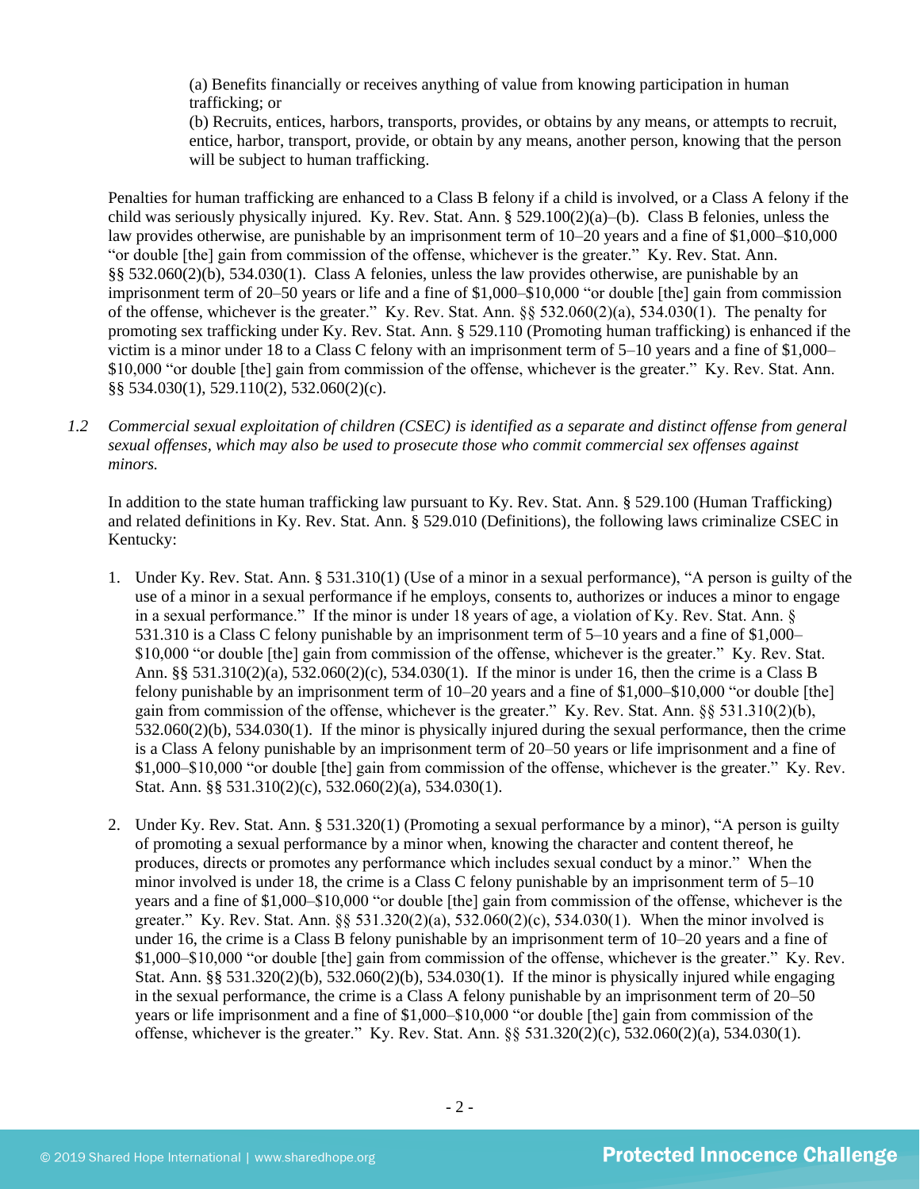(a) Benefits financially or receives anything of value from knowing participation in human trafficking; or
(b) Recruits, entices, harbors, transports, provides, or obtains by any means, or attempts to recruit, entice, harbor, transport, provide, or obtain by any means, another person, knowing that the person will be subject to human trafficking.

Penalties for human trafficking are enhanced to a Class B felony if a child is involved, or a Class A felony if the child was seriously physically injured. Ky. Rev. Stat. Ann. § 529.100(2)(a)–(b). Class B felonies, unless the law provides otherwise, are punishable by an imprisonment term of 10–20 years and a fine of $1,000–$10,000 "or double [the] gain from commission of the offense, whichever is the greater." Ky. Rev. Stat. Ann. §§ 532.060(2)(b), 534.030(1). Class A felonies, unless the law provides otherwise, are punishable by an imprisonment term of 20–50 years or life and a fine of $1,000–$10,000 "or double [the] gain from commission of the offense, whichever is the greater." Ky. Rev. Stat. Ann. §§ 532.060(2)(a), 534.030(1). The penalty for promoting sex trafficking under Ky. Rev. Stat. Ann. § 529.110 (Promoting human trafficking) is enhanced if the victim is a minor under 18 to a Class C felony with an imprisonment term of 5–10 years and a fine of $1,000–$10,000 "or double [the] gain from commission of the offense, whichever is the greater." Ky. Rev. Stat. Ann. §§ 534.030(1), 529.110(2), 532.060(2)(c).

*1.2 Commercial sexual exploitation of children (CSEC) is identified as a separate and distinct offense from general sexual offenses, which may also be used to prosecute those who commit commercial sex offenses against minors.*

In addition to the state human trafficking law pursuant to Ky. Rev. Stat. Ann. § 529.100 (Human Trafficking) and related definitions in Ky. Rev. Stat. Ann. § 529.010 (Definitions), the following laws criminalize CSEC in Kentucky:

1. Under Ky. Rev. Stat. Ann. § 531.310(1) (Use of a minor in a sexual performance), "A person is guilty of the use of a minor in a sexual performance if he employs, consents to, authorizes or induces a minor to engage in a sexual performance." If the minor is under 18 years of age, a violation of Ky. Rev. Stat. Ann. § 531.310 is a Class C felony punishable by an imprisonment term of 5–10 years and a fine of $1,000–$10,000 "or double [the] gain from commission of the offense, whichever is the greater." Ky. Rev. Stat. Ann. §§ 531.310(2)(a), 532.060(2)(c), 534.030(1). If the minor is under 16, then the crime is a Class B felony punishable by an imprisonment term of 10–20 years and a fine of $1,000–$10,000 "or double [the] gain from commission of the offense, whichever is the greater." Ky. Rev. Stat. Ann. §§ 531.310(2)(b), 532.060(2)(b), 534.030(1). If the minor is physically injured during the sexual performance, then the crime is a Class A felony punishable by an imprisonment term of 20–50 years or life imprisonment and a fine of $1,000–$10,000 "or double [the] gain from commission of the offense, whichever is the greater." Ky. Rev. Stat. Ann. §§ 531.310(2)(c), 532.060(2)(a), 534.030(1).

2. Under Ky. Rev. Stat. Ann. § 531.320(1) (Promoting a sexual performance by a minor), "A person is guilty of promoting a sexual performance by a minor when, knowing the character and content thereof, he produces, directs or promotes any performance which includes sexual conduct by a minor." When the minor involved is under 18, the crime is a Class C felony punishable by an imprisonment term of 5–10 years and a fine of $1,000–$10,000 "or double [the] gain from commission of the offense, whichever is the greater." Ky. Rev. Stat. Ann. §§ 531.320(2)(a), 532.060(2)(c), 534.030(1). When the minor involved is under 16, the crime is a Class B felony punishable by an imprisonment term of 10–20 years and a fine of $1,000–$10,000 "or double [the] gain from commission of the offense, whichever is the greater." Ky. Rev. Stat. Ann. §§ 531.320(2)(b), 532.060(2)(b), 534.030(1). If the minor is physically injured while engaging in the sexual performance, the crime is a Class A felony punishable by an imprisonment term of 20–50 years or life imprisonment and a fine of $1,000–$10,000 "or double [the] gain from commission of the offense, whichever is the greater." Ky. Rev. Stat. Ann. §§ 531.320(2)(c), 532.060(2)(a), 534.030(1).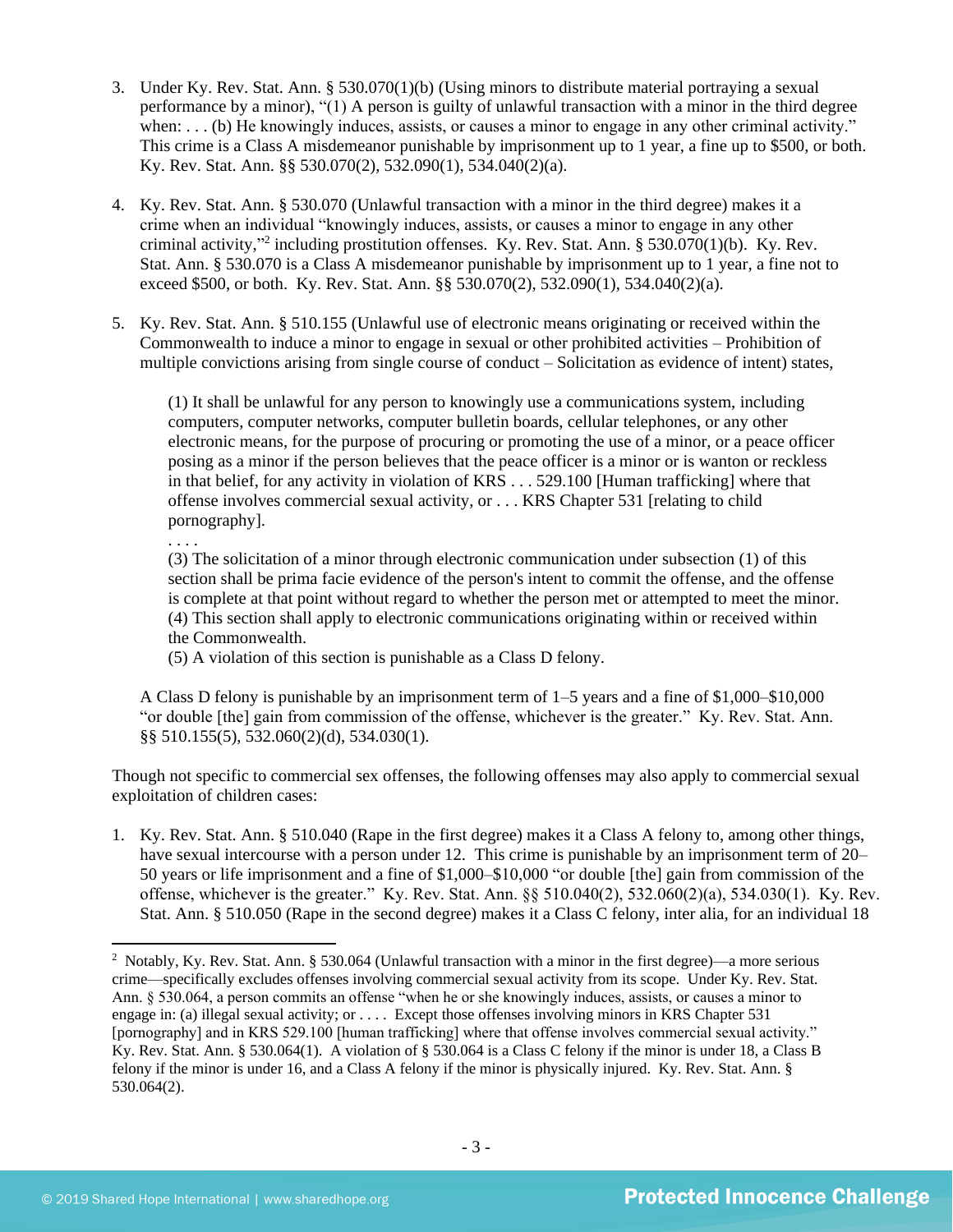3. Under Ky. Rev. Stat. Ann. § 530.070(1)(b) (Using minors to distribute material portraying a sexual performance by a minor), "(1) A person is guilty of unlawful transaction with a minor in the third degree when: . . . (b) He knowingly induces, assists, or causes a minor to engage in any other criminal activity." This crime is a Class A misdemeanor punishable by imprisonment up to 1 year, a fine up to $500, or both. Ky. Rev. Stat. Ann. §§ 530.070(2), 532.090(1), 534.040(2)(a).

4. Ky. Rev. Stat. Ann. § 530.070 (Unlawful transaction with a minor in the third degree) makes it a crime when an individual "knowingly induces, assists, or causes a minor to engage in any other criminal activity,"[2] including prostitution offenses. Ky. Rev. Stat. Ann. § 530.070(1)(b). Ky. Rev. Stat. Ann. § 530.070 is a Class A misdemeanor punishable by imprisonment up to 1 year, a fine not to exceed $500, or both. Ky. Rev. Stat. Ann. §§ 530.070(2), 532.090(1), 534.040(2)(a).

5. Ky. Rev. Stat. Ann. § 510.155 (Unlawful use of electronic means originating or received within the Commonwealth to induce a minor to engage in sexual or other prohibited activities – Prohibition of multiple convictions arising from single course of conduct – Solicitation as evidence of intent) states,

   > (1) It shall be unlawful for any person to knowingly use a communications system, including computers, computer networks, computer bulletin boards, cellular telephones, or any other electronic means, for the purpose of procuring or promoting the use of a minor, or a peace officer posing as a minor if the person believes that the peace officer is a minor or is wanton or reckless in that belief, for any activity in violation of KRS . . . 529.100 [Human trafficking] where that offense involves commercial sexual activity, or . . . KRS Chapter 531 [relating to child pornography].
   >
   > . . . .
   >
   > (3) The solicitation of a minor through electronic communication under subsection (1) of this section shall be prima facie evidence of the person's intent to commit the offense, and the offense is complete at that point without regard to whether the person met or attempted to meet the minor.
   > (4) This section shall apply to electronic communications originating within or received within the Commonwealth.
   > (5) A violation of this section is punishable as a Class D felony.

   A Class D felony is punishable by an imprisonment term of 1–5 years and a fine of $1,000–$10,000 "or double [the] gain from commission of the offense, whichever is the greater." Ky. Rev. Stat. Ann. §§ 510.155(5), 532.060(2)(d), 534.030(1).

Though not specific to commercial sex offenses, the following offenses may also apply to commercial sexual exploitation of children cases:

1. Ky. Rev. Stat. Ann. § 510.040 (Rape in the first degree) makes it a Class A felony to, among other things, have sexual intercourse with a person under 12. This crime is punishable by an imprisonment term of 20–50 years or life imprisonment and a fine of $1,000–$10,000 "or double [the] gain from commission of the offense, whichever is the greater." Ky. Rev. Stat. Ann. §§ 510.040(2), 532.060(2)(a), 534.030(1). Ky. Rev. Stat. Ann. § 510.050 (Rape in the second degree) makes it a Class C felony, inter alia, for an individual 18

---

[2] Notably, Ky. Rev. Stat. Ann. § 530.064 (Unlawful transaction with a minor in the first degree)—a more serious crime—specifically excludes offenses involving commercial sexual activity from its scope. Under Ky. Rev. Stat. Ann. § 530.064, a person commits an offense "when he or she knowingly induces, assists, or causes a minor to engage in: (a) illegal sexual activity; or . . . . Except those offenses involving minors in KRS Chapter 531 [pornography] and in KRS 529.100 [human trafficking] where that offense involves commercial sexual activity." Ky. Rev. Stat. Ann. § 530.064(1). A violation of § 530.064 is a Class C felony if the minor is under 18, a Class B felony if the minor is under 16, and a Class A felony if the minor is physically injured. Ky. Rev. Stat. Ann. § 530.064(2).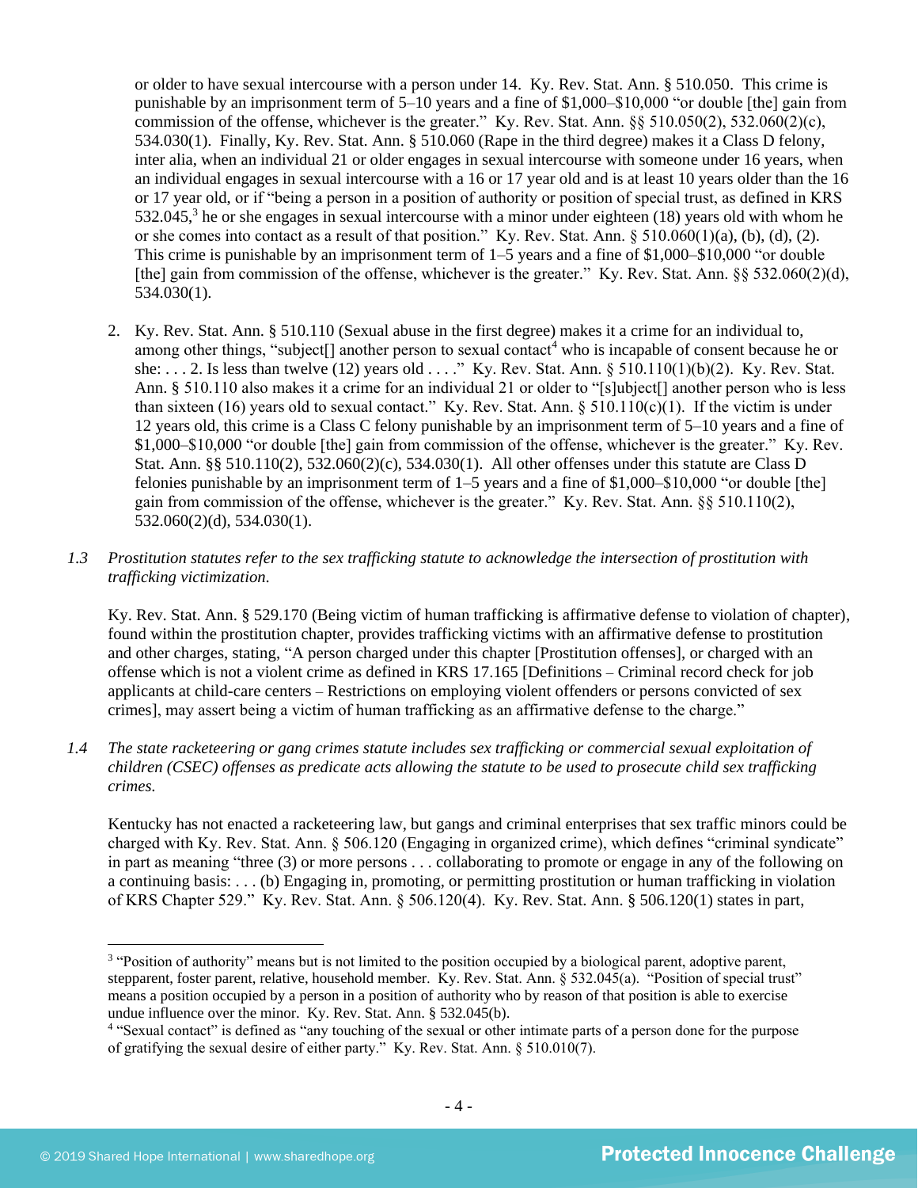or older to have sexual intercourse with a person under 14. Ky. Rev. Stat. Ann. § 510.050. This crime is punishable by an imprisonment term of 5–10 years and a fine of $1,000–$10,000 "or double [the] gain from commission of the offense, whichever is the greater." Ky. Rev. Stat. Ann. §§ 510.050(2), 532.060(2)(c), 534.030(1). Finally, Ky. Rev. Stat. Ann. § 510.060 (Rape in the third degree) makes it a Class D felony, inter alia, when an individual 21 or older engages in sexual intercourse with someone under 16 years, when an individual engages in sexual intercourse with a 16 or 17 year old and is at least 10 years older than the 16 or 17 year old, or if "being a person in a position of authority or position of special trust, as defined in KRS 532.045,[3] he or she engages in sexual intercourse with a minor under eighteen (18) years old with whom he or she comes into contact as a result of that position." Ky. Rev. Stat. Ann. § 510.060(1)(a), (b), (d), (2). This crime is punishable by an imprisonment term of 1–5 years and a fine of $1,000–$10,000 "or double [the] gain from commission of the offense, whichever is the greater." Ky. Rev. Stat. Ann. §§ 532.060(2)(d), 534.030(1).

2. Ky. Rev. Stat. Ann. § 510.110 (Sexual abuse in the first degree) makes it a crime for an individual to, among other things, "subject[] another person to sexual contact[4] who is incapable of consent because he or she: . . . 2. Is less than twelve (12) years old . . . ." Ky. Rev. Stat. Ann. § 510.110(1)(b)(2). Ky. Rev. Stat. Ann. § 510.110 also makes it a crime for an individual 21 or older to "[s]ubject[] another person who is less than sixteen (16) years old to sexual contact." Ky. Rev. Stat. Ann. § 510.110(c)(1). If the victim is under 12 years old, this crime is a Class C felony punishable by an imprisonment term of 5–10 years and a fine of $1,000–$10,000 "or double [the] gain from commission of the offense, whichever is the greater." Ky. Rev. Stat. Ann. §§ 510.110(2), 532.060(2)(c), 534.030(1). All other offenses under this statute are Class D felonies punishable by an imprisonment term of 1–5 years and a fine of $1,000–$10,000 "or double [the] gain from commission of the offense, whichever is the greater." Ky. Rev. Stat. Ann. §§ 510.110(2), 532.060(2)(d), 534.030(1).

*1.3 Prostitution statutes refer to the sex trafficking statute to acknowledge the intersection of prostitution with trafficking victimization.*

Ky. Rev. Stat. Ann. § 529.170 (Being victim of human trafficking is affirmative defense to violation of chapter), found within the prostitution chapter, provides trafficking victims with an affirmative defense to prostitution and other charges, stating, "A person charged under this chapter [Prostitution offenses], or charged with an offense which is not a violent crime as defined in KRS 17.165 [Definitions – Criminal record check for job applicants at child-care centers – Restrictions on employing violent offenders or persons convicted of sex crimes], may assert being a victim of human trafficking as an affirmative defense to the charge."

*1.4 The state racketeering or gang crimes statute includes sex trafficking or commercial sexual exploitation of children (CSEC) offenses as predicate acts allowing the statute to be used to prosecute child sex trafficking crimes.*

Kentucky has not enacted a racketeering law, but gangs and criminal enterprises that sex traffic minors could be charged with Ky. Rev. Stat. Ann. § 506.120 (Engaging in organized crime), which defines "criminal syndicate" in part as meaning "three (3) or more persons . . . collaborating to promote or engage in any of the following on a continuing basis: . . . (b) Engaging in, promoting, or permitting prostitution or human trafficking in violation of KRS Chapter 529." Ky. Rev. Stat. Ann. § 506.120(4). Ky. Rev. Stat. Ann. § 506.120(1) states in part,

---

[3] "Position of authority" means but is not limited to the position occupied by a biological parent, adoptive parent, stepparent, foster parent, relative, household member. Ky. Rev. Stat. Ann. § 532.045(a). "Position of special trust" means a position occupied by a person in a position of authority who by reason of that position is able to exercise undue influence over the minor. Ky. Rev. Stat. Ann. § 532.045(b).

[4] "Sexual contact" is defined as "any touching of the sexual or other intimate parts of a person done for the purpose of gratifying the sexual desire of either party." Ky. Rev. Stat. Ann. § 510.010(7).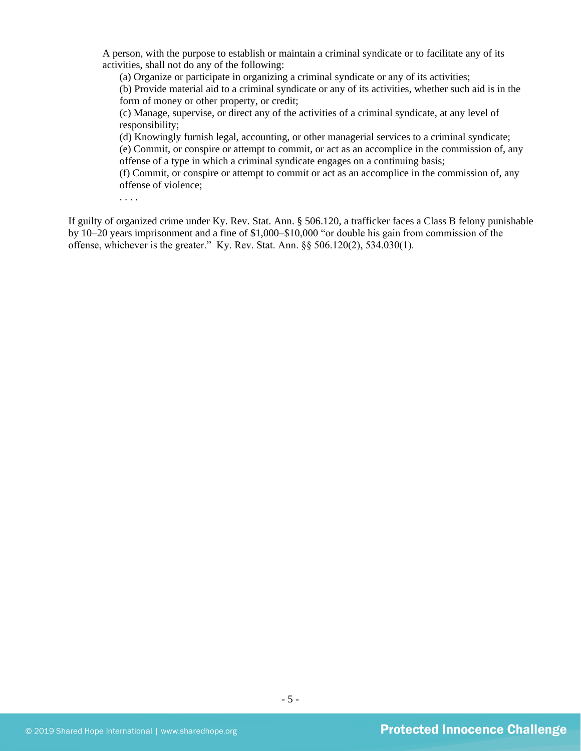> A person, with the purpose to establish or maintain a criminal syndicate or to facilitate any of its activities, shall not do any of the following:
>
> (a) Organize or participate in organizing a criminal syndicate or any of its activities;
>
> (b) Provide material aid to a criminal syndicate or any of its activities, whether such aid is in the form of money or other property, or credit;
>
> (c) Manage, supervise, or direct any of the activities of a criminal syndicate, at any level of responsibility;
>
> (d) Knowingly furnish legal, accounting, or other managerial services to a criminal syndicate;
>
> (e) Commit, or conspire or attempt to commit, or act as an accomplice in the commission of, any offense of a type in which a criminal syndicate engages on a continuing basis;
>
> (f) Commit, or conspire or attempt to commit or act as an accomplice in the commission of, any offense of violence;
>
> . . . .

If guilty of organized crime under Ky. Rev. Stat. Ann. § 506.120, a trafficker faces a Class B felony punishable by 10–20 years imprisonment and a fine of $1,000–$10,000 "or double his gain from commission of the offense, whichever is the greater." Ky. Rev. Stat. Ann. §§ 506.120(2), 534.030(1).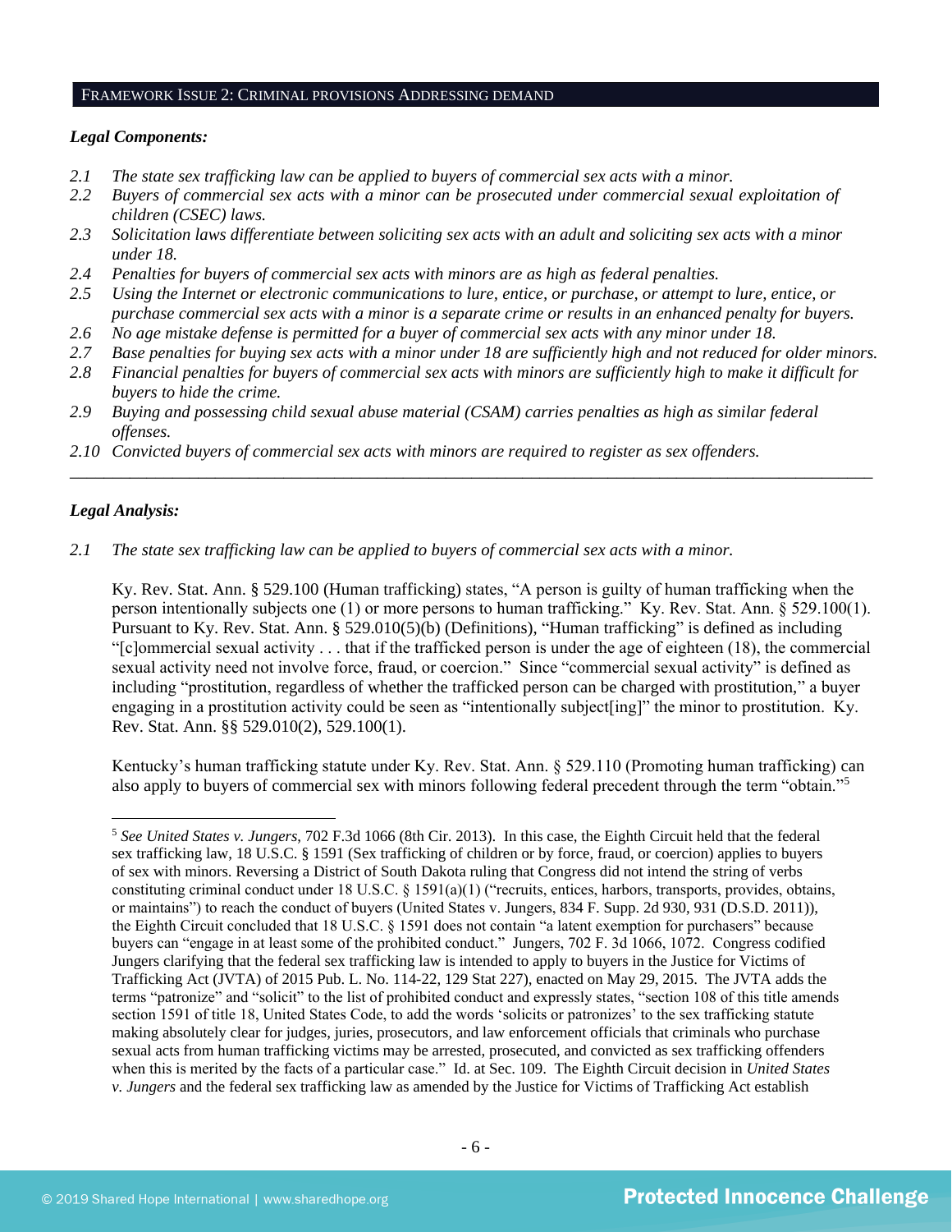## Framework Issue 2: Criminal provisions Addressing demand

***Legal Components:***

*2.1 The state sex trafficking law can be applied to buyers of commercial sex acts with a minor.*
*2.2 Buyers of commercial sex acts with a minor can be prosecuted under commercial sexual exploitation of children (CSEC) laws.*
*2.3 Solicitation laws differentiate between soliciting sex acts with an adult and soliciting sex acts with a minor under 18.*
*2.4 Penalties for buyers of commercial sex acts with minors are as high as federal penalties.*
*2.5 Using the Internet or electronic communications to lure, entice, or purchase, or attempt to lure, entice, or purchase commercial sex acts with a minor is a separate crime or results in an enhanced penalty for buyers.*
*2.6 No age mistake defense is permitted for a buyer of commercial sex acts with any minor under 18.*
*2.7 Base penalties for buying sex acts with a minor under 18 are sufficiently high and not reduced for older minors.*
*2.8 Financial penalties for buyers of commercial sex acts with minors are sufficiently high to make it difficult for buyers to hide the crime.*
*2.9 Buying and possessing child sexual abuse material (CSAM) carries penalties as high as similar federal offenses.*
*2.10 Convicted buyers of commercial sex acts with minors are required to register as sex offenders.*

---

***Legal Analysis:***

*2.1 The state sex trafficking law can be applied to buyers of commercial sex acts with a minor.*

Ky. Rev. Stat. Ann. § 529.100 (Human trafficking) states, "A person is guilty of human trafficking when the person intentionally subjects one (1) or more persons to human trafficking." Ky. Rev. Stat. Ann. § 529.100(1). Pursuant to Ky. Rev. Stat. Ann. § 529.010(5)(b) (Definitions), "Human trafficking" is defined as including "[c]ommercial sexual activity . . . that if the trafficked person is under the age of eighteen (18), the commercial sexual activity need not involve force, fraud, or coercion." Since "commercial sexual activity" is defined as including "prostitution, regardless of whether the trafficked person can be charged with prostitution," a buyer engaging in a prostitution activity could be seen as "intentionally subject[ing]" the minor to prostitution. Ky. Rev. Stat. Ann. §§ 529.010(2), 529.100(1).

Kentucky's human trafficking statute under Ky. Rev. Stat. Ann. § 529.110 (Promoting human trafficking) can also apply to buyers of commercial sex with minors following federal precedent through the term "obtain."[5]

---

[5] *See United States v. Jungers*, 702 F.3d 1066 (8th Cir. 2013). In this case, the Eighth Circuit held that the federal sex trafficking law, 18 U.S.C. § 1591 (Sex trafficking of children or by force, fraud, or coercion) applies to buyers of sex with minors. Reversing a District of South Dakota ruling that Congress did not intend the string of verbs constituting criminal conduct under 18 U.S.C. § 1591(a)(1) ("recruits, entices, harbors, transports, provides, obtains, or maintains") to reach the conduct of buyers (United States v. Jungers, 834 F. Supp. 2d 930, 931 (D.S.D. 2011)), the Eighth Circuit concluded that 18 U.S.C. § 1591 does not contain "a latent exemption for purchasers" because buyers can "engage in at least some of the prohibited conduct." Jungers, 702 F. 3d 1066, 1072. Congress codified Jungers clarifying that the federal sex trafficking law is intended to apply to buyers in the Justice for Victims of Trafficking Act (JVTA) of 2015 Pub. L. No. 114-22, 129 Stat 227), enacted on May 29, 2015. The JVTA adds the terms "patronize" and "solicit" to the list of prohibited conduct and expressly states, "section 108 of this title amends section 1591 of title 18, United States Code, to add the words 'solicits or patronizes' to the sex trafficking statute making absolutely clear for judges, juries, prosecutors, and law enforcement officials that criminals who purchase sexual acts from human trafficking victims may be arrested, prosecuted, and convicted as sex trafficking offenders when this is merited by the facts of a particular case." Id. at Sec. 109. The Eighth Circuit decision in *United States v. Jungers* and the federal sex trafficking law as amended by the Justice for Victims of Trafficking Act establish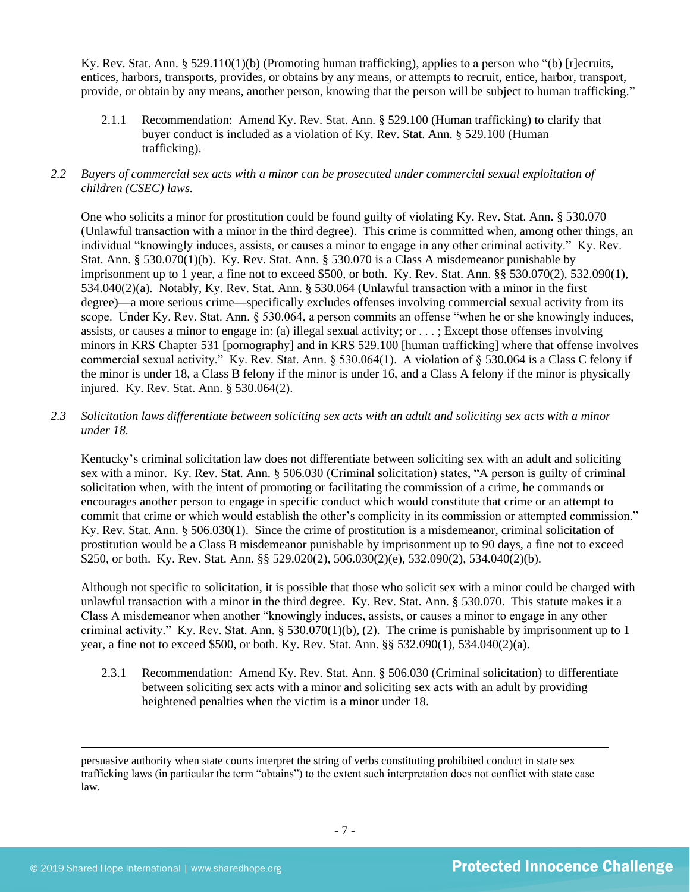Ky. Rev. Stat. Ann. § 529.110(1)(b) (Promoting human trafficking), applies to a person who "(b) [r]ecruits, entices, harbors, transports, provides, or obtains by any means, or attempts to recruit, entice, harbor, transport, provide, or obtain by any means, another person, knowing that the person will be subject to human trafficking."

2.1.1 Recommendation: Amend Ky. Rev. Stat. Ann. § 529.100 (Human trafficking) to clarify that buyer conduct is included as a violation of Ky. Rev. Stat. Ann. § 529.100 (Human trafficking).

*2.2 Buyers of commercial sex acts with a minor can be prosecuted under commercial sexual exploitation of children (CSEC) laws.*

One who solicits a minor for prostitution could be found guilty of violating Ky. Rev. Stat. Ann. § 530.070 (Unlawful transaction with a minor in the third degree). This crime is committed when, among other things, an individual "knowingly induces, assists, or causes a minor to engage in any other criminal activity." Ky. Rev. Stat. Ann. § 530.070(1)(b). Ky. Rev. Stat. Ann. § 530.070 is a Class A misdemeanor punishable by imprisonment up to 1 year, a fine not to exceed $500, or both. Ky. Rev. Stat. Ann. §§ 530.070(2), 532.090(1), 534.040(2)(a). Notably, Ky. Rev. Stat. Ann. § 530.064 (Unlawful transaction with a minor in the first degree)—a more serious crime—specifically excludes offenses involving commercial sexual activity from its scope. Under Ky. Rev. Stat. Ann. § 530.064, a person commits an offense "when he or she knowingly induces, assists, or causes a minor to engage in: (a) illegal sexual activity; or . . . ; Except those offenses involving minors in KRS Chapter 531 [pornography] and in KRS 529.100 [human trafficking] where that offense involves commercial sexual activity." Ky. Rev. Stat. Ann. § 530.064(1). A violation of § 530.064 is a Class C felony if the minor is under 18, a Class B felony if the minor is under 16, and a Class A felony if the minor is physically injured. Ky. Rev. Stat. Ann. § 530.064(2).

*2.3 Solicitation laws differentiate between soliciting sex acts with an adult and soliciting sex acts with a minor under 18.*

Kentucky's criminal solicitation law does not differentiate between soliciting sex with an adult and soliciting sex with a minor. Ky. Rev. Stat. Ann. § 506.030 (Criminal solicitation) states, "A person is guilty of criminal solicitation when, with the intent of promoting or facilitating the commission of a crime, he commands or encourages another person to engage in specific conduct which would constitute that crime or an attempt to commit that crime or which would establish the other's complicity in its commission or attempted commission." Ky. Rev. Stat. Ann. § 506.030(1). Since the crime of prostitution is a misdemeanor, criminal solicitation of prostitution would be a Class B misdemeanor punishable by imprisonment up to 90 days, a fine not to exceed $250, or both. Ky. Rev. Stat. Ann. §§ 529.020(2), 506.030(2)(e), 532.090(2), 534.040(2)(b).

Although not specific to solicitation, it is possible that those who solicit sex with a minor could be charged with unlawful transaction with a minor in the third degree. Ky. Rev. Stat. Ann. § 530.070. This statute makes it a Class A misdemeanor when another "knowingly induces, assists, or causes a minor to engage in any other criminal activity." Ky. Rev. Stat. Ann. § 530.070(1)(b), (2). The crime is punishable by imprisonment up to 1 year, a fine not to exceed $500, or both. Ky. Rev. Stat. Ann. §§ 532.090(1), 534.040(2)(a).

2.3.1 Recommendation: Amend Ky. Rev. Stat. Ann. § 506.030 (Criminal solicitation) to differentiate between soliciting sex acts with a minor and soliciting sex acts with an adult by providing heightened penalties when the victim is a minor under 18.

---

persuasive authority when state courts interpret the string of verbs constituting prohibited conduct in state sex trafficking laws (in particular the term "obtains") to the extent such interpretation does not conflict with state case law.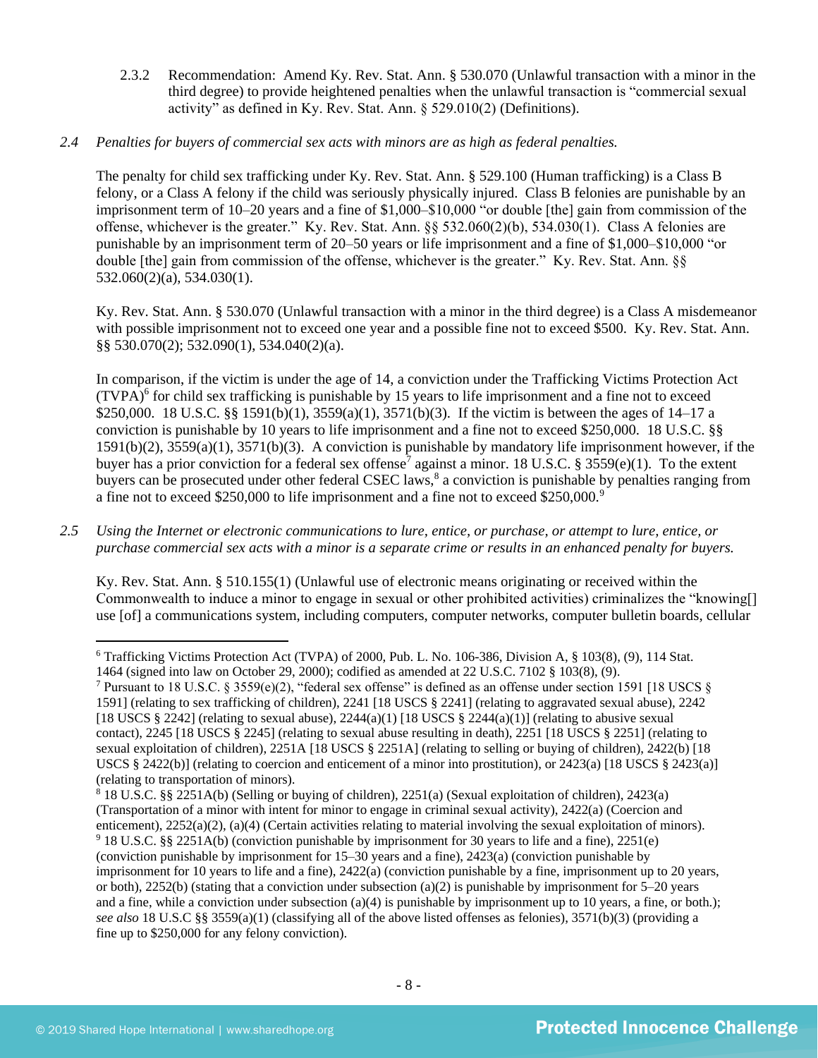2.3.2 Recommendation: Amend Ky. Rev. Stat. Ann. § 530.070 (Unlawful transaction with a minor in the third degree) to provide heightened penalties when the unlawful transaction is "commercial sexual activity" as defined in Ky. Rev. Stat. Ann. § 529.010(2) (Definitions).

*2.4 Penalties for buyers of commercial sex acts with minors are as high as federal penalties.*

The penalty for child sex trafficking under Ky. Rev. Stat. Ann. § 529.100 (Human trafficking) is a Class B felony, or a Class A felony if the child was seriously physically injured. Class B felonies are punishable by an imprisonment term of 10–20 years and a fine of $1,000–$10,000 "or double [the] gain from commission of the offense, whichever is the greater." Ky. Rev. Stat. Ann. §§ 532.060(2)(b), 534.030(1). Class A felonies are punishable by an imprisonment term of 20–50 years or life imprisonment and a fine of $1,000–$10,000 "or double [the] gain from commission of the offense, whichever is the greater." Ky. Rev. Stat. Ann. §§ 532.060(2)(a), 534.030(1).

Ky. Rev. Stat. Ann. § 530.070 (Unlawful transaction with a minor in the third degree) is a Class A misdemeanor with possible imprisonment not to exceed one year and a possible fine not to exceed $500. Ky. Rev. Stat. Ann. §§ 530.070(2); 532.090(1), 534.040(2)(a).

In comparison, if the victim is under the age of 14, a conviction under the Trafficking Victims Protection Act (TVPA)[6] for child sex trafficking is punishable by 15 years to life imprisonment and a fine not to exceed $250,000. 18 U.S.C. §§ 1591(b)(1), 3559(a)(1), 3571(b)(3). If the victim is between the ages of 14–17 a conviction is punishable by 10 years to life imprisonment and a fine not to exceed $250,000. 18 U.S.C. §§ 1591(b)(2), 3559(a)(1), 3571(b)(3). A conviction is punishable by mandatory life imprisonment however, if the buyer has a prior conviction for a federal sex offense[7] against a minor. 18 U.S.C. § 3559(e)(1). To the extent buyers can be prosecuted under other federal CSEC laws,[8] a conviction is punishable by penalties ranging from a fine not to exceed $250,000 to life imprisonment and a fine not to exceed $250,000.[9]

*2.5 Using the Internet or electronic communications to lure, entice, or purchase, or attempt to lure, entice, or purchase commercial sex acts with a minor is a separate crime or results in an enhanced penalty for buyers.*

Ky. Rev. Stat. Ann. § 510.155(1) (Unlawful use of electronic means originating or received within the Commonwealth to induce a minor to engage in sexual or other prohibited activities) criminalizes the "knowing[] use [of] a communications system, including computers, computer networks, computer bulletin boards, cellular

---

[6] Trafficking Victims Protection Act (TVPA) of 2000, Pub. L. No. 106-386, Division A, § 103(8), (9), 114 Stat. 1464 (signed into law on October 29, 2000); codified as amended at 22 U.S.C. 7102 § 103(8), (9).

[7] Pursuant to 18 U.S.C. § 3559(e)(2), "federal sex offense" is defined as an offense under section 1591 [18 USCS § 1591] (relating to sex trafficking of children), 2241 [18 USCS § 2241] (relating to aggravated sexual abuse), 2242 [18 USCS § 2242] (relating to sexual abuse), 2244(a)(1) [18 USCS § 2244(a)(1)] (relating to abusive sexual contact), 2245 [18 USCS § 2245] (relating to sexual abuse resulting in death), 2251 [18 USCS § 2251] (relating to sexual exploitation of children), 2251A [18 USCS § 2251A] (relating to selling or buying of children), 2422(b) [18 USCS § 2422(b)] (relating to coercion and enticement of a minor into prostitution), or 2423(a) [18 USCS § 2423(a)] (relating to transportation of minors).

[8] 18 U.S.C. §§ 2251A(b) (Selling or buying of children), 2251(a) (Sexual exploitation of children), 2423(a) (Transportation of a minor with intent for minor to engage in criminal sexual activity), 2422(a) (Coercion and enticement), 2252(a)(2), (a)(4) (Certain activities relating to material involving the sexual exploitation of minors).

[9] 18 U.S.C. §§ 2251A(b) (conviction punishable by imprisonment for 30 years to life and a fine), 2251(e) (conviction punishable by imprisonment for 15–30 years and a fine), 2423(a) (conviction punishable by imprisonment for 10 years to life and a fine), 2422(a) (conviction punishable by a fine, imprisonment up to 20 years, or both), 2252(b) (stating that a conviction under subsection (a)(2) is punishable by imprisonment for 5–20 years and a fine, while a conviction under subsection (a)(4) is punishable by imprisonment up to 10 years, a fine, or both.); *see also* 18 U.S.C §§ 3559(a)(1) (classifying all of the above listed offenses as felonies), 3571(b)(3) (providing a fine up to $250,000 for any felony conviction).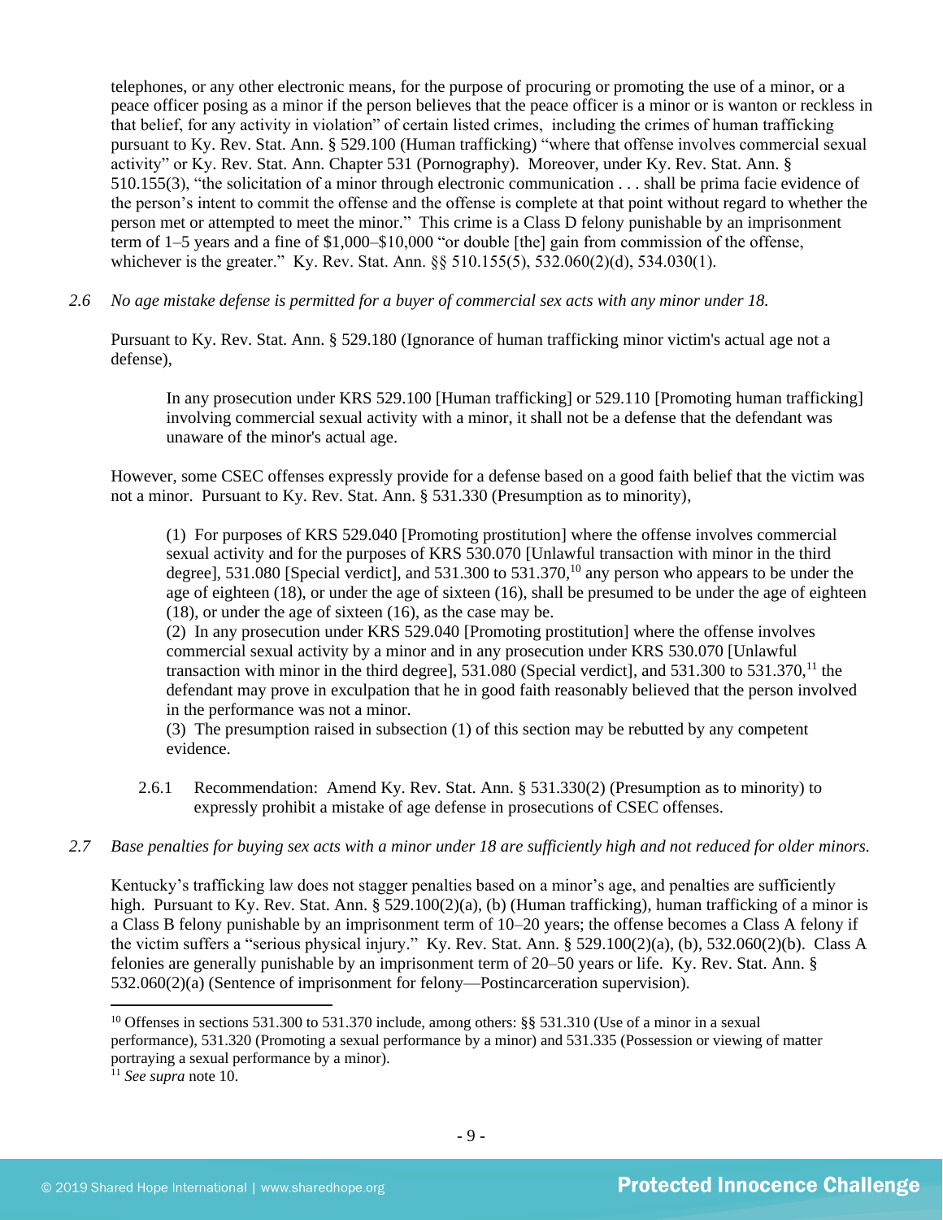telephones, or any other electronic means, for the purpose of procuring or promoting the use of a minor, or a peace officer posing as a minor if the person believes that the peace officer is a minor or is wanton or reckless in that belief, for any activity in violation" of certain listed crimes, including the crimes of human trafficking pursuant to Ky. Rev. Stat. Ann. § 529.100 (Human trafficking) "where that offense involves commercial sexual activity" or Ky. Rev. Stat. Ann. Chapter 531 (Pornography). Moreover, under Ky. Rev. Stat. Ann. § 510.155(3), "the solicitation of a minor through electronic communication . . . shall be prima facie evidence of the person's intent to commit the offense and the offense is complete at that point without regard to whether the person met or attempted to meet the minor." This crime is a Class D felony punishable by an imprisonment term of 1–5 years and a fine of $1,000–$10,000 "or double [the] gain from commission of the offense, whichever is the greater." Ky. Rev. Stat. Ann. §§ 510.155(5), 532.060(2)(d), 534.030(1).

*2.6 No age mistake defense is permitted for a buyer of commercial sex acts with any minor under 18.*

Pursuant to Ky. Rev. Stat. Ann. § 529.180 (Ignorance of human trafficking minor victim's actual age not a defense),

> In any prosecution under KRS 529.100 [Human trafficking] or 529.110 [Promoting human trafficking] involving commercial sexual activity with a minor, it shall not be a defense that the defendant was unaware of the minor's actual age.

However, some CSEC offenses expressly provide for a defense based on a good faith belief that the victim was not a minor. Pursuant to Ky. Rev. Stat. Ann. § 531.330 (Presumption as to minority),

> (1) For purposes of KRS 529.040 [Promoting prostitution] where the offense involves commercial sexual activity and for the purposes of KRS 530.070 [Unlawful transaction with minor in the third degree], 531.080 [Special verdict], and 531.300 to 531.370,[10] any person who appears to be under the age of eighteen (18), or under the age of sixteen (16), shall be presumed to be under the age of eighteen (18), or under the age of sixteen (16), as the case may be.
> (2) In any prosecution under KRS 529.040 [Promoting prostitution] where the offense involves commercial sexual activity by a minor and in any prosecution under KRS 530.070 [Unlawful transaction with minor in the third degree], 531.080 (Special verdict), and 531.300 to 531.370,[11] the defendant may prove in exculpation that he in good faith reasonably believed that the person involved in the performance was not a minor.
> (3) The presumption raised in subsection (1) of this section may be rebutted by any competent evidence.

2.6.1 Recommendation: Amend Ky. Rev. Stat. Ann. § 531.330(2) (Presumption as to minority) to expressly prohibit a mistake of age defense in prosecutions of CSEC offenses.

*2.7 Base penalties for buying sex acts with a minor under 18 are sufficiently high and not reduced for older minors.*

Kentucky's trafficking law does not stagger penalties based on a minor's age, and penalties are sufficiently high. Pursuant to Ky. Rev. Stat. Ann. § 529.100(2)(a), (b) (Human trafficking), human trafficking of a minor is a Class B felony punishable by an imprisonment term of 10–20 years; the offense becomes a Class A felony if the victim suffers a "serious physical injury." Ky. Rev. Stat. Ann. § 529.100(2)(a), (b), 532.060(2)(b). Class A felonies are generally punishable by an imprisonment term of 20–50 years or life. Ky. Rev. Stat. Ann. § 532.060(2)(a) (Sentence of imprisonment for felony—Postincarceration supervision).

[10] Offenses in sections 531.300 to 531.370 include, among others: §§ 531.310 (Use of a minor in a sexual performance), 531.320 (Promoting a sexual performance by a minor) and 531.335 (Possession or viewing of matter portraying a sexual performance by a minor).

[11] *See supra* note 10.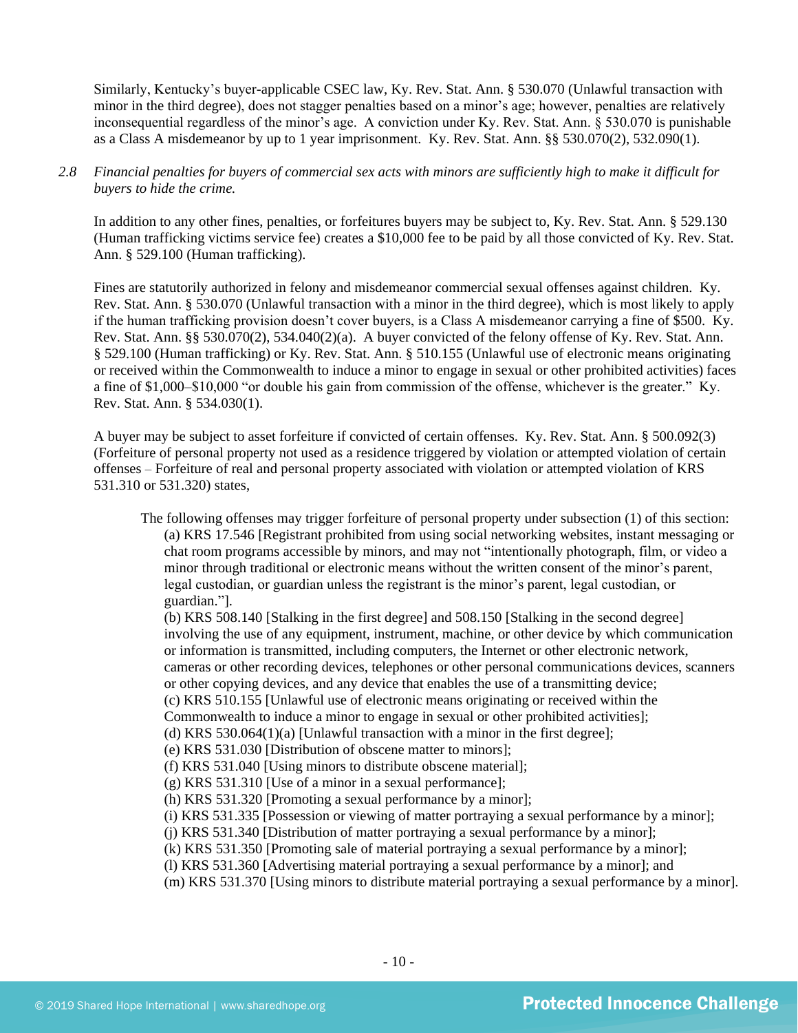Similarly, Kentucky's buyer-applicable CSEC law, Ky. Rev. Stat. Ann. § 530.070 (Unlawful transaction with minor in the third degree), does not stagger penalties based on a minor's age; however, penalties are relatively inconsequential regardless of the minor's age. A conviction under Ky. Rev. Stat. Ann. § 530.070 is punishable as a Class A misdemeanor by up to 1 year imprisonment. Ky. Rev. Stat. Ann. §§ 530.070(2), 532.090(1).

2.8 *Financial penalties for buyers of commercial sex acts with minors are sufficiently high to make it difficult for buyers to hide the crime.*

In addition to any other fines, penalties, or forfeitures buyers may be subject to, Ky. Rev. Stat. Ann. § 529.130 (Human trafficking victims service fee) creates a $10,000 fee to be paid by all those convicted of Ky. Rev. Stat. Ann. § 529.100 (Human trafficking).

Fines are statutorily authorized in felony and misdemeanor commercial sexual offenses against children. Ky. Rev. Stat. Ann. § 530.070 (Unlawful transaction with a minor in the third degree), which is most likely to apply if the human trafficking provision doesn't cover buyers, is a Class A misdemeanor carrying a fine of $500. Ky. Rev. Stat. Ann. §§ 530.070(2), 534.040(2)(a). A buyer convicted of the felony offense of Ky. Rev. Stat. Ann. § 529.100 (Human trafficking) or Ky. Rev. Stat. Ann. § 510.155 (Unlawful use of electronic means originating or received within the Commonwealth to induce a minor to engage in sexual or other prohibited activities) faces a fine of $1,000–$10,000 "or double his gain from commission of the offense, whichever is the greater." Ky. Rev. Stat. Ann. § 534.030(1).

A buyer may be subject to asset forfeiture if convicted of certain offenses. Ky. Rev. Stat. Ann. § 500.092(3) (Forfeiture of personal property not used as a residence triggered by violation or attempted violation of certain offenses – Forfeiture of real and personal property associated with violation or attempted violation of KRS 531.310 or 531.320) states,

> The following offenses may trigger forfeiture of personal property under subsection (1) of this section:
> (a) KRS 17.546 [Registrant prohibited from using social networking websites, instant messaging or chat room programs accessible by minors, and may not "intentionally photograph, film, or video a minor through traditional or electronic means without the written consent of the minor's parent, legal custodian, or guardian unless the registrant is the minor's parent, legal custodian, or guardian."].
> (b) KRS 508.140 [Stalking in the first degree] and 508.150 [Stalking in the second degree] involving the use of any equipment, instrument, machine, or other device by which communication or information is transmitted, including computers, the Internet or other electronic network, cameras or other recording devices, telephones or other personal communications devices, scanners or other copying devices, and any device that enables the use of a transmitting device;
> (c) KRS 510.155 [Unlawful use of electronic means originating or received within the Commonwealth to induce a minor to engage in sexual or other prohibited activities];
> (d) KRS 530.064(1)(a) [Unlawful transaction with a minor in the first degree];
> (e) KRS 531.030 [Distribution of obscene matter to minors];
> (f) KRS 531.040 [Using minors to distribute obscene material];
> (g) KRS 531.310 [Use of a minor in a sexual performance];
> (h) KRS 531.320 [Promoting a sexual performance by a minor];
> (i) KRS 531.335 [Possession or viewing of matter portraying a sexual performance by a minor];
> (j) KRS 531.340 [Distribution of matter portraying a sexual performance by a minor];
> (k) KRS 531.350 [Promoting sale of material portraying a sexual performance by a minor];
> (l) KRS 531.360 [Advertising material portraying a sexual performance by a minor]; and
> (m) KRS 531.370 [Using minors to distribute material portraying a sexual performance by a minor].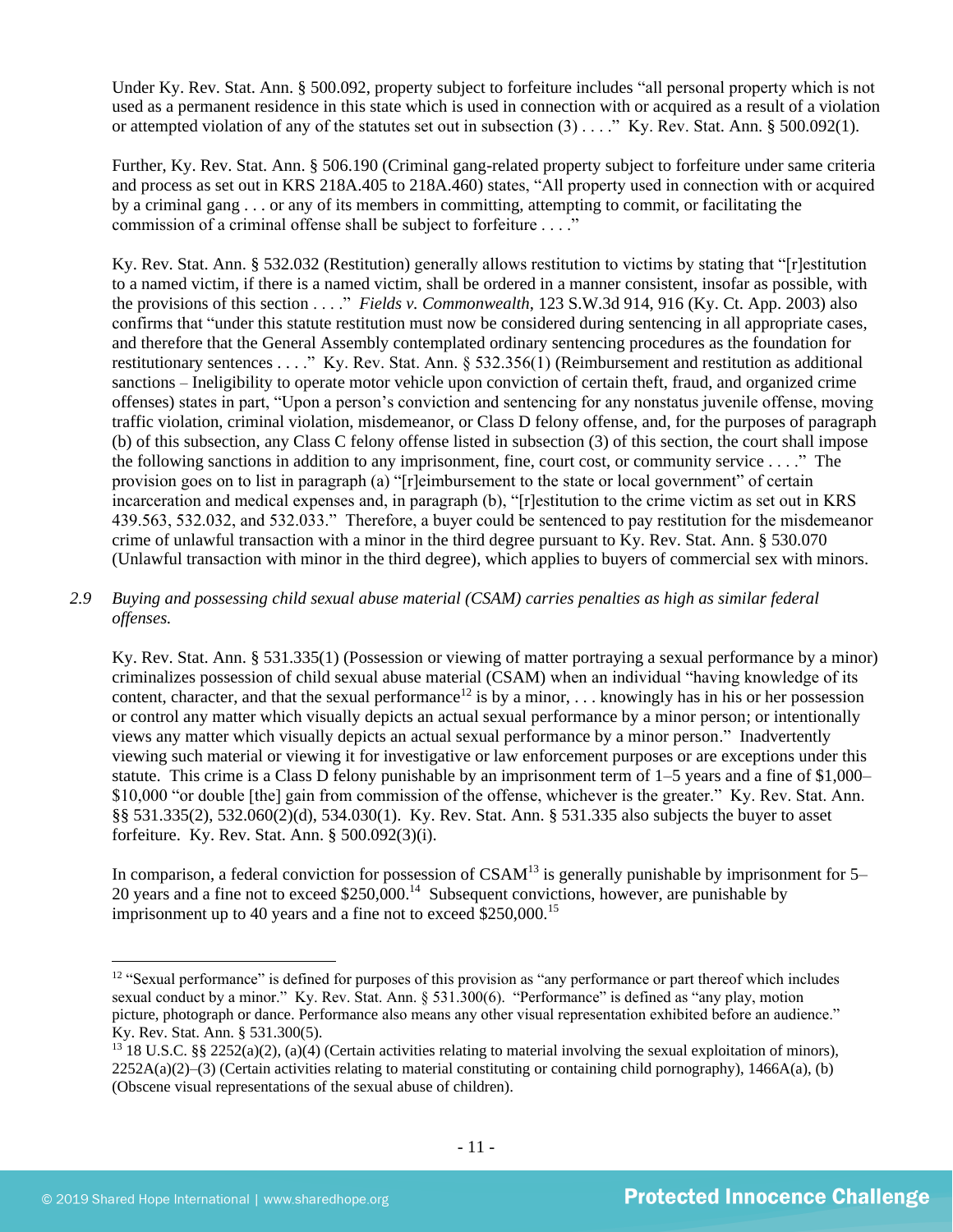Under Ky. Rev. Stat. Ann. § 500.092, property subject to forfeiture includes "all personal property which is not used as a permanent residence in this state which is used in connection with or acquired as a result of a violation or attempted violation of any of the statutes set out in subsection (3) . . . ." Ky. Rev. Stat. Ann. § 500.092(1).

Further, Ky. Rev. Stat. Ann. § 506.190 (Criminal gang-related property subject to forfeiture under same criteria and process as set out in KRS 218A.405 to 218A.460) states, "All property used in connection with or acquired by a criminal gang . . . or any of its members in committing, attempting to commit, or facilitating the commission of a criminal offense shall be subject to forfeiture . . . ."

Ky. Rev. Stat. Ann. § 532.032 (Restitution) generally allows restitution to victims by stating that "[r]estitution to a named victim, if there is a named victim, shall be ordered in a manner consistent, insofar as possible, with the provisions of this section . . . ." *Fields v. Commonwealth*, 123 S.W.3d 914, 916 (Ky. Ct. App. 2003) also confirms that "under this statute restitution must now be considered during sentencing in all appropriate cases, and therefore that the General Assembly contemplated ordinary sentencing procedures as the foundation for restitutionary sentences . . . ." Ky. Rev. Stat. Ann. § 532.356(1) (Reimbursement and restitution as additional sanctions – Ineligibility to operate motor vehicle upon conviction of certain theft, fraud, and organized crime offenses) states in part, "Upon a person's conviction and sentencing for any nonstatus juvenile offense, moving traffic violation, criminal violation, misdemeanor, or Class D felony offense, and, for the purposes of paragraph (b) of this subsection, any Class C felony offense listed in subsection (3) of this section, the court shall impose the following sanctions in addition to any imprisonment, fine, court cost, or community service . . . ." The provision goes on to list in paragraph (a) "[r]eimbursement to the state or local government" of certain incarceration and medical expenses and, in paragraph (b), "[r]estitution to the crime victim as set out in KRS 439.563, 532.032, and 532.033." Therefore, a buyer could be sentenced to pay restitution for the misdemeanor crime of unlawful transaction with a minor in the third degree pursuant to Ky. Rev. Stat. Ann. § 530.070 (Unlawful transaction with minor in the third degree), which applies to buyers of commercial sex with minors.

*2.9 Buying and possessing child sexual abuse material (CSAM) carries penalties as high as similar federal offenses.*

Ky. Rev. Stat. Ann. § 531.335(1) (Possession or viewing of matter portraying a sexual performance by a minor) criminalizes possession of child sexual abuse material (CSAM) when an individual "having knowledge of its content, character, and that the sexual performance[12] is by a minor, . . . knowingly has in his or her possession or control any matter which visually depicts an actual sexual performance by a minor person; or intentionally views any matter which visually depicts an actual sexual performance by a minor person." Inadvertently viewing such material or viewing it for investigative or law enforcement purposes or are exceptions under this statute. This crime is a Class D felony punishable by an imprisonment term of 1–5 years and a fine of $1,000–$10,000 "or double [the] gain from commission of the offense, whichever is the greater." Ky. Rev. Stat. Ann. §§ 531.335(2), 532.060(2)(d), 534.030(1). Ky. Rev. Stat. Ann. § 531.335 also subjects the buyer to asset forfeiture. Ky. Rev. Stat. Ann. § 500.092(3)(i).

In comparison, a federal conviction for possession of CSAM[13] is generally punishable by imprisonment for 5–20 years and a fine not to exceed $250,000.[14] Subsequent convictions, however, are punishable by imprisonment up to 40 years and a fine not to exceed $250,000.[15]

---

[12] "Sexual performance" is defined for purposes of this provision as "any performance or part thereof which includes sexual conduct by a minor." Ky. Rev. Stat. Ann. § 531.300(6). "Performance" is defined as "any play, motion picture, photograph or dance. Performance also means any other visual representation exhibited before an audience." Ky. Rev. Stat. Ann. § 531.300(5).

[13] 18 U.S.C. §§ 2252(a)(2), (a)(4) (Certain activities relating to material involving the sexual exploitation of minors), 2252A(a)(2)–(3) (Certain activities relating to material constituting or containing child pornography), 1466A(a), (b) (Obscene visual representations of the sexual abuse of children).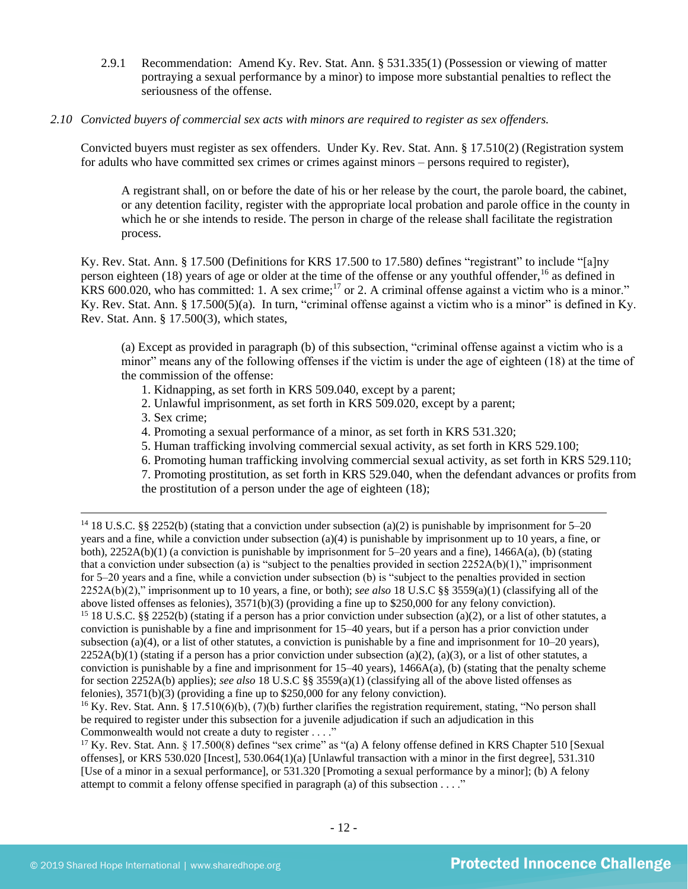2.9.1 Recommendation: Amend Ky. Rev. Stat. Ann. § 531.335(1) (Possession or viewing of matter portraying a sexual performance by a minor) to impose more substantial penalties to reflect the seriousness of the offense.

*2.10 Convicted buyers of commercial sex acts with minors are required to register as sex offenders.*

Convicted buyers must register as sex offenders. Under Ky. Rev. Stat. Ann. § 17.510(2) (Registration system for adults who have committed sex crimes or crimes against minors – persons required to register),

> A registrant shall, on or before the date of his or her release by the court, the parole board, the cabinet, or any detention facility, register with the appropriate local probation and parole office in the county in which he or she intends to reside. The person in charge of the release shall facilitate the registration process.

Ky. Rev. Stat. Ann. § 17.500 (Definitions for KRS 17.500 to 17.580) defines "registrant" to include "[a]ny person eighteen (18) years of age or older at the time of the offense or any youthful offender,[16] as defined in KRS 600.020, who has committed: 1. A sex crime;[17] or 2. A criminal offense against a victim who is a minor." Ky. Rev. Stat. Ann. § 17.500(5)(a). In turn, "criminal offense against a victim who is a minor" is defined in Ky. Rev. Stat. Ann. § 17.500(3), which states,

> (a) Except as provided in paragraph (b) of this subsection, "criminal offense against a victim who is a minor" means any of the following offenses if the victim is under the age of eighteen (18) at the time of the commission of the offense:
>
> 1. Kidnapping, as set forth in KRS 509.040, except by a parent;
> 2. Unlawful imprisonment, as set forth in KRS 509.020, except by a parent;
> 3. Sex crime;
> 4. Promoting a sexual performance of a minor, as set forth in KRS 531.320;
> 5. Human trafficking involving commercial sexual activity, as set forth in KRS 529.100;
> 6. Promoting human trafficking involving commercial sexual activity, as set forth in KRS 529.110;
> 7. Promoting prostitution, as set forth in KRS 529.040, when the defendant advances or profits from the prostitution of a person under the age of eighteen (18);

---

[14] 18 U.S.C. §§ 2252(b) (stating that a conviction under subsection (a)(2) is punishable by imprisonment for 5–20 years and a fine, while a conviction under subsection (a)(4) is punishable by imprisonment up to 10 years, a fine, or both), 2252A(b)(1) (a conviction is punishable by imprisonment for 5–20 years and a fine), 1466A(a), (b) (stating that a conviction under subsection (a) is "subject to the penalties provided in section 2252A(b)(1)," imprisonment for 5–20 years and a fine, while a conviction under subsection (b) is "subject to the penalties provided in section 2252A(b)(2)," imprisonment up to 10 years, a fine, or both); *see also* 18 U.S.C §§ 3559(a)(1) (classifying all of the above listed offenses as felonies), 3571(b)(3) (providing a fine up to $250,000 for any felony conviction).

[15] 18 U.S.C. §§ 2252(b) (stating if a person has a prior conviction under subsection (a)(2), or a list of other statutes, a conviction is punishable by a fine and imprisonment for 15–40 years, but if a person has a prior conviction under subsection (a)(4), or a list of other statutes, a conviction is punishable by a fine and imprisonment for 10–20 years), 2252A(b)(1) (stating if a person has a prior conviction under subsection (a)(2), (a)(3), or a list of other statutes, a conviction is punishable by a fine and imprisonment for 15–40 years), 1466A(a), (b) (stating that the penalty scheme for section 2252A(b) applies); *see also* 18 U.S.C §§ 3559(a)(1) (classifying all of the above listed offenses as felonies), 3571(b)(3) (providing a fine up to $250,000 for any felony conviction).

[16] Ky. Rev. Stat. Ann. § 17.510(6)(b), (7)(b) further clarifies the registration requirement, stating, "No person shall be required to register under this subsection for a juvenile adjudication if such an adjudication in this Commonwealth would not create a duty to register . . . ."

[17] Ky. Rev. Stat. Ann. § 17.500(8) defines "sex crime" as "(a) A felony offense defined in KRS Chapter 510 [Sexual offenses], or KRS 530.020 [Incest], 530.064(1)(a) [Unlawful transaction with a minor in the first degree], 531.310 [Use of a minor in a sexual performance], or 531.320 [Promoting a sexual performance by a minor]; (b) A felony attempt to commit a felony offense specified in paragraph (a) of this subsection . . . ."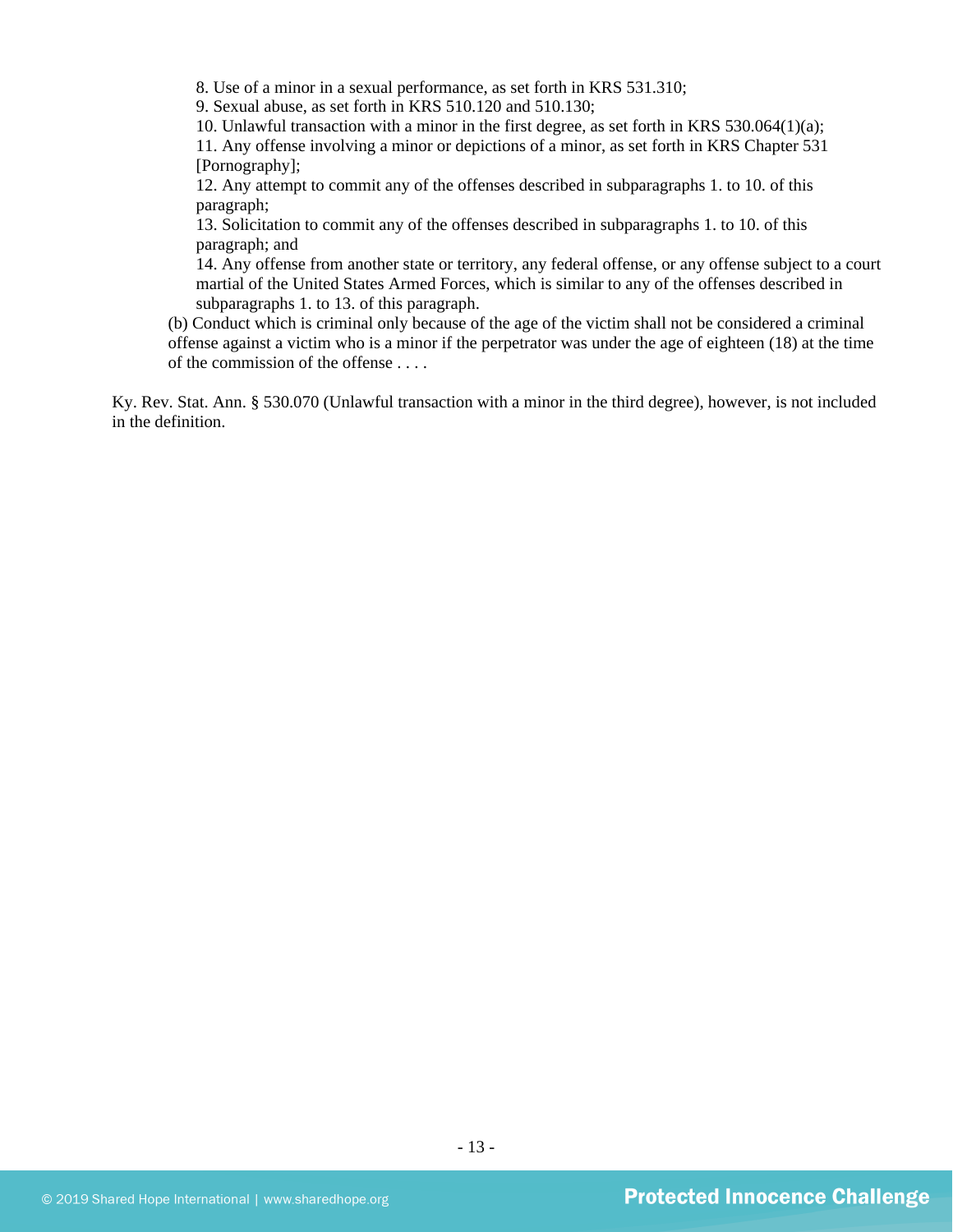8. Use of a minor in a sexual performance, as set forth in KRS 531.310;
9. Sexual abuse, as set forth in KRS 510.120 and 510.130;
10. Unlawful transaction with a minor in the first degree, as set forth in KRS 530.064(1)(a);
11. Any offense involving a minor or depictions of a minor, as set forth in KRS Chapter 531 [Pornography];
12. Any attempt to commit any of the offenses described in subparagraphs 1. to 10. of this paragraph;
13. Solicitation to commit any of the offenses described in subparagraphs 1. to 10. of this paragraph; and
14. Any offense from another state or territory, any federal offense, or any offense subject to a court martial of the United States Armed Forces, which is similar to any of the offenses described in subparagraphs 1. to 13. of this paragraph.

(b) Conduct which is criminal only because of the age of the victim shall not be considered a criminal offense against a victim who is a minor if the perpetrator was under the age of eighteen (18) at the time of the commission of the offense . . . .

Ky. Rev. Stat. Ann. § 530.070 (Unlawful transaction with a minor in the third degree), however, is not included in the definition.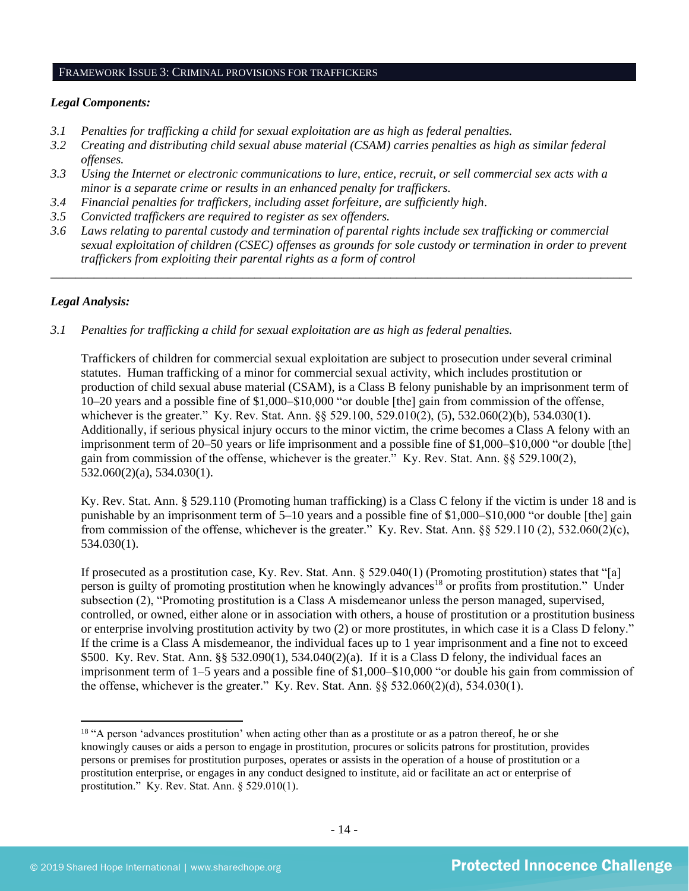## FRAMEWORK ISSUE 3: CRIMINAL PROVISIONS FOR TRAFFICKERS

***Legal Components:***

*3.1 Penalties for trafficking a child for sexual exploitation are as high as federal penalties.*

*3.2 Creating and distributing child sexual abuse material (CSAM) carries penalties as high as similar federal offenses.*

*3.3 Using the Internet or electronic communications to lure, entice, recruit, or sell commercial sex acts with a minor is a separate crime or results in an enhanced penalty for traffickers.*

*3.4 Financial penalties for traffickers, including asset forfeiture, are sufficiently high.*

*3.5 Convicted traffickers are required to register as sex offenders.*

*3.6 Laws relating to parental custody and termination of parental rights include sex trafficking or commercial sexual exploitation of children (CSEC) offenses as grounds for sole custody or termination in order to prevent traffickers from exploiting their parental rights as a form of control*

---

***Legal Analysis:***

*3.1 Penalties for trafficking a child for sexual exploitation are as high as federal penalties.*

Traffickers of children for commercial sexual exploitation are subject to prosecution under several criminal statutes. Human trafficking of a minor for commercial sexual activity, which includes prostitution or production of child sexual abuse material (CSAM), is a Class B felony punishable by an imprisonment term of 10–20 years and a possible fine of $1,000–$10,000 "or double [the] gain from commission of the offense, whichever is the greater." Ky. Rev. Stat. Ann. §§ 529.100, 529.010(2), (5), 532.060(2)(b), 534.030(1). Additionally, if serious physical injury occurs to the minor victim, the crime becomes a Class A felony with an imprisonment term of 20–50 years or life imprisonment and a possible fine of $1,000–$10,000 "or double [the] gain from commission of the offense, whichever is the greater." Ky. Rev. Stat. Ann. §§ 529.100(2), 532.060(2)(a), 534.030(1).

Ky. Rev. Stat. Ann. § 529.110 (Promoting human trafficking) is a Class C felony if the victim is under 18 and is punishable by an imprisonment term of 5–10 years and a possible fine of $1,000–$10,000 "or double [the] gain from commission of the offense, whichever is the greater." Ky. Rev. Stat. Ann. §§ 529.110 (2), 532.060(2)(c), 534.030(1).

If prosecuted as a prostitution case, Ky. Rev. Stat. Ann. § 529.040(1) (Promoting prostitution) states that "[a] person is guilty of promoting prostitution when he knowingly advances[18] or profits from prostitution." Under subsection (2), "Promoting prostitution is a Class A misdemeanor unless the person managed, supervised, controlled, or owned, either alone or in association with others, a house of prostitution or a prostitution business or enterprise involving prostitution activity by two (2) or more prostitutes, in which case it is a Class D felony." If the crime is a Class A misdemeanor, the individual faces up to 1 year imprisonment and a fine not to exceed $500. Ky. Rev. Stat. Ann. §§ 532.090(1), 534.040(2)(a). If it is a Class D felony, the individual faces an imprisonment term of 1–5 years and a possible fine of $1,000–$10,000 "or double his gain from commission of the offense, whichever is the greater." Ky. Rev. Stat. Ann. §§ 532.060(2)(d), 534.030(1).

---

[18] "A person 'advances prostitution' when acting other than as a prostitute or as a patron thereof, he or she knowingly causes or aids a person to engage in prostitution, procures or solicits patrons for prostitution, provides persons or premises for prostitution purposes, operates or assists in the operation of a house of prostitution or a prostitution enterprise, or engages in any conduct designed to institute, aid or facilitate an act or enterprise of prostitution." Ky. Rev. Stat. Ann. § 529.010(1).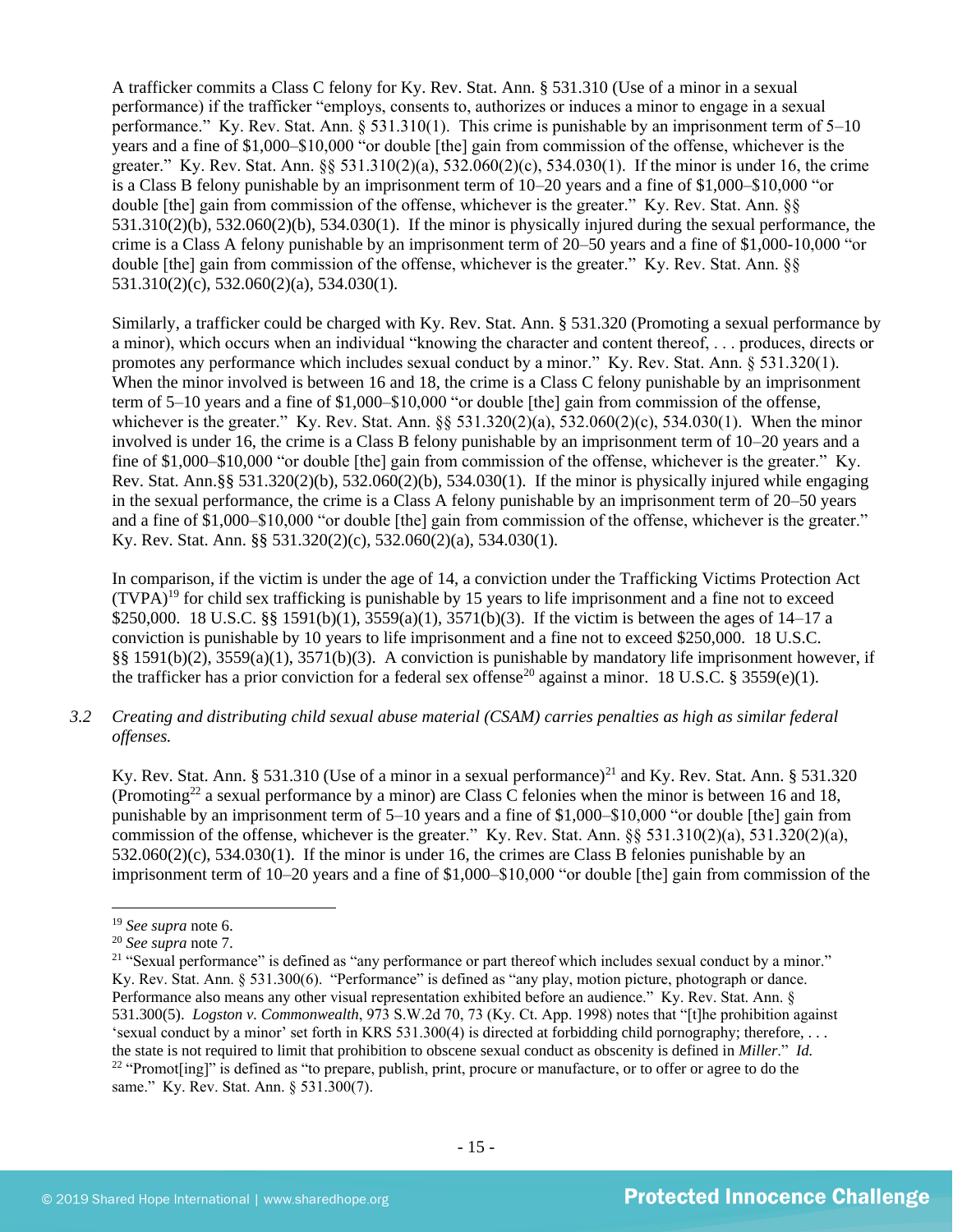A trafficker commits a Class C felony for Ky. Rev. Stat. Ann. § 531.310 (Use of a minor in a sexual performance) if the trafficker "employs, consents to, authorizes or induces a minor to engage in a sexual performance." Ky. Rev. Stat. Ann. § 531.310(1). This crime is punishable by an imprisonment term of 5–10 years and a fine of $1,000–$10,000 "or double [the] gain from commission of the offense, whichever is the greater." Ky. Rev. Stat. Ann. §§ 531.310(2)(a), 532.060(2)(c), 534.030(1). If the minor is under 16, the crime is a Class B felony punishable by an imprisonment term of 10–20 years and a fine of $1,000–$10,000 "or double [the] gain from commission of the offense, whichever is the greater." Ky. Rev. Stat. Ann. §§ 531.310(2)(b), 532.060(2)(b), 534.030(1). If the minor is physically injured during the sexual performance, the crime is a Class A felony punishable by an imprisonment term of 20–50 years and a fine of $1,000-10,000 "or double [the] gain from commission of the offense, whichever is the greater." Ky. Rev. Stat. Ann. §§ 531.310(2)(c), 532.060(2)(a), 534.030(1).

Similarly, a trafficker could be charged with Ky. Rev. Stat. Ann. § 531.320 (Promoting a sexual performance by a minor), which occurs when an individual "knowing the character and content thereof, . . . produces, directs or promotes any performance which includes sexual conduct by a minor." Ky. Rev. Stat. Ann. § 531.320(1). When the minor involved is between 16 and 18, the crime is a Class C felony punishable by an imprisonment term of 5–10 years and a fine of $1,000–$10,000 "or double [the] gain from commission of the offense, whichever is the greater." Ky. Rev. Stat. Ann. §§ 531.320(2)(a), 532.060(2)(c), 534.030(1). When the minor involved is under 16, the crime is a Class B felony punishable by an imprisonment term of 10–20 years and a fine of $1,000–$10,000 "or double [the] gain from commission of the offense, whichever is the greater." Ky. Rev. Stat. Ann.§§ 531.320(2)(b), 532.060(2)(b), 534.030(1). If the minor is physically injured while engaging in the sexual performance, the crime is a Class A felony punishable by an imprisonment term of 20–50 years and a fine of $1,000–$10,000 "or double [the] gain from commission of the offense, whichever is the greater." Ky. Rev. Stat. Ann. §§ 531.320(2)(c), 532.060(2)(a), 534.030(1).

In comparison, if the victim is under the age of 14, a conviction under the Trafficking Victims Protection Act (TVPA)[19] for child sex trafficking is punishable by 15 years to life imprisonment and a fine not to exceed $250,000. 18 U.S.C. §§ 1591(b)(1), 3559(a)(1), 3571(b)(3). If the victim is between the ages of 14–17 a conviction is punishable by 10 years to life imprisonment and a fine not to exceed $250,000. 18 U.S.C. §§ 1591(b)(2), 3559(a)(1), 3571(b)(3). A conviction is punishable by mandatory life imprisonment however, if the trafficker has a prior conviction for a federal sex offense[20] against a minor. 18 U.S.C. § 3559(e)(1).

*3.2 Creating and distributing child sexual abuse material (CSAM) carries penalties as high as similar federal offenses.*

Ky. Rev. Stat. Ann. § 531.310 (Use of a minor in a sexual performance)[21] and Ky. Rev. Stat. Ann. § 531.320 (Promoting[22] a sexual performance by a minor) are Class C felonies when the minor is between 16 and 18, punishable by an imprisonment term of 5–10 years and a fine of $1,000–$10,000 "or double [the] gain from commission of the offense, whichever is the greater." Ky. Rev. Stat. Ann. §§ 531.310(2)(a), 531.320(2)(a), 532.060(2)(c), 534.030(1). If the minor is under 16, the crimes are Class B felonies punishable by an imprisonment term of 10–20 years and a fine of $1,000–$10,000 "or double [the] gain from commission of the

---

[19] *See supra* note 6.

[20] *See supra* note 7.

[21] "Sexual performance" is defined as "any performance or part thereof which includes sexual conduct by a minor." Ky. Rev. Stat. Ann. § 531.300(6). "Performance" is defined as "any play, motion picture, photograph or dance. Performance also means any other visual representation exhibited before an audience." Ky. Rev. Stat. Ann. § 531.300(5). *Logston v. Commonwealth*, 973 S.W.2d 70, 73 (Ky. Ct. App. 1998) notes that "[t]he prohibition against 'sexual conduct by a minor' set forth in KRS 531.300(4) is directed at forbidding child pornography; therefore, . . . the state is not required to limit that prohibition to obscene sexual conduct as obscenity is defined in *Miller*." *Id.*

[22] "Promot[ing]" is defined as "to prepare, publish, print, procure or manufacture, or to offer or agree to do the same." Ky. Rev. Stat. Ann. § 531.300(7).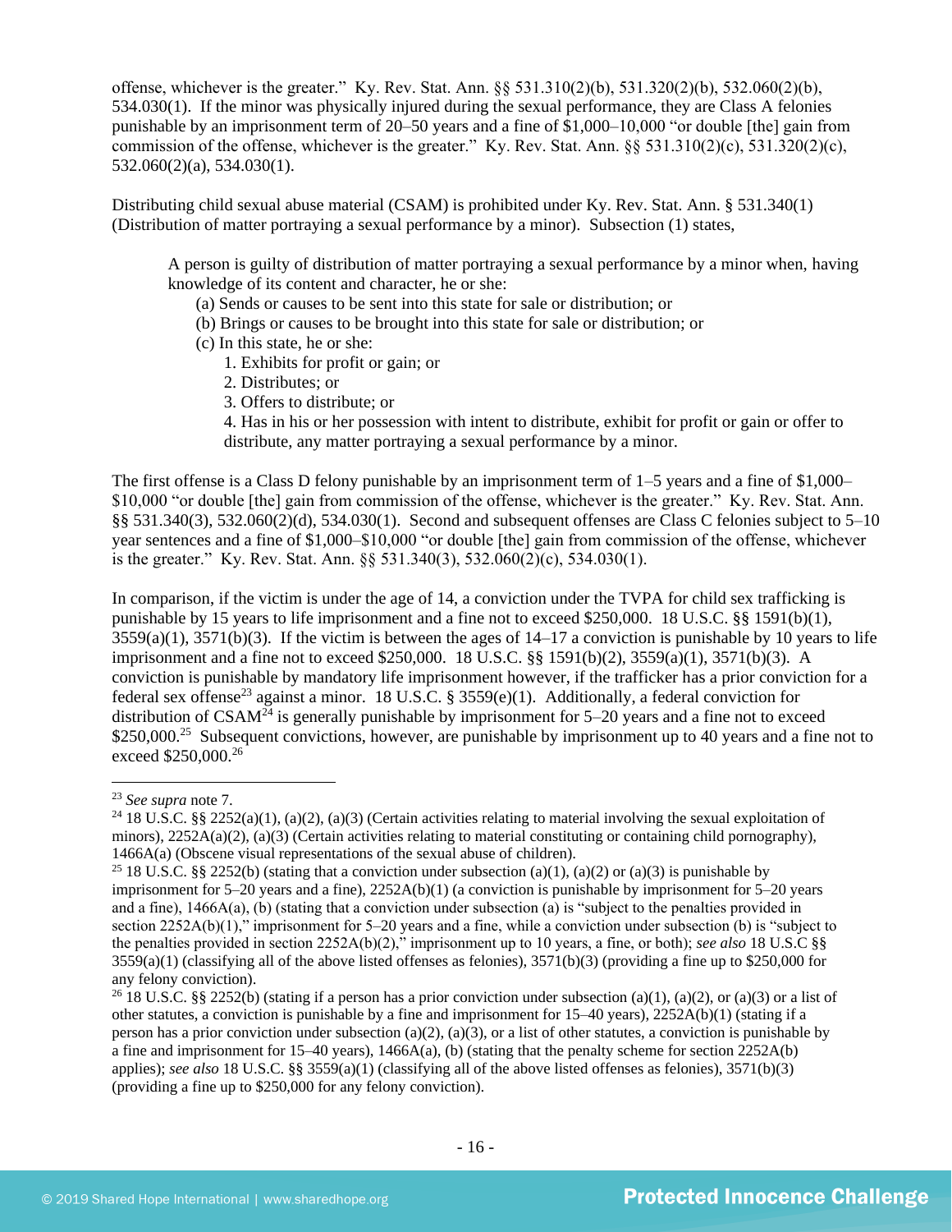offense, whichever is the greater." Ky. Rev. Stat. Ann. §§ 531.310(2)(b), 531.320(2)(b), 532.060(2)(b), 534.030(1). If the minor was physically injured during the sexual performance, they are Class A felonies punishable by an imprisonment term of 20–50 years and a fine of $1,000–10,000 "or double [the] gain from commission of the offense, whichever is the greater." Ky. Rev. Stat. Ann. §§ 531.310(2)(c), 531.320(2)(c), 532.060(2)(a), 534.030(1).

Distributing child sexual abuse material (CSAM) is prohibited under Ky. Rev. Stat. Ann. § 531.340(1) (Distribution of matter portraying a sexual performance by a minor). Subsection (1) states,

> A person is guilty of distribution of matter portraying a sexual performance by a minor when, having knowledge of its content and character, he or she:
> (a) Sends or causes to be sent into this state for sale or distribution; or
> (b) Brings or causes to be brought into this state for sale or distribution; or
> (c) In this state, he or she:
> 1. Exhibits for profit or gain; or
> 2. Distributes; or
> 3. Offers to distribute; or
> 4. Has in his or her possession with intent to distribute, exhibit for profit or gain or offer to distribute, any matter portraying a sexual performance by a minor.

The first offense is a Class D felony punishable by an imprisonment term of 1–5 years and a fine of $1,000–$10,000 "or double [the] gain from commission of the offense, whichever is the greater." Ky. Rev. Stat. Ann. §§ 531.340(3), 532.060(2)(d), 534.030(1). Second and subsequent offenses are Class C felonies subject to 5–10 year sentences and a fine of $1,000–$10,000 "or double [the] gain from commission of the offense, whichever is the greater." Ky. Rev. Stat. Ann. §§ 531.340(3), 532.060(2)(c), 534.030(1).

In comparison, if the victim is under the age of 14, a conviction under the TVPA for child sex trafficking is punishable by 15 years to life imprisonment and a fine not to exceed $250,000. 18 U.S.C. §§ 1591(b)(1), 3559(a)(1), 3571(b)(3). If the victim is between the ages of 14–17 a conviction is punishable by 10 years to life imprisonment and a fine not to exceed $250,000. 18 U.S.C. §§ 1591(b)(2), 3559(a)(1), 3571(b)(3). A conviction is punishable by mandatory life imprisonment however, if the trafficker has a prior conviction for a federal sex offense[23] against a minor. 18 U.S.C. § 3559(e)(1). Additionally, a federal conviction for distribution of CSAM[24] is generally punishable by imprisonment for 5–20 years and a fine not to exceed $250,000.[25] Subsequent convictions, however, are punishable by imprisonment up to 40 years and a fine not to exceed $250,000.[26]

---

[23] *See supra* note 7.

[24] 18 U.S.C. §§ 2252(a)(1), (a)(2), (a)(3) (Certain activities relating to material involving the sexual exploitation of minors), 2252A(a)(2), (a)(3) (Certain activities relating to material constituting or containing child pornography), 1466A(a) (Obscene visual representations of the sexual abuse of children).

[25] 18 U.S.C. §§ 2252(b) (stating that a conviction under subsection (a)(1), (a)(2) or (a)(3) is punishable by imprisonment for 5–20 years and a fine), 2252A(b)(1) (a conviction is punishable by imprisonment for 5–20 years and a fine), 1466A(a), (b) (stating that a conviction under subsection (a) is "subject to the penalties provided in section 2252A(b)(1)," imprisonment for 5–20 years and a fine, while a conviction under subsection (b) is "subject to the penalties provided in section 2252A(b)(2)," imprisonment up to 10 years, a fine, or both); *see also* 18 U.S.C §§ 3559(a)(1) (classifying all of the above listed offenses as felonies), 3571(b)(3) (providing a fine up to $250,000 for any felony conviction).

[26] 18 U.S.C. §§ 2252(b) (stating if a person has a prior conviction under subsection (a)(1), (a)(2), or (a)(3) or a list of other statutes, a conviction is punishable by a fine and imprisonment for 15–40 years), 2252A(b)(1) (stating if a person has a prior conviction under subsection (a)(2), (a)(3), or a list of other statutes, a conviction is punishable by a fine and imprisonment for 15–40 years), 1466A(a), (b) (stating that the penalty scheme for section 2252A(b) applies); *see also* 18 U.S.C. §§ 3559(a)(1) (classifying all of the above listed offenses as felonies), 3571(b)(3) (providing a fine up to $250,000 for any felony conviction).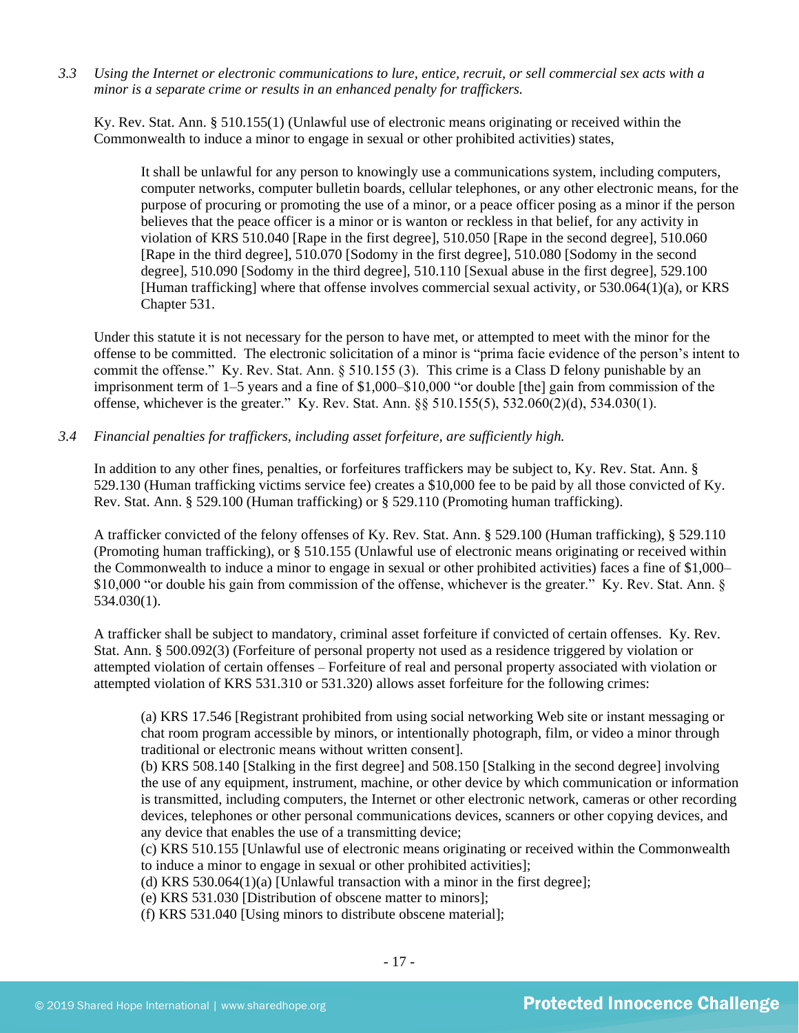*3.3 Using the Internet or electronic communications to lure, entice, recruit, or sell commercial sex acts with a minor is a separate crime or results in an enhanced penalty for traffickers.*

Ky. Rev. Stat. Ann. § 510.155(1) (Unlawful use of electronic means originating or received within the Commonwealth to induce a minor to engage in sexual or other prohibited activities) states,

> It shall be unlawful for any person to knowingly use a communications system, including computers, computer networks, computer bulletin boards, cellular telephones, or any other electronic means, for the purpose of procuring or promoting the use of a minor, or a peace officer posing as a minor if the person believes that the peace officer is a minor or is wanton or reckless in that belief, for any activity in violation of KRS 510.040 [Rape in the first degree], 510.050 [Rape in the second degree], 510.060 [Rape in the third degree], 510.070 [Sodomy in the first degree], 510.080 [Sodomy in the second degree], 510.090 [Sodomy in the third degree], 510.110 [Sexual abuse in the first degree], 529.100 [Human trafficking] where that offense involves commercial sexual activity, or 530.064(1)(a), or KRS Chapter 531.

Under this statute it is not necessary for the person to have met, or attempted to meet with the minor for the offense to be committed. The electronic solicitation of a minor is "prima facie evidence of the person's intent to commit the offense." Ky. Rev. Stat. Ann. § 510.155 (3). This crime is a Class D felony punishable by an imprisonment term of 1–5 years and a fine of $1,000–$10,000 "or double [the] gain from commission of the offense, whichever is the greater." Ky. Rev. Stat. Ann. §§ 510.155(5), 532.060(2)(d), 534.030(1).

*3.4 Financial penalties for traffickers, including asset forfeiture, are sufficiently high.*

In addition to any other fines, penalties, or forfeitures traffickers may be subject to, Ky. Rev. Stat. Ann. § 529.130 (Human trafficking victims service fee) creates a $10,000 fee to be paid by all those convicted of Ky. Rev. Stat. Ann. § 529.100 (Human trafficking) or § 529.110 (Promoting human trafficking).

A trafficker convicted of the felony offenses of Ky. Rev. Stat. Ann. § 529.100 (Human trafficking), § 529.110 (Promoting human trafficking), or § 510.155 (Unlawful use of electronic means originating or received within the Commonwealth to induce a minor to engage in sexual or other prohibited activities) faces a fine of $1,000–$10,000 "or double his gain from commission of the offense, whichever is the greater." Ky. Rev. Stat. Ann. § 534.030(1).

A trafficker shall be subject to mandatory, criminal asset forfeiture if convicted of certain offenses. Ky. Rev. Stat. Ann. § 500.092(3) (Forfeiture of personal property not used as a residence triggered by violation or attempted violation of certain offenses – Forfeiture of real and personal property associated with violation or attempted violation of KRS 531.310 or 531.320) allows asset forfeiture for the following crimes:

> (a) KRS 17.546 [Registrant prohibited from using social networking Web site or instant messaging or chat room program accessible by minors, or intentionally photograph, film, or video a minor through traditional or electronic means without written consent].
> (b) KRS 508.140 [Stalking in the first degree] and 508.150 [Stalking in the second degree] involving the use of any equipment, instrument, machine, or other device by which communication or information is transmitted, including computers, the Internet or other electronic network, cameras or other recording devices, telephones or other personal communications devices, scanners or other copying devices, and any device that enables the use of a transmitting device;
> (c) KRS 510.155 [Unlawful use of electronic means originating or received within the Commonwealth to induce a minor to engage in sexual or other prohibited activities];
> (d) KRS 530.064(1)(a) [Unlawful transaction with a minor in the first degree];
> (e) KRS 531.030 [Distribution of obscene matter to minors];
> (f) KRS 531.040 [Using minors to distribute obscene material];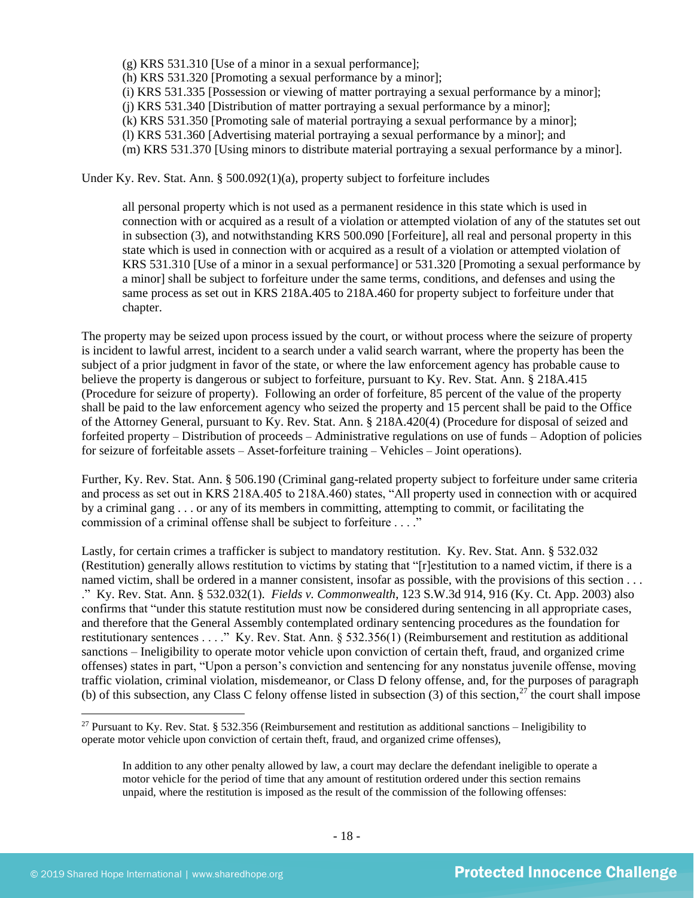(g) KRS 531.310 [Use of a minor in a sexual performance];
(h) KRS 531.320 [Promoting a sexual performance by a minor];
(i) KRS 531.335 [Possession or viewing of matter portraying a sexual performance by a minor];
(j) KRS 531.340 [Distribution of matter portraying a sexual performance by a minor];
(k) KRS 531.350 [Promoting sale of material portraying a sexual performance by a minor];
(l) KRS 531.360 [Advertising material portraying a sexual performance by a minor]; and
(m) KRS 531.370 [Using minors to distribute material portraying a sexual performance by a minor].

Under Ky. Rev. Stat. Ann. § 500.092(1)(a), property subject to forfeiture includes

> all personal property which is not used as a permanent residence in this state which is used in connection with or acquired as a result of a violation or attempted violation of any of the statutes set out in subsection (3), and notwithstanding KRS 500.090 [Forfeiture], all real and personal property in this state which is used in connection with or acquired as a result of a violation or attempted violation of KRS 531.310 [Use of a minor in a sexual performance] or 531.320 [Promoting a sexual performance by a minor] shall be subject to forfeiture under the same terms, conditions, and defenses and using the same process as set out in KRS 218A.405 to 218A.460 for property subject to forfeiture under that chapter.

The property may be seized upon process issued by the court, or without process where the seizure of property is incident to lawful arrest, incident to a search under a valid search warrant, where the property has been the subject of a prior judgment in favor of the state, or where the law enforcement agency has probable cause to believe the property is dangerous or subject to forfeiture, pursuant to Ky. Rev. Stat. Ann. § 218A.415 (Procedure for seizure of property). Following an order of forfeiture, 85 percent of the value of the property shall be paid to the law enforcement agency who seized the property and 15 percent shall be paid to the Office of the Attorney General, pursuant to Ky. Rev. Stat. Ann. § 218A.420(4) (Procedure for disposal of seized and forfeited property – Distribution of proceeds – Administrative regulations on use of funds – Adoption of policies for seizure of forfeitable assets – Asset-forfeiture training – Vehicles – Joint operations).

Further, Ky. Rev. Stat. Ann. § 506.190 (Criminal gang-related property subject to forfeiture under same criteria and process as set out in KRS 218A.405 to 218A.460) states, "All property used in connection with or acquired by a criminal gang . . . or any of its members in committing, attempting to commit, or facilitating the commission of a criminal offense shall be subject to forfeiture . . . ."

Lastly, for certain crimes a trafficker is subject to mandatory restitution. Ky. Rev. Stat. Ann. § 532.032 (Restitution) generally allows restitution to victims by stating that "[r]estitution to a named victim, if there is a named victim, shall be ordered in a manner consistent, insofar as possible, with the provisions of this section . . . ." Ky. Rev. Stat. Ann. § 532.032(1). *Fields v. Commonwealth*, 123 S.W.3d 914, 916 (Ky. Ct. App. 2003) also confirms that "under this statute restitution must now be considered during sentencing in all appropriate cases, and therefore that the General Assembly contemplated ordinary sentencing procedures as the foundation for restitutionary sentences . . . ." Ky. Rev. Stat. Ann. § 532.356(1) (Reimbursement and restitution as additional sanctions – Ineligibility to operate motor vehicle upon conviction of certain theft, fraud, and organized crime offenses) states in part, "Upon a person's conviction and sentencing for any nonstatus juvenile offense, moving traffic violation, criminal violation, misdemeanor, or Class D felony offense, and, for the purposes of paragraph (b) of this subsection, any Class C felony offense listed in subsection (3) of this section,[27] the court shall impose

---

[27] Pursuant to Ky. Rev. Stat. § 532.356 (Reimbursement and restitution as additional sanctions – Ineligibility to operate motor vehicle upon conviction of certain theft, fraud, and organized crime offenses),

> In addition to any other penalty allowed by law, a court may declare the defendant ineligible to operate a motor vehicle for the period of time that any amount of restitution ordered under this section remains unpaid, where the restitution is imposed as the result of the commission of the following offenses: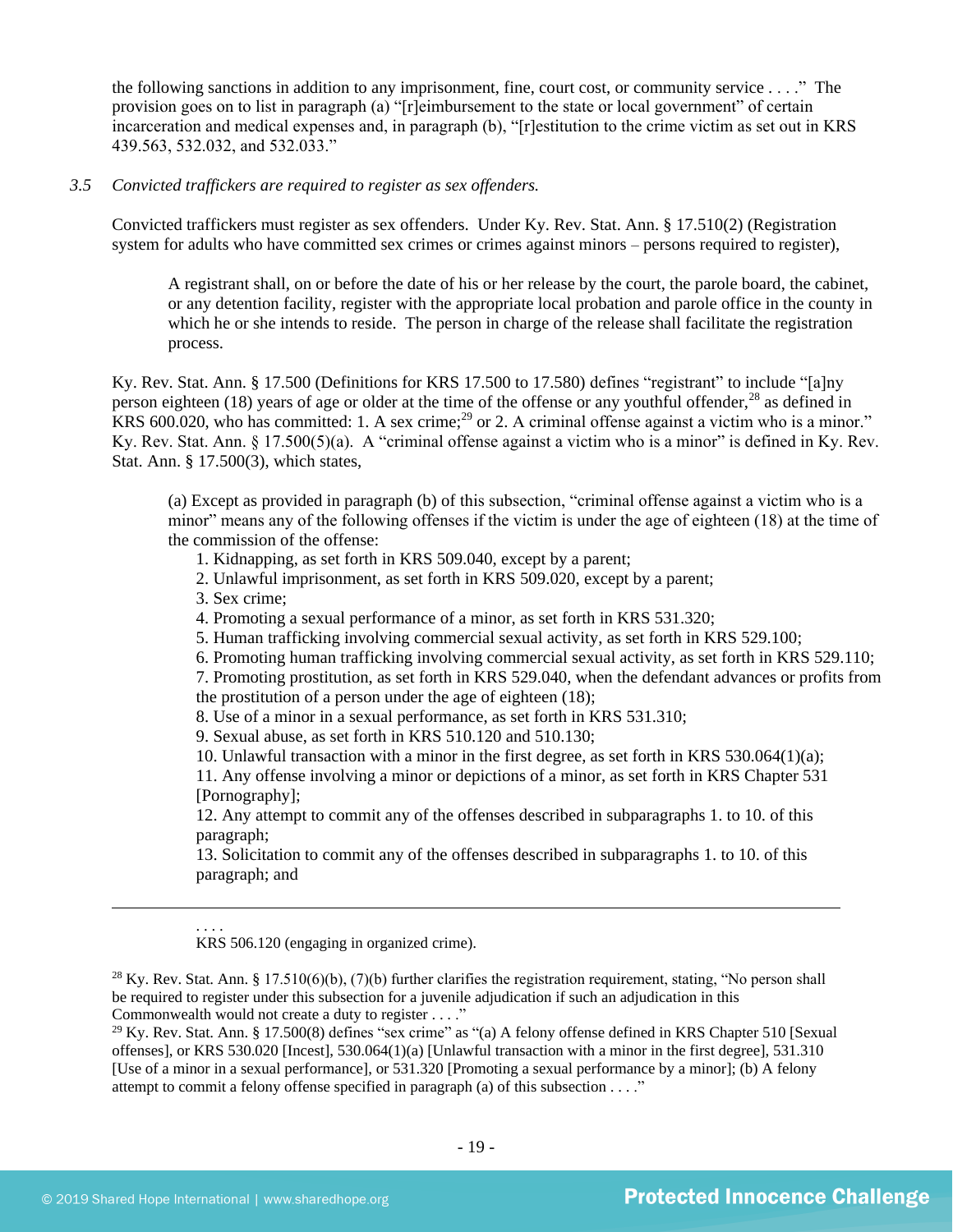the following sanctions in addition to any imprisonment, fine, court cost, or community service . . . ." The provision goes on to list in paragraph (a) "[r]eimbursement to the state or local government" of certain incarceration and medical expenses and, in paragraph (b), "[r]estitution to the crime victim as set out in KRS 439.563, 532.032, and 532.033."

*3.5 Convicted traffickers are required to register as sex offenders.*

Convicted traffickers must register as sex offenders. Under Ky. Rev. Stat. Ann. § 17.510(2) (Registration system for adults who have committed sex crimes or crimes against minors – persons required to register),

> A registrant shall, on or before the date of his or her release by the court, the parole board, the cabinet, or any detention facility, register with the appropriate local probation and parole office in the county in which he or she intends to reside. The person in charge of the release shall facilitate the registration process.

Ky. Rev. Stat. Ann. § 17.500 (Definitions for KRS 17.500 to 17.580) defines "registrant" to include "[a]ny person eighteen (18) years of age or older at the time of the offense or any youthful offender,[28] as defined in KRS 600.020, who has committed: 1. A sex crime;[29] or 2. A criminal offense against a victim who is a minor." Ky. Rev. Stat. Ann. § 17.500(5)(a). A "criminal offense against a victim who is a minor" is defined in Ky. Rev. Stat. Ann. § 17.500(3), which states,

> (a) Except as provided in paragraph (b) of this subsection, "criminal offense against a victim who is a minor" means any of the following offenses if the victim is under the age of eighteen (18) at the time of the commission of the offense:
>
> 1. Kidnapping, as set forth in KRS 509.040, except by a parent;
> 2. Unlawful imprisonment, as set forth in KRS 509.020, except by a parent;
> 3. Sex crime;
> 4. Promoting a sexual performance of a minor, as set forth in KRS 531.320;
> 5. Human trafficking involving commercial sexual activity, as set forth in KRS 529.100;
> 6. Promoting human trafficking involving commercial sexual activity, as set forth in KRS 529.110;
> 7. Promoting prostitution, as set forth in KRS 529.040, when the defendant advances or profits from the prostitution of a person under the age of eighteen (18);
> 8. Use of a minor in a sexual performance, as set forth in KRS 531.310;
> 9. Sexual abuse, as set forth in KRS 510.120 and 510.130;
> 10. Unlawful transaction with a minor in the first degree, as set forth in KRS 530.064(1)(a);
> 11. Any offense involving a minor or depictions of a minor, as set forth in KRS Chapter 531 [Pornography];
> 12. Any attempt to commit any of the offenses described in subparagraphs 1. to 10. of this paragraph;
> 13. Solicitation to commit any of the offenses described in subparagraphs 1. to 10. of this paragraph; and

---

. . . .
KRS 506.120 (engaging in organized crime).

[28] Ky. Rev. Stat. Ann. § 17.510(6)(b), (7)(b) further clarifies the registration requirement, stating, "No person shall be required to register under this subsection for a juvenile adjudication if such an adjudication in this Commonwealth would not create a duty to register . . . ."

[29] Ky. Rev. Stat. Ann. § 17.500(8) defines "sex crime" as "(a) A felony offense defined in KRS Chapter 510 [Sexual offenses], or KRS 530.020 [Incest], 530.064(1)(a) [Unlawful transaction with a minor in the first degree], 531.310 [Use of a minor in a sexual performance], or 531.320 [Promoting a sexual performance by a minor]; (b) A felony attempt to commit a felony offense specified in paragraph (a) of this subsection . . . ."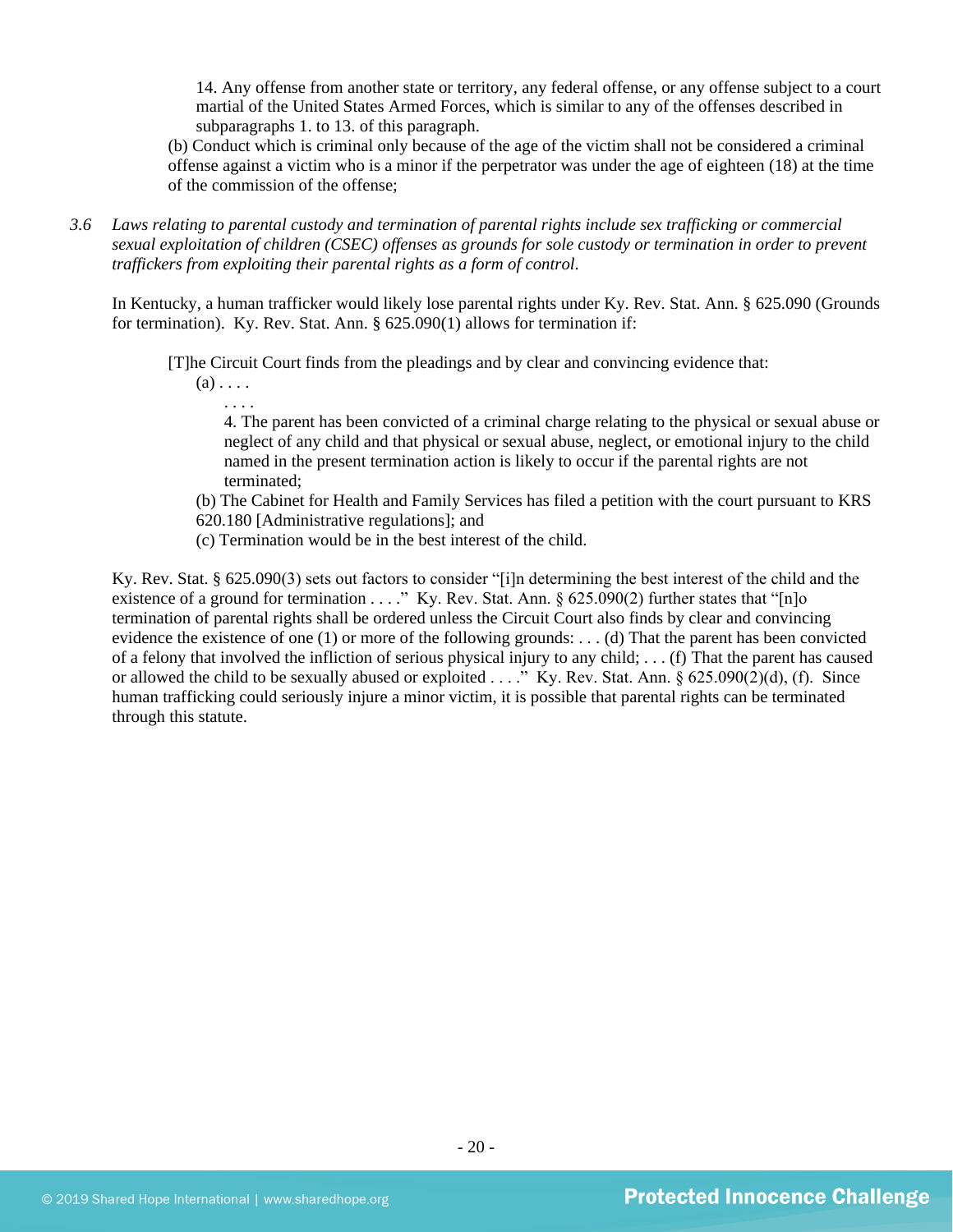14. Any offense from another state or territory, any federal offense, or any offense subject to a court martial of the United States Armed Forces, which is similar to any of the offenses described in subparagraphs 1. to 13. of this paragraph.

(b) Conduct which is criminal only because of the age of the victim shall not be considered a criminal offense against a victim who is a minor if the perpetrator was under the age of eighteen (18) at the time of the commission of the offense;

*3.6 Laws relating to parental custody and termination of parental rights include sex trafficking or commercial sexual exploitation of children (CSEC) offenses as grounds for sole custody or termination in order to prevent traffickers from exploiting their parental rights as a form of control.*

In Kentucky, a human trafficker would likely lose parental rights under Ky. Rev. Stat. Ann. § 625.090 (Grounds for termination). Ky. Rev. Stat. Ann. § 625.090(1) allows for termination if:

> [T]he Circuit Court finds from the pleadings and by clear and convincing evidence that:
>
> (a) . . . .
>
> . . . .
>
> 4. The parent has been convicted of a criminal charge relating to the physical or sexual abuse or neglect of any child and that physical or sexual abuse, neglect, or emotional injury to the child named in the present termination action is likely to occur if the parental rights are not terminated;
>
> (b) The Cabinet for Health and Family Services has filed a petition with the court pursuant to KRS 620.180 [Administrative regulations]; and
>
> (c) Termination would be in the best interest of the child.

Ky. Rev. Stat. § 625.090(3) sets out factors to consider "[i]n determining the best interest of the child and the existence of a ground for termination . . . ." Ky. Rev. Stat. Ann. § 625.090(2) further states that "[n]o termination of parental rights shall be ordered unless the Circuit Court also finds by clear and convincing evidence the existence of one (1) or more of the following grounds: . . . (d) That the parent has been convicted of a felony that involved the infliction of serious physical injury to any child; . . . (f) That the parent has caused or allowed the child to be sexually abused or exploited . . . ." Ky. Rev. Stat. Ann. § 625.090(2)(d), (f). Since human trafficking could seriously injure a minor victim, it is possible that parental rights can be terminated through this statute.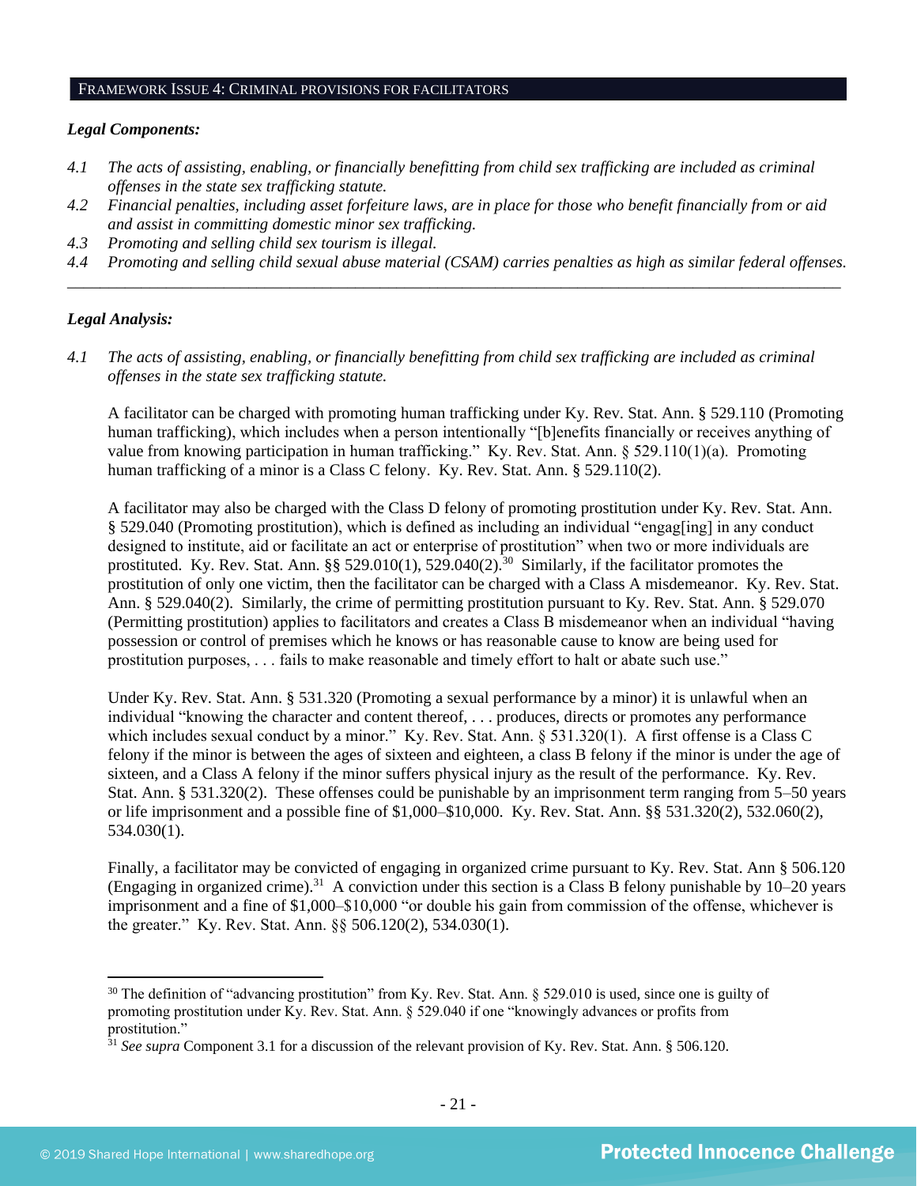## Framework Issue 4: Criminal provisions for facilitators

***Legal Components:***

*4.1 The acts of assisting, enabling, or financially benefitting from child sex trafficking are included as criminal offenses in the state sex trafficking statute.*

*4.2 Financial penalties, including asset forfeiture laws, are in place for those who benefit financially from or aid and assist in committing domestic minor sex trafficking.*

*4.3 Promoting and selling child sex tourism is illegal.*

*4.4 Promoting and selling child sexual abuse material (CSAM) carries penalties as high as similar federal offenses.*

---

***Legal Analysis:***

*4.1 The acts of assisting, enabling, or financially benefitting from child sex trafficking are included as criminal offenses in the state sex trafficking statute.*

A facilitator can be charged with promoting human trafficking under Ky. Rev. Stat. Ann. § 529.110 (Promoting human trafficking), which includes when a person intentionally "[b]enefits financially or receives anything of value from knowing participation in human trafficking." Ky. Rev. Stat. Ann. § 529.110(1)(a). Promoting human trafficking of a minor is a Class C felony. Ky. Rev. Stat. Ann. § 529.110(2).

A facilitator may also be charged with the Class D felony of promoting prostitution under Ky. Rev. Stat. Ann. § 529.040 (Promoting prostitution), which is defined as including an individual "engag[ing] in any conduct designed to institute, aid or facilitate an act or enterprise of prostitution" when two or more individuals are prostituted. Ky. Rev. Stat. Ann. §§ 529.010(1), 529.040(2).[30] Similarly, if the facilitator promotes the prostitution of only one victim, then the facilitator can be charged with a Class A misdemeanor. Ky. Rev. Stat. Ann. § 529.040(2). Similarly, the crime of permitting prostitution pursuant to Ky. Rev. Stat. Ann. § 529.070 (Permitting prostitution) applies to facilitators and creates a Class B misdemeanor when an individual "having possession or control of premises which he knows or has reasonable cause to know are being used for prostitution purposes, . . . fails to make reasonable and timely effort to halt or abate such use."

Under Ky. Rev. Stat. Ann. § 531.320 (Promoting a sexual performance by a minor) it is unlawful when an individual "knowing the character and content thereof, . . . produces, directs or promotes any performance which includes sexual conduct by a minor." Ky. Rev. Stat. Ann. § 531.320(1). A first offense is a Class C felony if the minor is between the ages of sixteen and eighteen, a class B felony if the minor is under the age of sixteen, and a Class A felony if the minor suffers physical injury as the result of the performance. Ky. Rev. Stat. Ann. § 531.320(2). These offenses could be punishable by an imprisonment term ranging from 5–50 years or life imprisonment and a possible fine of $1,000–$10,000. Ky. Rev. Stat. Ann. §§ 531.320(2), 532.060(2), 534.030(1).

Finally, a facilitator may be convicted of engaging in organized crime pursuant to Ky. Rev. Stat. Ann § 506.120 (Engaging in organized crime).[31] A conviction under this section is a Class B felony punishable by 10–20 years imprisonment and a fine of $1,000–$10,000 "or double his gain from commission of the offense, whichever is the greater." Ky. Rev. Stat. Ann. §§ 506.120(2), 534.030(1).

---

[30] The definition of "advancing prostitution" from Ky. Rev. Stat. Ann. § 529.010 is used, since one is guilty of promoting prostitution under Ky. Rev. Stat. Ann. § 529.040 if one "knowingly advances or profits from prostitution."

[31] *See supra* Component 3.1 for a discussion of the relevant provision of Ky. Rev. Stat. Ann. § 506.120.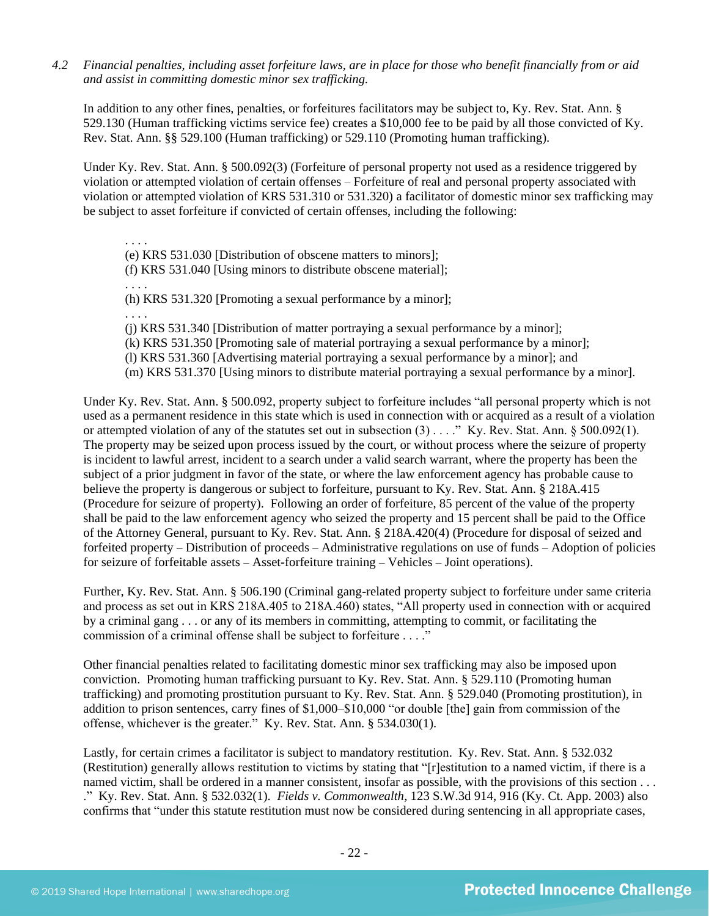*4.2 Financial penalties, including asset forfeiture laws, are in place for those who benefit financially from or aid and assist in committing domestic minor sex trafficking.*

In addition to any other fines, penalties, or forfeitures facilitators may be subject to, Ky. Rev. Stat. Ann. § 529.130 (Human trafficking victims service fee) creates a $10,000 fee to be paid by all those convicted of Ky. Rev. Stat. Ann. §§ 529.100 (Human trafficking) or 529.110 (Promoting human trafficking).

Under Ky. Rev. Stat. Ann. § 500.092(3) (Forfeiture of personal property not used as a residence triggered by violation or attempted violation of certain offenses – Forfeiture of real and personal property associated with violation or attempted violation of KRS 531.310 or 531.320) a facilitator of domestic minor sex trafficking may be subject to asset forfeiture if convicted of certain offenses, including the following:

> . . . .
> (e) KRS 531.030 [Distribution of obscene matters to minors];
> (f) KRS 531.040 [Using minors to distribute obscene material];
> . . . .
> (h) KRS 531.320 [Promoting a sexual performance by a minor];
> . . . .
> (j) KRS 531.340 [Distribution of matter portraying a sexual performance by a minor];
> (k) KRS 531.350 [Promoting sale of material portraying a sexual performance by a minor];
> (l) KRS 531.360 [Advertising material portraying a sexual performance by a minor]; and
> (m) KRS 531.370 [Using minors to distribute material portraying a sexual performance by a minor].

Under Ky. Rev. Stat. Ann. § 500.092, property subject to forfeiture includes "all personal property which is not used as a permanent residence in this state which is used in connection with or acquired as a result of a violation or attempted violation of any of the statutes set out in subsection (3) . . . ." Ky. Rev. Stat. Ann. § 500.092(1). The property may be seized upon process issued by the court, or without process where the seizure of property is incident to lawful arrest, incident to a search under a valid search warrant, where the property has been the subject of a prior judgment in favor of the state, or where the law enforcement agency has probable cause to believe the property is dangerous or subject to forfeiture, pursuant to Ky. Rev. Stat. Ann. § 218A.415 (Procedure for seizure of property). Following an order of forfeiture, 85 percent of the value of the property shall be paid to the law enforcement agency who seized the property and 15 percent shall be paid to the Office of the Attorney General, pursuant to Ky. Rev. Stat. Ann. § 218A.420(4) (Procedure for disposal of seized and forfeited property – Distribution of proceeds – Administrative regulations on use of funds – Adoption of policies for seizure of forfeitable assets – Asset-forfeiture training – Vehicles – Joint operations).

Further, Ky. Rev. Stat. Ann. § 506.190 (Criminal gang-related property subject to forfeiture under same criteria and process as set out in KRS 218A.405 to 218A.460) states, "All property used in connection with or acquired by a criminal gang . . . or any of its members in committing, attempting to commit, or facilitating the commission of a criminal offense shall be subject to forfeiture . . . ."

Other financial penalties related to facilitating domestic minor sex trafficking may also be imposed upon conviction. Promoting human trafficking pursuant to Ky. Rev. Stat. Ann. § 529.110 (Promoting human trafficking) and promoting prostitution pursuant to Ky. Rev. Stat. Ann. § 529.040 (Promoting prostitution), in addition to prison sentences, carry fines of $1,000–$10,000 "or double [the] gain from commission of the offense, whichever is the greater." Ky. Rev. Stat. Ann. § 534.030(1).

Lastly, for certain crimes a facilitator is subject to mandatory restitution. Ky. Rev. Stat. Ann. § 532.032 (Restitution) generally allows restitution to victims by stating that "[r]estitution to a named victim, if there is a named victim, shall be ordered in a manner consistent, insofar as possible, with the provisions of this section . . . ." Ky. Rev. Stat. Ann. § 532.032(1). *Fields v. Commonwealth*, 123 S.W.3d 914, 916 (Ky. Ct. App. 2003) also confirms that "under this statute restitution must now be considered during sentencing in all appropriate cases,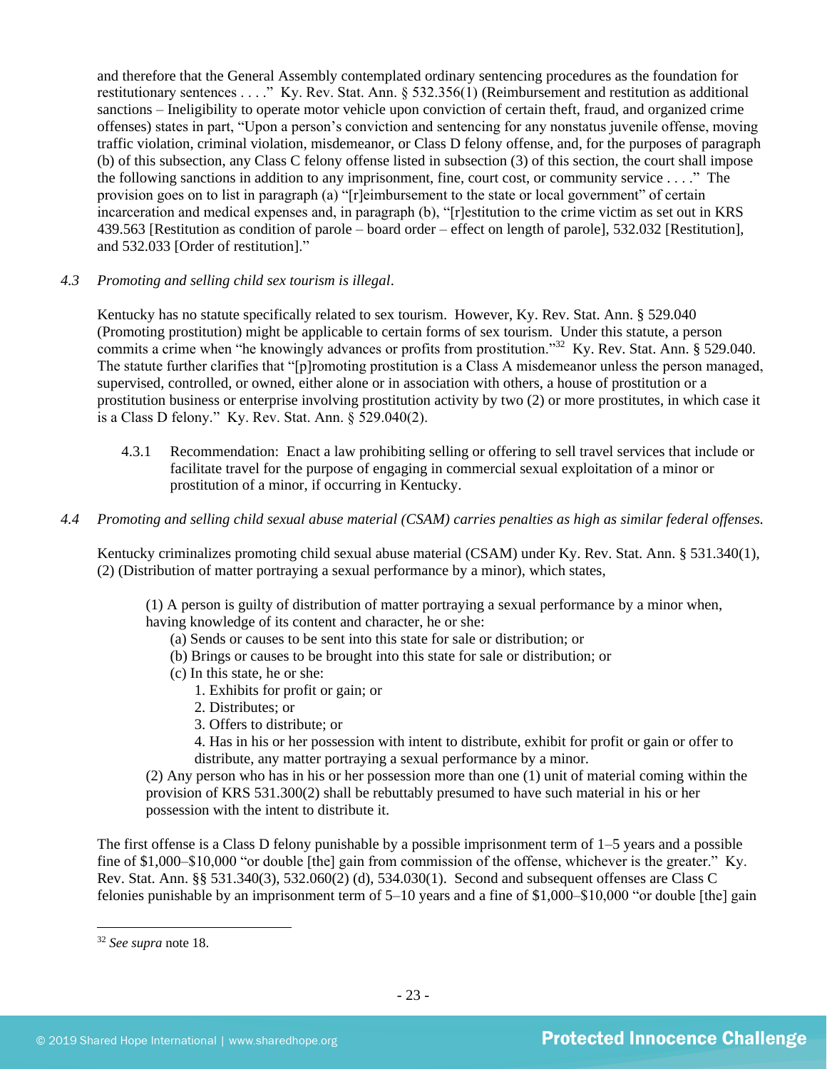and therefore that the General Assembly contemplated ordinary sentencing procedures as the foundation for restitutionary sentences . . . ." Ky. Rev. Stat. Ann. § 532.356(1) (Reimbursement and restitution as additional sanctions – Ineligibility to operate motor vehicle upon conviction of certain theft, fraud, and organized crime offenses) states in part, "Upon a person's conviction and sentencing for any nonstatus juvenile offense, moving traffic violation, criminal violation, misdemeanor, or Class D felony offense, and, for the purposes of paragraph (b) of this subsection, any Class C felony offense listed in subsection (3) of this section, the court shall impose the following sanctions in addition to any imprisonment, fine, court cost, or community service . . . ." The provision goes on to list in paragraph (a) "[r]eimbursement to the state or local government" of certain incarceration and medical expenses and, in paragraph (b), "[r]estitution to the crime victim as set out in KRS 439.563 [Restitution as condition of parole – board order – effect on length of parole], 532.032 [Restitution], and 532.033 [Order of restitution]."

*4.3 Promoting and selling child sex tourism is illegal.*

Kentucky has no statute specifically related to sex tourism. However, Ky. Rev. Stat. Ann. § 529.040 (Promoting prostitution) might be applicable to certain forms of sex tourism. Under this statute, a person commits a crime when "he knowingly advances or profits from prostitution."[32] Ky. Rev. Stat. Ann. § 529.040. The statute further clarifies that "[p]romoting prostitution is a Class A misdemeanor unless the person managed, supervised, controlled, or owned, either alone or in association with others, a house of prostitution or a prostitution business or enterprise involving prostitution activity by two (2) or more prostitutes, in which case it is a Class D felony." Ky. Rev. Stat. Ann. § 529.040(2).

4.3.1 Recommendation: Enact a law prohibiting selling or offering to sell travel services that include or facilitate travel for the purpose of engaging in commercial sexual exploitation of a minor or prostitution of a minor, if occurring in Kentucky.

*4.4 Promoting and selling child sexual abuse material (CSAM) carries penalties as high as similar federal offenses.*

Kentucky criminalizes promoting child sexual abuse material (CSAM) under Ky. Rev. Stat. Ann. § 531.340(1), (2) (Distribution of matter portraying a sexual performance by a minor), which states,

> (1) A person is guilty of distribution of matter portraying a sexual performance by a minor when, having knowledge of its content and character, he or she:
> (a) Sends or causes to be sent into this state for sale or distribution; or
> (b) Brings or causes to be brought into this state for sale or distribution; or
> (c) In this state, he or she:
> 1. Exhibits for profit or gain; or
> 2. Distributes; or
> 3. Offers to distribute; or
> 4. Has in his or her possession with intent to distribute, exhibit for profit or gain or offer to distribute, any matter portraying a sexual performance by a minor.
>
> (2) Any person who has in his or her possession more than one (1) unit of material coming within the provision of KRS 531.300(2) shall be rebuttably presumed to have such material in his or her possession with the intent to distribute it.

The first offense is a Class D felony punishable by a possible imprisonment term of 1–5 years and a possible fine of $1,000–$10,000 "or double [the] gain from commission of the offense, whichever is the greater." Ky. Rev. Stat. Ann. §§ 531.340(3), 532.060(2) (d), 534.030(1). Second and subsequent offenses are Class C felonies punishable by an imprisonment term of 5–10 years and a fine of $1,000–$10,000 "or double [the] gain

[32] *See supra* note 18.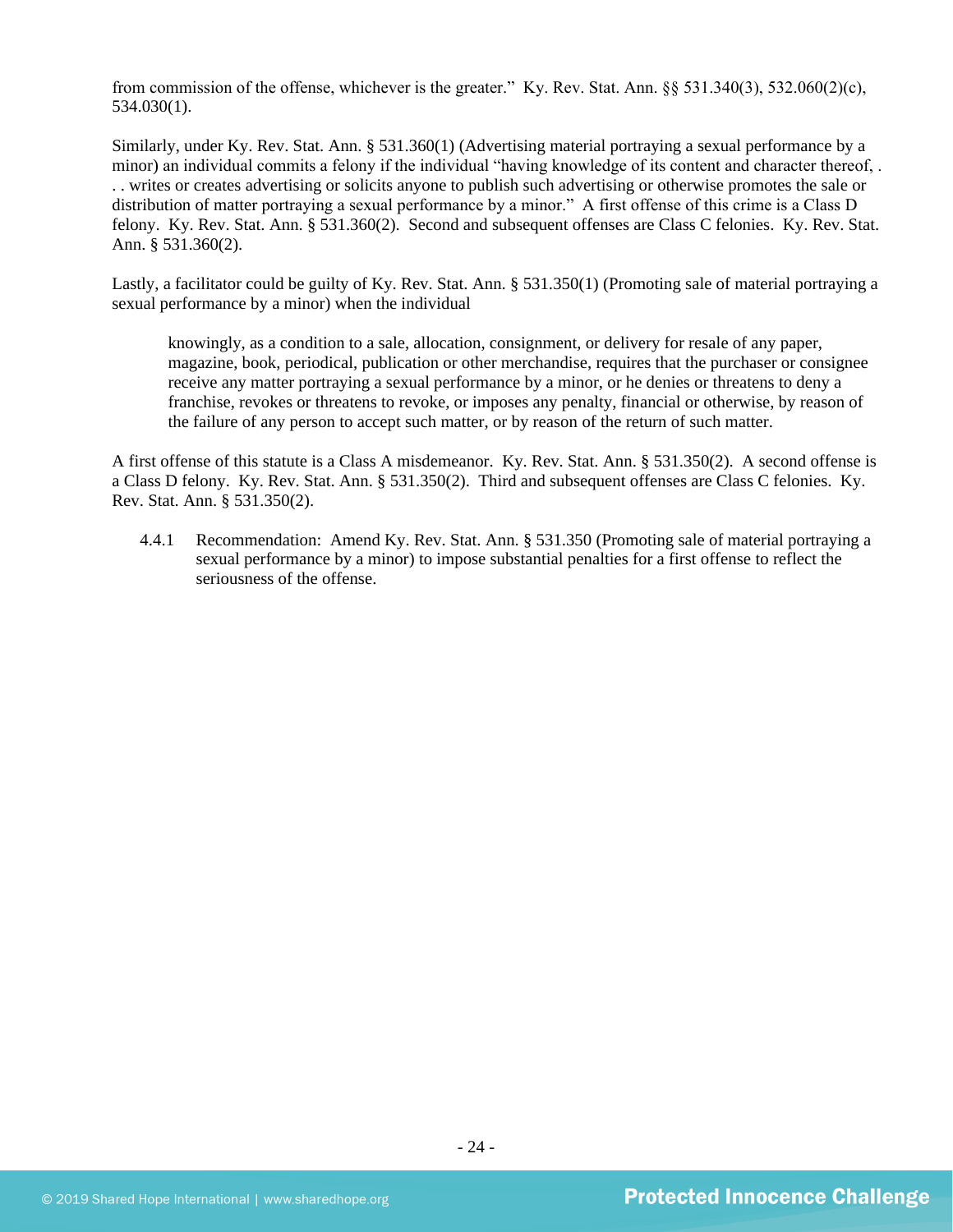from commission of the offense, whichever is the greater." Ky. Rev. Stat. Ann. §§ 531.340(3), 532.060(2)(c), 534.030(1).

Similarly, under Ky. Rev. Stat. Ann. § 531.360(1) (Advertising material portraying a sexual performance by a minor) an individual commits a felony if the individual "having knowledge of its content and character thereof, . . . writes or creates advertising or solicits anyone to publish such advertising or otherwise promotes the sale or distribution of matter portraying a sexual performance by a minor." A first offense of this crime is a Class D felony. Ky. Rev. Stat. Ann. § 531.360(2). Second and subsequent offenses are Class C felonies. Ky. Rev. Stat. Ann. § 531.360(2).

Lastly, a facilitator could be guilty of Ky. Rev. Stat. Ann. § 531.350(1) (Promoting sale of material portraying a sexual performance by a minor) when the individual

> knowingly, as a condition to a sale, allocation, consignment, or delivery for resale of any paper, magazine, book, periodical, publication or other merchandise, requires that the purchaser or consignee receive any matter portraying a sexual performance by a minor, or he denies or threatens to deny a franchise, revokes or threatens to revoke, or imposes any penalty, financial or otherwise, by reason of the failure of any person to accept such matter, or by reason of the return of such matter.

A first offense of this statute is a Class A misdemeanor. Ky. Rev. Stat. Ann. § 531.350(2). A second offense is a Class D felony. Ky. Rev. Stat. Ann. § 531.350(2). Third and subsequent offenses are Class C felonies. Ky. Rev. Stat. Ann. § 531.350(2).

4.4.1 Recommendation: Amend Ky. Rev. Stat. Ann. § 531.350 (Promoting sale of material portraying a sexual performance by a minor) to impose substantial penalties for a first offense to reflect the seriousness of the offense.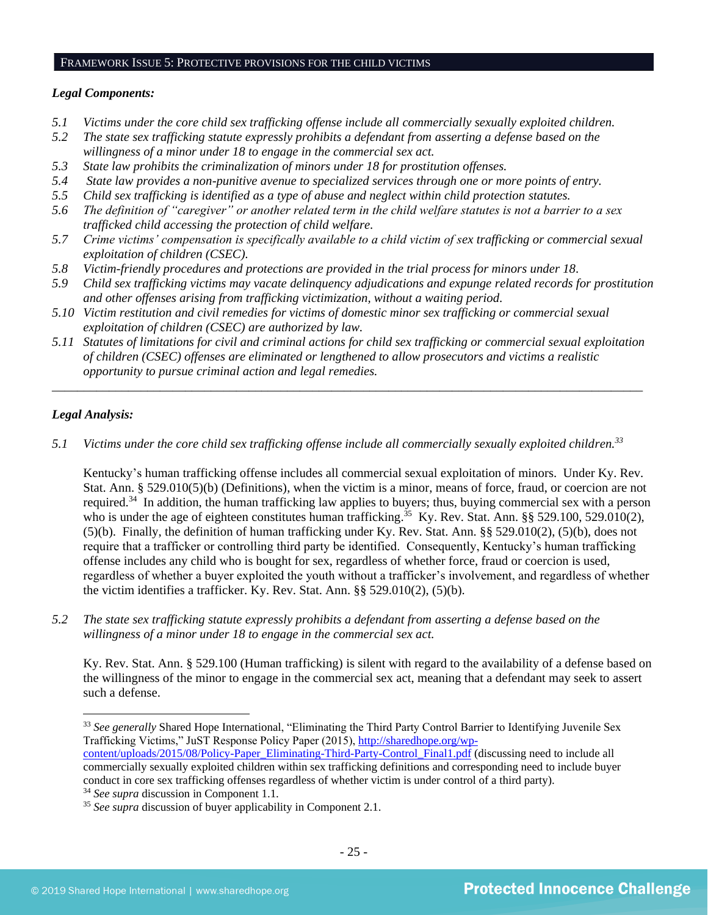## FRAMEWORK ISSUE 5: PROTECTIVE PROVISIONS FOR THE CHILD VICTIMS

***Legal Components:***

*5.1 Victims under the core child sex trafficking offense include all commercially sexually exploited children.*
*5.2 The state sex trafficking statute expressly prohibits a defendant from asserting a defense based on the willingness of a minor under 18 to engage in the commercial sex act.*
*5.3 State law prohibits the criminalization of minors under 18 for prostitution offenses.*
*5.4 State law provides a non-punitive avenue to specialized services through one or more points of entry.*
*5.5 Child sex trafficking is identified as a type of abuse and neglect within child protection statutes.*
*5.6 The definition of "caregiver" or another related term in the child welfare statutes is not a barrier to a sex trafficked child accessing the protection of child welfare.*
*5.7 Crime victims' compensation is specifically available to a child victim of sex trafficking or commercial sexual exploitation of children (CSEC).*
*5.8 Victim-friendly procedures and protections are provided in the trial process for minors under 18.*
*5.9 Child sex trafficking victims may vacate delinquency adjudications and expunge related records for prostitution and other offenses arising from trafficking victimization, without a waiting period.*
*5.10 Victim restitution and civil remedies for victims of domestic minor sex trafficking or commercial sexual exploitation of children (CSEC) are authorized by law.*
*5.11 Statutes of limitations for civil and criminal actions for child sex trafficking or commercial sexual exploitation of children (CSEC) offenses are eliminated or lengthened to allow prosecutors and victims a realistic opportunity to pursue criminal action and legal remedies.*

---

***Legal Analysis:***

*5.1 Victims under the core child sex trafficking offense include all commercially sexually exploited children.*[33]

Kentucky's human trafficking offense includes all commercial sexual exploitation of minors. Under Ky. Rev. Stat. Ann. § 529.010(5)(b) (Definitions), when the victim is a minor, means of force, fraud, or coercion are not required.[34] In addition, the human trafficking law applies to buyers; thus, buying commercial sex with a person who is under the age of eighteen constitutes human trafficking.[35] Ky. Rev. Stat. Ann. §§ 529.100, 529.010(2), (5)(b). Finally, the definition of human trafficking under Ky. Rev. Stat. Ann. §§ 529.010(2), (5)(b), does not require that a trafficker or controlling third party be identified. Consequently, Kentucky's human trafficking offense includes any child who is bought for sex, regardless of whether force, fraud or coercion is used, regardless of whether a buyer exploited the youth without a trafficker's involvement, and regardless of whether the victim identifies a trafficker. Ky. Rev. Stat. Ann. §§ 529.010(2), (5)(b).

*5.2 The state sex trafficking statute expressly prohibits a defendant from asserting a defense based on the willingness of a minor under 18 to engage in the commercial sex act.*

Ky. Rev. Stat. Ann. § 529.100 (Human trafficking) is silent with regard to the availability of a defense based on the willingness of the minor to engage in the commercial sex act, meaning that a defendant may seek to assert such a defense.

---

[33] *See generally* Shared Hope International, "Eliminating the Third Party Control Barrier to Identifying Juvenile Sex Trafficking Victims," JuST Response Policy Paper (2015), http://sharedhope.org/wp-content/uploads/2015/08/Policy-Paper_Eliminating-Third-Party-Control_Final1.pdf (discussing need to include all commercially sexually exploited children within sex trafficking definitions and corresponding need to include buyer conduct in core sex trafficking offenses regardless of whether victim is under control of a third party).

[34] *See supra* discussion in Component 1.1.

[35] *See supra* discussion of buyer applicability in Component 2.1.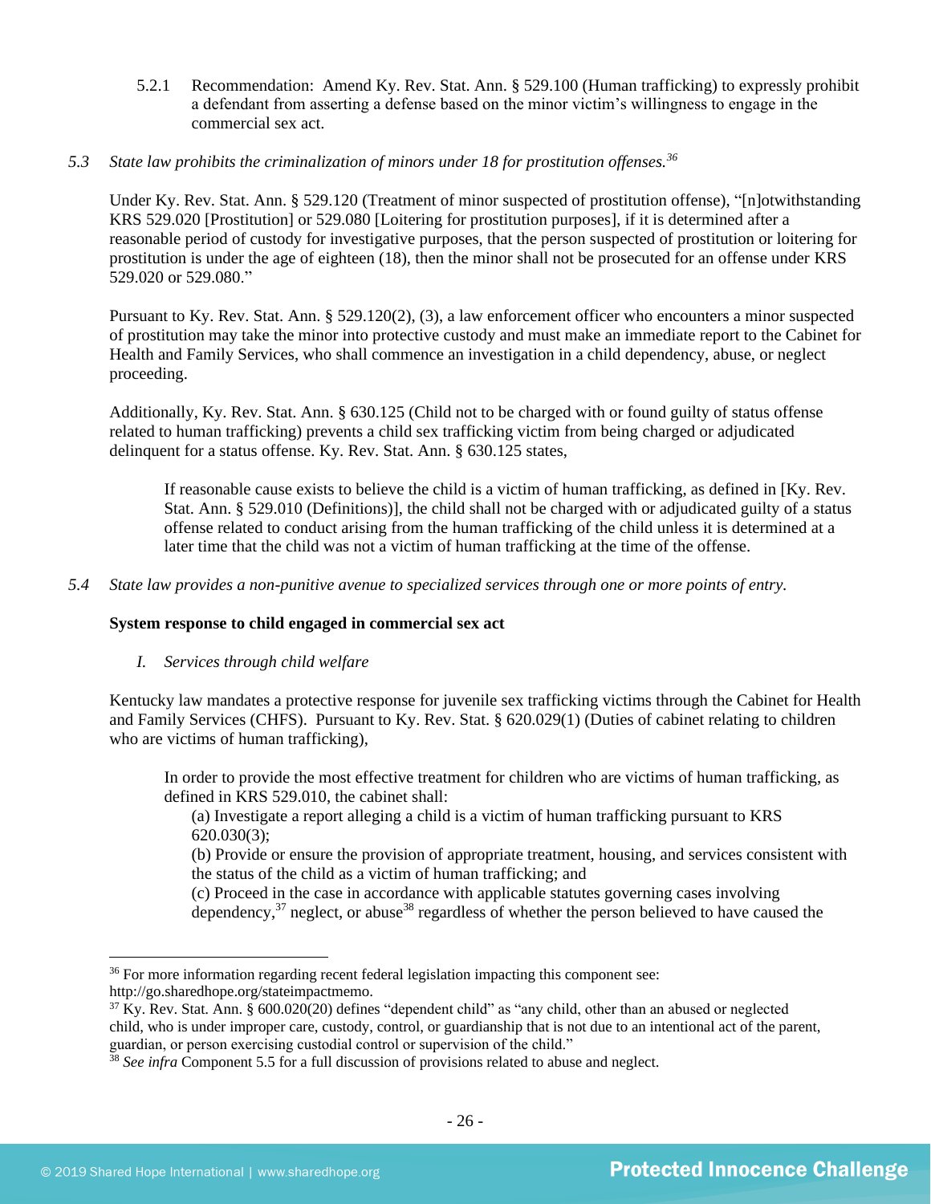5.2.1 Recommendation: Amend Ky. Rev. Stat. Ann. § 529.100 (Human trafficking) to expressly prohibit a defendant from asserting a defense based on the minor victim's willingness to engage in the commercial sex act.

*5.3 State law prohibits the criminalization of minors under 18 for prostitution offenses.*[36]

Under Ky. Rev. Stat. Ann. § 529.120 (Treatment of minor suspected of prostitution offense), "[n]otwithstanding KRS 529.020 [Prostitution] or 529.080 [Loitering for prostitution purposes], if it is determined after a reasonable period of custody for investigative purposes, that the person suspected of prostitution or loitering for prostitution is under the age of eighteen (18), then the minor shall not be prosecuted for an offense under KRS 529.020 or 529.080."

Pursuant to Ky. Rev. Stat. Ann. § 529.120(2), (3), a law enforcement officer who encounters a minor suspected of prostitution may take the minor into protective custody and must make an immediate report to the Cabinet for Health and Family Services, who shall commence an investigation in a child dependency, abuse, or neglect proceeding.

Additionally, Ky. Rev. Stat. Ann. § 630.125 (Child not to be charged with or found guilty of status offense related to human trafficking) prevents a child sex trafficking victim from being charged or adjudicated delinquent for a status offense. Ky. Rev. Stat. Ann. § 630.125 states,

> If reasonable cause exists to believe the child is a victim of human trafficking, as defined in [Ky. Rev. Stat. Ann. § 529.010 (Definitions)], the child shall not be charged with or adjudicated guilty of a status offense related to conduct arising from the human trafficking of the child unless it is determined at a later time that the child was not a victim of human trafficking at the time of the offense.

*5.4 State law provides a non-punitive avenue to specialized services through one or more points of entry.*

**System response to child engaged in commercial sex act**

*I. Services through child welfare*

Kentucky law mandates a protective response for juvenile sex trafficking victims through the Cabinet for Health and Family Services (CHFS). Pursuant to Ky. Rev. Stat. § 620.029(1) (Duties of cabinet relating to children who are victims of human trafficking),

> In order to provide the most effective treatment for children who are victims of human trafficking, as defined in KRS 529.010, the cabinet shall:
>
> (a) Investigate a report alleging a child is a victim of human trafficking pursuant to KRS 620.030(3);
>
> (b) Provide or ensure the provision of appropriate treatment, housing, and services consistent with the status of the child as a victim of human trafficking; and
>
> (c) Proceed in the case in accordance with applicable statutes governing cases involving dependency,[37] neglect, or abuse[38] regardless of whether the person believed to have caused the

---

[36] For more information regarding recent federal legislation impacting this component see: http://go.sharedhope.org/stateimpactmemo.

[37] Ky. Rev. Stat. Ann. § 600.020(20) defines "dependent child" as "any child, other than an abused or neglected child, who is under improper care, custody, control, or guardianship that is not due to an intentional act of the parent, guardian, or person exercising custodial control or supervision of the child."

[38] *See infra* Component 5.5 for a full discussion of provisions related to abuse and neglect.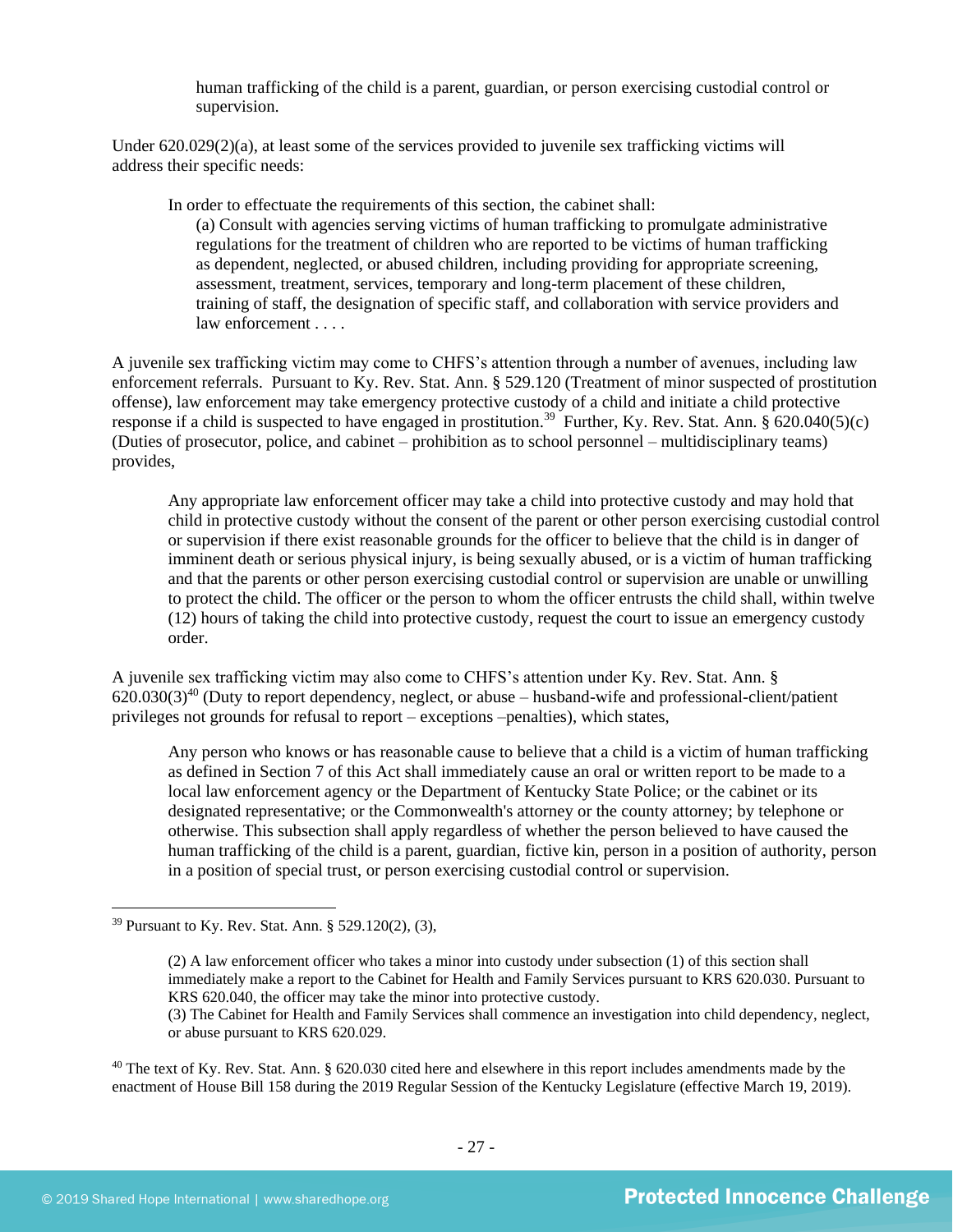> human trafficking of the child is a parent, guardian, or person exercising custodial control or supervision.

Under 620.029(2)(a), at least some of the services provided to juvenile sex trafficking victims will address their specific needs:

> In order to effectuate the requirements of this section, the cabinet shall:
> (a) Consult with agencies serving victims of human trafficking to promulgate administrative regulations for the treatment of children who are reported to be victims of human trafficking as dependent, neglected, or abused children, including providing for appropriate screening, assessment, treatment, services, temporary and long-term placement of these children, training of staff, the designation of specific staff, and collaboration with service providers and law enforcement . . . .

A juvenile sex trafficking victim may come to CHFS's attention through a number of avenues, including law enforcement referrals. Pursuant to Ky. Rev. Stat. Ann. § 529.120 (Treatment of minor suspected of prostitution offense), law enforcement may take emergency protective custody of a child and initiate a child protective response if a child is suspected to have engaged in prostitution.[39] Further, Ky. Rev. Stat. Ann. § 620.040(5)(c) (Duties of prosecutor, police, and cabinet – prohibition as to school personnel – multidisciplinary teams) provides,

> Any appropriate law enforcement officer may take a child into protective custody and may hold that child in protective custody without the consent of the parent or other person exercising custodial control or supervision if there exist reasonable grounds for the officer to believe that the child is in danger of imminent death or serious physical injury, is being sexually abused, or is a victim of human trafficking and that the parents or other person exercising custodial control or supervision are unable or unwilling to protect the child. The officer or the person to whom the officer entrusts the child shall, within twelve (12) hours of taking the child into protective custody, request the court to issue an emergency custody order.

A juvenile sex trafficking victim may also come to CHFS's attention under Ky. Rev. Stat. Ann. § 620.030(3)[40] (Duty to report dependency, neglect, or abuse – husband-wife and professional-client/patient privileges not grounds for refusal to report – exceptions –penalties), which states,

> Any person who knows or has reasonable cause to believe that a child is a victim of human trafficking as defined in Section 7 of this Act shall immediately cause an oral or written report to be made to a local law enforcement agency or the Department of Kentucky State Police; or the cabinet or its designated representative; or the Commonwealth's attorney or the county attorney; by telephone or otherwise. This subsection shall apply regardless of whether the person believed to have caused the human trafficking of the child is a parent, guardian, fictive kin, person in a position of authority, person in a position of special trust, or person exercising custodial control or supervision.

---

[39] Pursuant to Ky. Rev. Stat. Ann. § 529.120(2), (3),

> (2) A law enforcement officer who takes a minor into custody under subsection (1) of this section shall immediately make a report to the Cabinet for Health and Family Services pursuant to KRS 620.030. Pursuant to KRS 620.040, the officer may take the minor into protective custody.
> (3) The Cabinet for Health and Family Services shall commence an investigation into child dependency, neglect, or abuse pursuant to KRS 620.029.

[40] The text of Ky. Rev. Stat. Ann. § 620.030 cited here and elsewhere in this report includes amendments made by the enactment of House Bill 158 during the 2019 Regular Session of the Kentucky Legislature (effective March 19, 2019).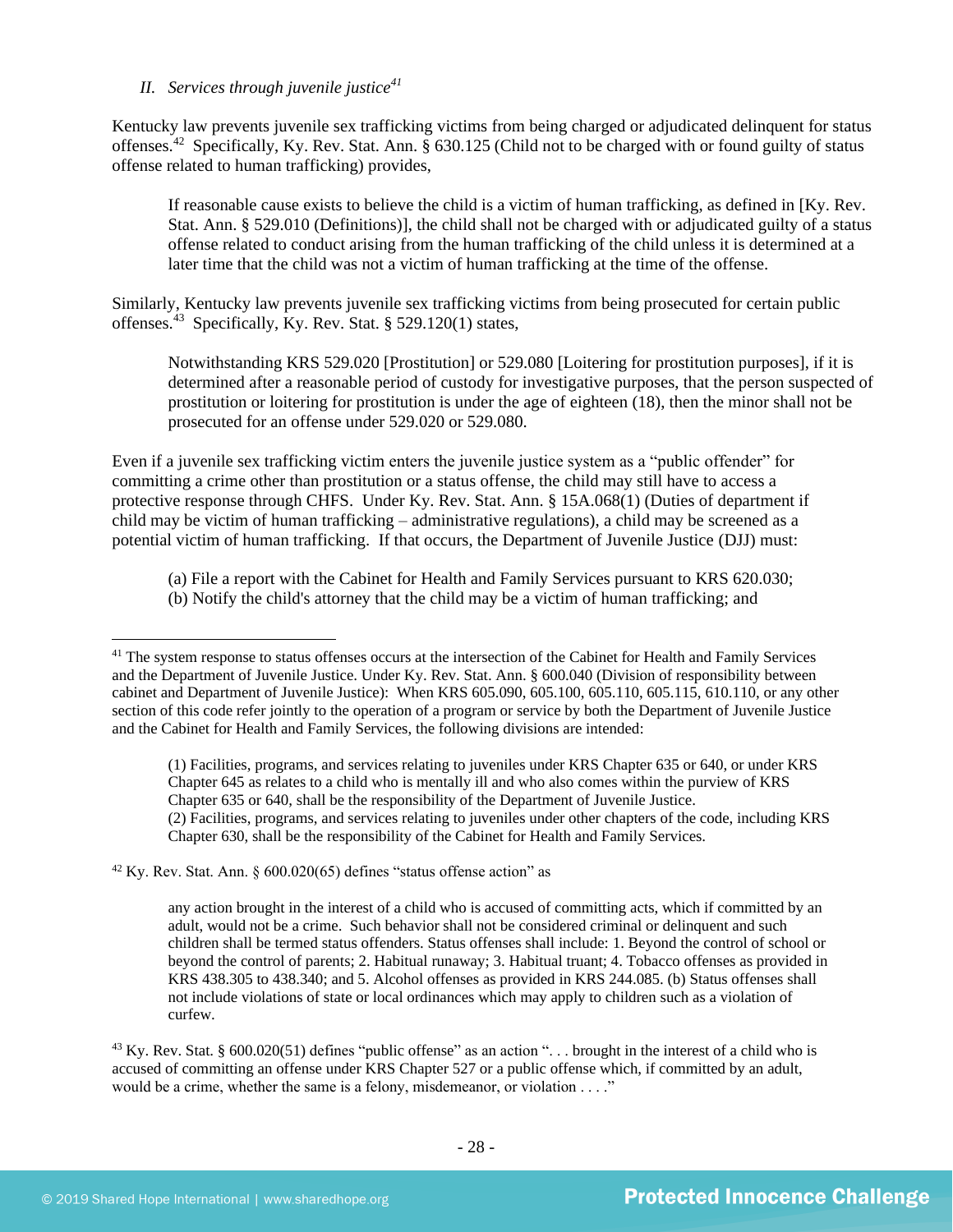*II. Services through juvenile justice*[41]

Kentucky law prevents juvenile sex trafficking victims from being charged or adjudicated delinquent for status offenses.[42] Specifically, Ky. Rev. Stat. Ann. § 630.125 (Child not to be charged with or found guilty of status offense related to human trafficking) provides,

> If reasonable cause exists to believe the child is a victim of human trafficking, as defined in [Ky. Rev. Stat. Ann. § 529.010 (Definitions)], the child shall not be charged with or adjudicated guilty of a status offense related to conduct arising from the human trafficking of the child unless it is determined at a later time that the child was not a victim of human trafficking at the time of the offense.

Similarly, Kentucky law prevents juvenile sex trafficking victims from being prosecuted for certain public offenses.[43] Specifically, Ky. Rev. Stat. § 529.120(1) states,

> Notwithstanding KRS 529.020 [Prostitution] or 529.080 [Loitering for prostitution purposes], if it is determined after a reasonable period of custody for investigative purposes, that the person suspected of prostitution or loitering for prostitution is under the age of eighteen (18), then the minor shall not be prosecuted for an offense under 529.020 or 529.080.

Even if a juvenile sex trafficking victim enters the juvenile justice system as a "public offender" for committing a crime other than prostitution or a status offense, the child may still have to access a protective response through CHFS. Under Ky. Rev. Stat. Ann. § 15A.068(1) (Duties of department if child may be victim of human trafficking – administrative regulations), a child may be screened as a potential victim of human trafficking. If that occurs, the Department of Juvenile Justice (DJJ) must:

> (a) File a report with the Cabinet for Health and Family Services pursuant to KRS 620.030;
> (b) Notify the child's attorney that the child may be a victim of human trafficking; and

---

[41] The system response to status offenses occurs at the intersection of the Cabinet for Health and Family Services and the Department of Juvenile Justice. Under Ky. Rev. Stat. Ann. § 600.040 (Division of responsibility between cabinet and Department of Juvenile Justice): When KRS 605.090, 605.100, 605.110, 605.115, 610.110, or any other section of this code refer jointly to the operation of a program or service by both the Department of Juvenile Justice and the Cabinet for Health and Family Services, the following divisions are intended:

> (1) Facilities, programs, and services relating to juveniles under KRS Chapter 635 or 640, or under KRS Chapter 645 as relates to a child who is mentally ill and who also comes within the purview of KRS Chapter 635 or 640, shall be the responsibility of the Department of Juvenile Justice.
> (2) Facilities, programs, and services relating to juveniles under other chapters of the code, including KRS Chapter 630, shall be the responsibility of the Cabinet for Health and Family Services.

[42] Ky. Rev. Stat. Ann. § 600.020(65) defines "status offense action" as

> any action brought in the interest of a child who is accused of committing acts, which if committed by an adult, would not be a crime. Such behavior shall not be considered criminal or delinquent and such children shall be termed status offenders. Status offenses shall include: 1. Beyond the control of school or beyond the control of parents; 2. Habitual runaway; 3. Habitual truant; 4. Tobacco offenses as provided in KRS 438.305 to 438.340; and 5. Alcohol offenses as provided in KRS 244.085. (b) Status offenses shall not include violations of state or local ordinances which may apply to children such as a violation of curfew.

[43] Ky. Rev. Stat. § 600.020(51) defines "public offense" as an action ". . . brought in the interest of a child who is accused of committing an offense under KRS Chapter 527 or a public offense which, if committed by an adult, would be a crime, whether the same is a felony, misdemeanor, or violation . . . ."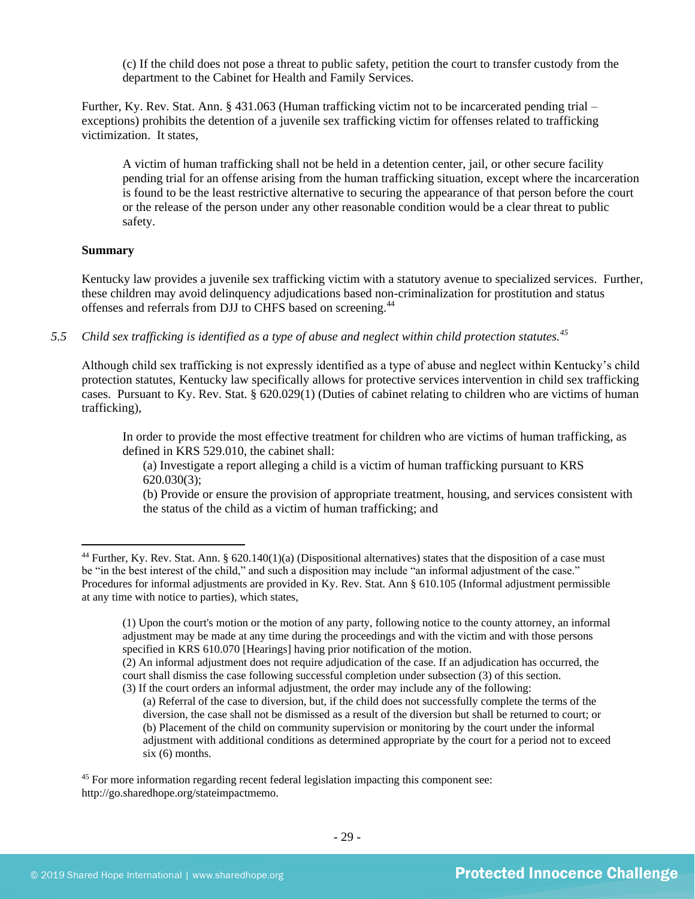> (c) If the child does not pose a threat to public safety, petition the court to transfer custody from the department to the Cabinet for Health and Family Services.

Further, Ky. Rev. Stat. Ann. § 431.063 (Human trafficking victim not to be incarcerated pending trial – exceptions) prohibits the detention of a juvenile sex trafficking victim for offenses related to trafficking victimization. It states,

> A victim of human trafficking shall not be held in a detention center, jail, or other secure facility pending trial for an offense arising from the human trafficking situation, except where the incarceration is found to be the least restrictive alternative to securing the appearance of that person before the court or the release of the person under any other reasonable condition would be a clear threat to public safety.

**Summary**

Kentucky law provides a juvenile sex trafficking victim with a statutory avenue to specialized services. Further, these children may avoid delinquency adjudications based non-criminalization for prostitution and status offenses and referrals from DJJ to CHFS based on screening.[44]

*5.5 Child sex trafficking is identified as a type of abuse and neglect within child protection statutes.[45]*

Although child sex trafficking is not expressly identified as a type of abuse and neglect within Kentucky's child protection statutes, Kentucky law specifically allows for protective services intervention in child sex trafficking cases. Pursuant to Ky. Rev. Stat. § 620.029(1) (Duties of cabinet relating to children who are victims of human trafficking),

> In order to provide the most effective treatment for children who are victims of human trafficking, as defined in KRS 529.010, the cabinet shall:
>
> (a) Investigate a report alleging a child is a victim of human trafficking pursuant to KRS 620.030(3);
>
> (b) Provide or ensure the provision of appropriate treatment, housing, and services consistent with the status of the child as a victim of human trafficking; and

---

[44] Further, Ky. Rev. Stat. Ann. § 620.140(1)(a) (Dispositional alternatives) states that the disposition of a case must be "in the best interest of the child," and such a disposition may include "an informal adjustment of the case." Procedures for informal adjustments are provided in Ky. Rev. Stat. Ann § 610.105 (Informal adjustment permissible at any time with notice to parties), which states,

> (1) Upon the court's motion or the motion of any party, following notice to the county attorney, an informal adjustment may be made at any time during the proceedings and with the victim and with those persons specified in KRS 610.070 [Hearings] having prior notification of the motion.
>
> (2) An informal adjustment does not require adjudication of the case. If an adjudication has occurred, the court shall dismiss the case following successful completion under subsection (3) of this section.
>
> (3) If the court orders an informal adjustment, the order may include any of the following:
>
> (a) Referral of the case to diversion, but, if the child does not successfully complete the terms of the diversion, the case shall not be dismissed as a result of the diversion but shall be returned to court; or
>
> (b) Placement of the child on community supervision or monitoring by the court under the informal adjustment with additional conditions as determined appropriate by the court for a period not to exceed six (6) months.

[45] For more information regarding recent federal legislation impacting this component see: http://go.sharedhope.org/stateimpactmemo.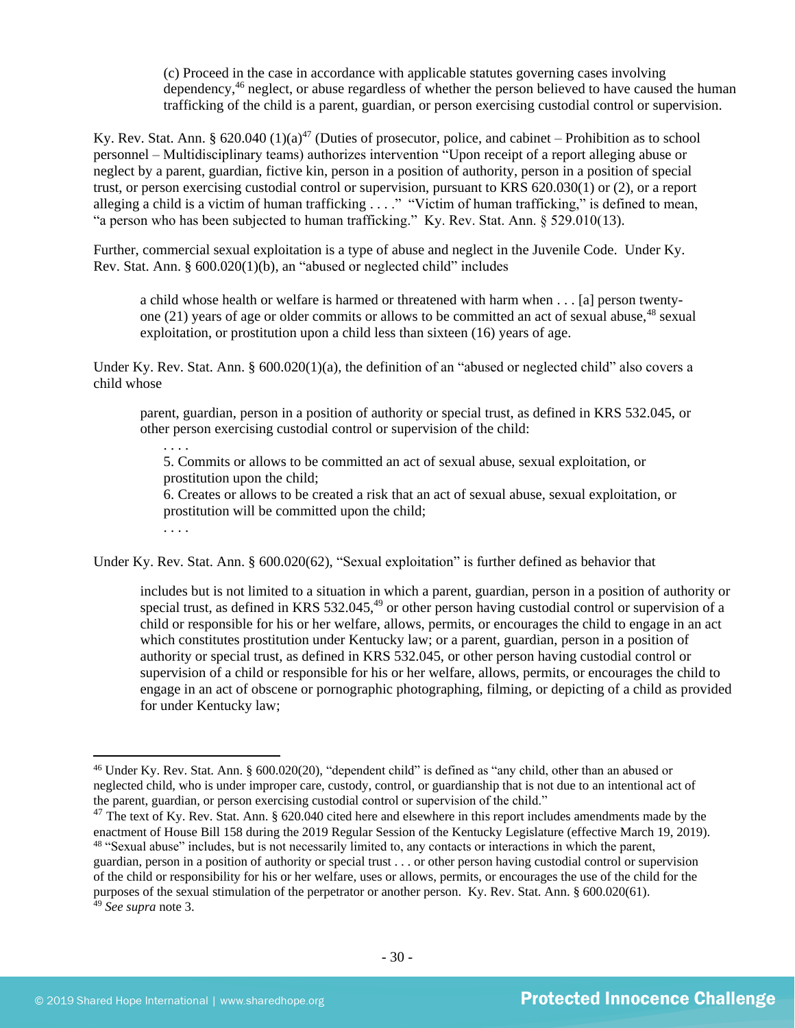> (c) Proceed in the case in accordance with applicable statutes governing cases involving dependency,[46] neglect, or abuse regardless of whether the person believed to have caused the human trafficking of the child is a parent, guardian, or person exercising custodial control or supervision.

Ky. Rev. Stat. Ann. § 620.040 (1)(a)[47] (Duties of prosecutor, police, and cabinet – Prohibition as to school personnel – Multidisciplinary teams) authorizes intervention "Upon receipt of a report alleging abuse or neglect by a parent, guardian, fictive kin, person in a position of authority, person in a position of special trust, or person exercising custodial control or supervision, pursuant to KRS 620.030(1) or (2), or a report alleging a child is a victim of human trafficking . . . ." "Victim of human trafficking," is defined to mean, "a person who has been subjected to human trafficking." Ky. Rev. Stat. Ann. § 529.010(13).

Further, commercial sexual exploitation is a type of abuse and neglect in the Juvenile Code. Under Ky. Rev. Stat. Ann. § 600.020(1)(b), an "abused or neglected child" includes

> a child whose health or welfare is harmed or threatened with harm when . . . [a] person twenty-one (21) years of age or older commits or allows to be committed an act of sexual abuse,[48] sexual exploitation, or prostitution upon a child less than sixteen (16) years of age.

Under Ky. Rev. Stat. Ann. § 600.020(1)(a), the definition of an "abused or neglected child" also covers a child whose

> parent, guardian, person in a position of authority or special trust, as defined in KRS 532.045, or other person exercising custodial control or supervision of the child:
>
> . . . .
>
> 5. Commits or allows to be committed an act of sexual abuse, sexual exploitation, or prostitution upon the child;
>
> 6. Creates or allows to be created a risk that an act of sexual abuse, sexual exploitation, or prostitution will be committed upon the child;
>
> . . . .

Under Ky. Rev. Stat. Ann. § 600.020(62), "Sexual exploitation" is further defined as behavior that

> includes but is not limited to a situation in which a parent, guardian, person in a position of authority or special trust, as defined in KRS 532.045,[49] or other person having custodial control or supervision of a child or responsible for his or her welfare, allows, permits, or encourages the child to engage in an act which constitutes prostitution under Kentucky law; or a parent, guardian, person in a position of authority or special trust, as defined in KRS 532.045, or other person having custodial control or supervision of a child or responsible for his or her welfare, allows, permits, or encourages the child to engage in an act of obscene or pornographic photographing, filming, or depicting of a child as provided for under Kentucky law;

---

[46] Under Ky. Rev. Stat. Ann. § 600.020(20), "dependent child" is defined as "any child, other than an abused or neglected child, who is under improper care, custody, control, or guardianship that is not due to an intentional act of the parent, guardian, or person exercising custodial control or supervision of the child."

[47] The text of Ky. Rev. Stat. Ann. § 620.040 cited here and elsewhere in this report includes amendments made by the enactment of House Bill 158 during the 2019 Regular Session of the Kentucky Legislature (effective March 19, 2019).

[48] "Sexual abuse" includes, but is not necessarily limited to, any contacts or interactions in which the parent, guardian, person in a position of authority or special trust . . . or other person having custodial control or supervision of the child or responsibility for his or her welfare, uses or allows, permits, or encourages the use of the child for the purposes of the sexual stimulation of the perpetrator or another person. Ky. Rev. Stat. Ann. § 600.020(61).

[49] *See supra* note 3.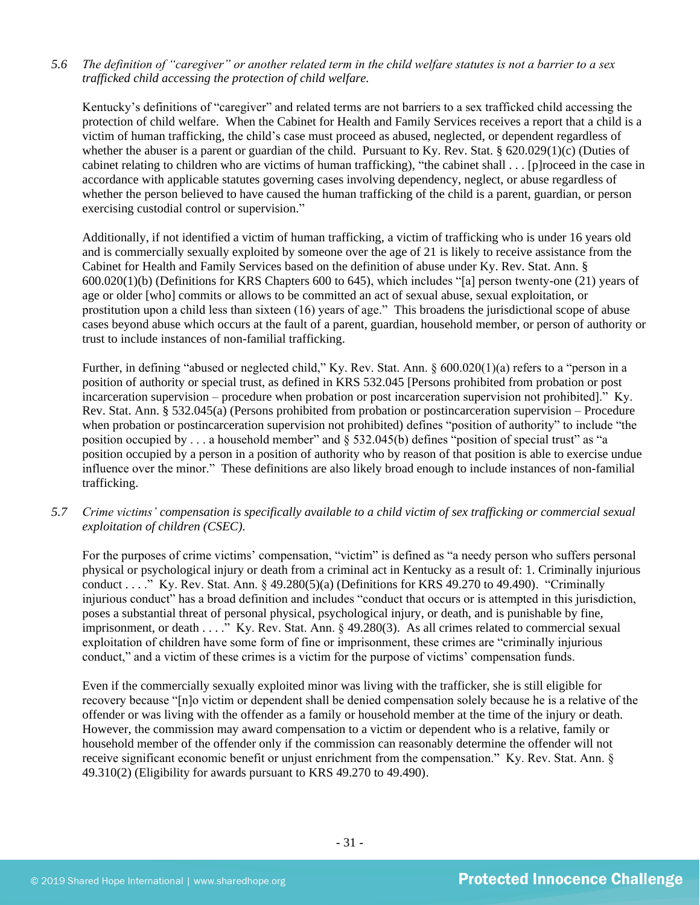*5.6 The definition of "caregiver" or another related term in the child welfare statutes is not a barrier to a sex trafficked child accessing the protection of child welfare.*

Kentucky's definitions of "caregiver" and related terms are not barriers to a sex trafficked child accessing the protection of child welfare. When the Cabinet for Health and Family Services receives a report that a child is a victim of human trafficking, the child's case must proceed as abused, neglected, or dependent regardless of whether the abuser is a parent or guardian of the child. Pursuant to Ky. Rev. Stat. § 620.029(1)(c) (Duties of cabinet relating to children who are victims of human trafficking), "the cabinet shall . . . [p]roceed in the case in accordance with applicable statutes governing cases involving dependency, neglect, or abuse regardless of whether the person believed to have caused the human trafficking of the child is a parent, guardian, or person exercising custodial control or supervision."

Additionally, if not identified a victim of human trafficking, a victim of trafficking who is under 16 years old and is commercially sexually exploited by someone over the age of 21 is likely to receive assistance from the Cabinet for Health and Family Services based on the definition of abuse under Ky. Rev. Stat. Ann. § 600.020(1)(b) (Definitions for KRS Chapters 600 to 645), which includes "[a] person twenty-one (21) years of age or older [who] commits or allows to be committed an act of sexual abuse, sexual exploitation, or prostitution upon a child less than sixteen (16) years of age." This broadens the jurisdictional scope of abuse cases beyond abuse which occurs at the fault of a parent, guardian, household member, or person of authority or trust to include instances of non-familial trafficking.

Further, in defining "abused or neglected child," Ky. Rev. Stat. Ann. § 600.020(1)(a) refers to a "person in a position of authority or special trust, as defined in KRS 532.045 [Persons prohibited from probation or post incarceration supervision – procedure when probation or post incarceration supervision not prohibited]." Ky. Rev. Stat. Ann. § 532.045(a) (Persons prohibited from probation or postincarceration supervision – Procedure when probation or postincarceration supervision not prohibited) defines "position of authority" to include "the position occupied by . . . a household member" and § 532.045(b) defines "position of special trust" as "a position occupied by a person in a position of authority who by reason of that position is able to exercise undue influence over the minor." These definitions are also likely broad enough to include instances of non-familial trafficking.

*5.7 Crime victims' compensation is specifically available to a child victim of sex trafficking or commercial sexual exploitation of children (CSEC).*

For the purposes of crime victims' compensation, "victim" is defined as "a needy person who suffers personal physical or psychological injury or death from a criminal act in Kentucky as a result of: 1. Criminally injurious conduct . . . ." Ky. Rev. Stat. Ann. § 49.280(5)(a) (Definitions for KRS 49.270 to 49.490). "Criminally injurious conduct" has a broad definition and includes "conduct that occurs or is attempted in this jurisdiction, poses a substantial threat of personal physical, psychological injury, or death, and is punishable by fine, imprisonment, or death . . . ." Ky. Rev. Stat. Ann. § 49.280(3). As all crimes related to commercial sexual exploitation of children have some form of fine or imprisonment, these crimes are "criminally injurious conduct," and a victim of these crimes is a victim for the purpose of victims' compensation funds.

Even if the commercially sexually exploited minor was living with the trafficker, she is still eligible for recovery because "[n]o victim or dependent shall be denied compensation solely because he is a relative of the offender or was living with the offender as a family or household member at the time of the injury or death. However, the commission may award compensation to a victim or dependent who is a relative, family or household member of the offender only if the commission can reasonably determine the offender will not receive significant economic benefit or unjust enrichment from the compensation." Ky. Rev. Stat. Ann. § 49.310(2) (Eligibility for awards pursuant to KRS 49.270 to 49.490).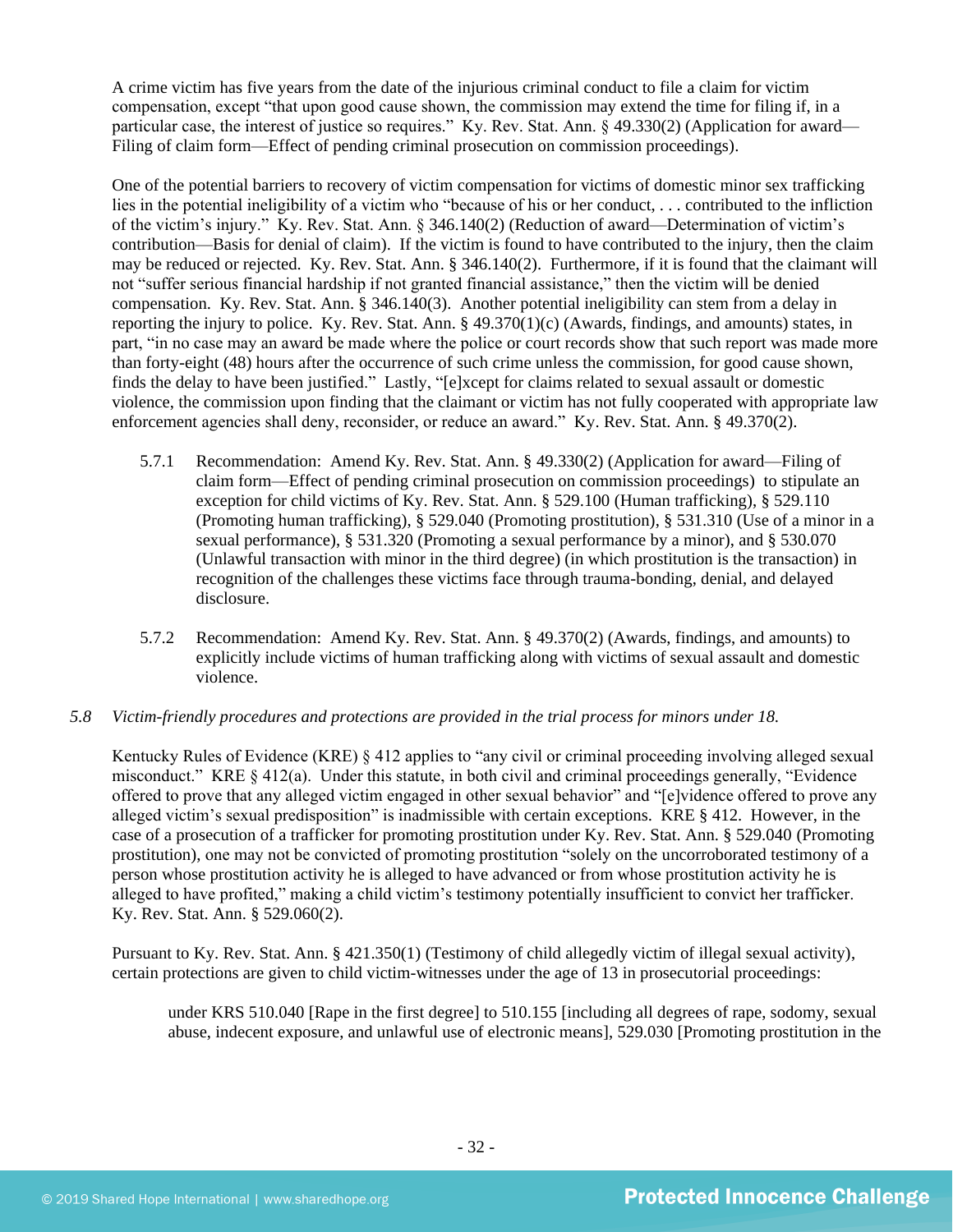A crime victim has five years from the date of the injurious criminal conduct to file a claim for victim compensation, except "that upon good cause shown, the commission may extend the time for filing if, in a particular case, the interest of justice so requires." Ky. Rev. Stat. Ann. § 49.330(2) (Application for award—Filing of claim form—Effect of pending criminal prosecution on commission proceedings).

One of the potential barriers to recovery of victim compensation for victims of domestic minor sex trafficking lies in the potential ineligibility of a victim who "because of his or her conduct, . . . contributed to the infliction of the victim's injury." Ky. Rev. Stat. Ann. § 346.140(2) (Reduction of award—Determination of victim's contribution—Basis for denial of claim). If the victim is found to have contributed to the injury, then the claim may be reduced or rejected. Ky. Rev. Stat. Ann. § 346.140(2). Furthermore, if it is found that the claimant will not "suffer serious financial hardship if not granted financial assistance," then the victim will be denied compensation. Ky. Rev. Stat. Ann. § 346.140(3). Another potential ineligibility can stem from a delay in reporting the injury to police. Ky. Rev. Stat. Ann. § 49.370(1)(c) (Awards, findings, and amounts) states, in part, "in no case may an award be made where the police or court records show that such report was made more than forty-eight (48) hours after the occurrence of such crime unless the commission, for good cause shown, finds the delay to have been justified." Lastly, "[e]xcept for claims related to sexual assault or domestic violence, the commission upon finding that the claimant or victim has not fully cooperated with appropriate law enforcement agencies shall deny, reconsider, or reduce an award." Ky. Rev. Stat. Ann. § 49.370(2).

5.7.1 Recommendation: Amend Ky. Rev. Stat. Ann. § 49.330(2) (Application for award—Filing of claim form—Effect of pending criminal prosecution on commission proceedings) to stipulate an exception for child victims of Ky. Rev. Stat. Ann. § 529.100 (Human trafficking), § 529.110 (Promoting human trafficking), § 529.040 (Promoting prostitution), § 531.310 (Use of a minor in a sexual performance), § 531.320 (Promoting a sexual performance by a minor), and § 530.070 (Unlawful transaction with minor in the third degree) (in which prostitution is the transaction) in recognition of the challenges these victims face through trauma-bonding, denial, and delayed disclosure.

5.7.2 Recommendation: Amend Ky. Rev. Stat. Ann. § 49.370(2) (Awards, findings, and amounts) to explicitly include victims of human trafficking along with victims of sexual assault and domestic violence.

*5.8 Victim-friendly procedures and protections are provided in the trial process for minors under 18.*

Kentucky Rules of Evidence (KRE) § 412 applies to "any civil or criminal proceeding involving alleged sexual misconduct." KRE § 412(a). Under this statute, in both civil and criminal proceedings generally, "Evidence offered to prove that any alleged victim engaged in other sexual behavior" and "[e]vidence offered to prove any alleged victim's sexual predisposition" is inadmissible with certain exceptions. KRE § 412. However, in the case of a prosecution of a trafficker for promoting prostitution under Ky. Rev. Stat. Ann. § 529.040 (Promoting prostitution), one may not be convicted of promoting prostitution "solely on the uncorroborated testimony of a person whose prostitution activity he is alleged to have advanced or from whose prostitution activity he is alleged to have profited," making a child victim's testimony potentially insufficient to convict her trafficker. Ky. Rev. Stat. Ann. § 529.060(2).

Pursuant to Ky. Rev. Stat. Ann. § 421.350(1) (Testimony of child allegedly victim of illegal sexual activity), certain protections are given to child victim-witnesses under the age of 13 in prosecutorial proceedings:

> under KRS 510.040 [Rape in the first degree] to 510.155 [including all degrees of rape, sodomy, sexual abuse, indecent exposure, and unlawful use of electronic means], 529.030 [Promoting prostitution in the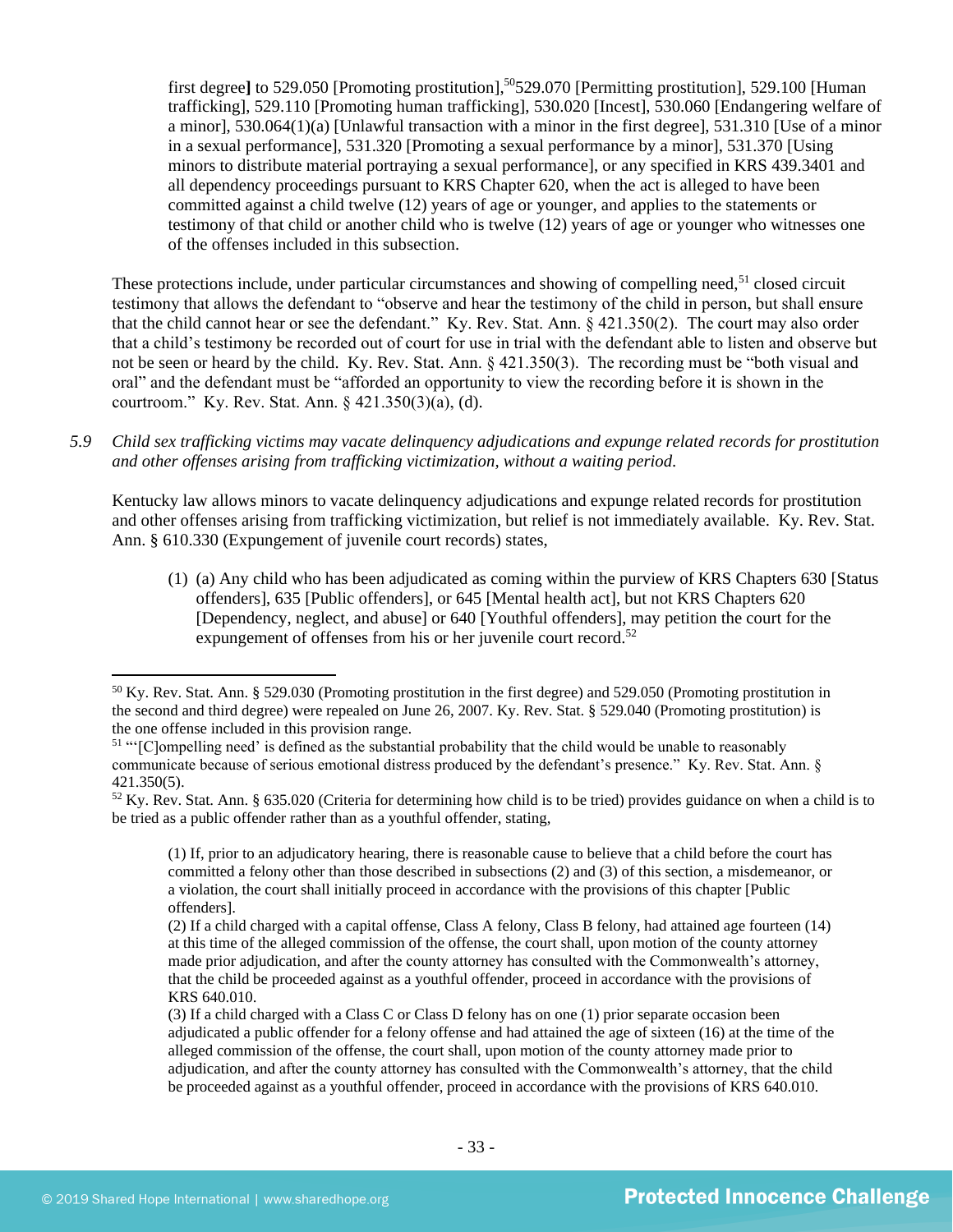first degree] to 529.050 [Promoting prostitution],[50] 529.070 [Permitting prostitution], 529.100 [Human trafficking], 529.110 [Promoting human trafficking], 530.020 [Incest], 530.060 [Endangering welfare of a minor], 530.064(1)(a) [Unlawful transaction with a minor in the first degree], 531.310 [Use of a minor in a sexual performance], 531.320 [Promoting a sexual performance by a minor], 531.370 [Using minors to distribute material portraying a sexual performance], or any specified in KRS 439.3401 and all dependency proceedings pursuant to KRS Chapter 620, when the act is alleged to have been committed against a child twelve (12) years of age or younger, and applies to the statements or testimony of that child or another child who is twelve (12) years of age or younger who witnesses one of the offenses included in this subsection.

These protections include, under particular circumstances and showing of compelling need,[51] closed circuit testimony that allows the defendant to "observe and hear the testimony of the child in person, but shall ensure that the child cannot hear or see the defendant." Ky. Rev. Stat. Ann. § 421.350(2). The court may also order that a child's testimony be recorded out of court for use in trial with the defendant able to listen and observe but not be seen or heard by the child. Ky. Rev. Stat. Ann. § 421.350(3). The recording must be "both visual and oral" and the defendant must be "afforded an opportunity to view the recording before it is shown in the courtroom." Ky. Rev. Stat. Ann. § 421.350(3)(a), (d).

5.9 *Child sex trafficking victims may vacate delinquency adjudications and expunge related records for prostitution and other offenses arising from trafficking victimization, without a waiting period.*

Kentucky law allows minors to vacate delinquency adjudications and expunge related records for prostitution and other offenses arising from trafficking victimization, but relief is not immediately available. Ky. Rev. Stat. Ann. § 610.330 (Expungement of juvenile court records) states,

> (1) (a) Any child who has been adjudicated as coming within the purview of KRS Chapters 630 [Status offenders], 635 [Public offenders], or 645 [Mental health act], but not KRS Chapters 620 [Dependency, neglect, and abuse] or 640 [Youthful offenders], may petition the court for the expungement of offenses from his or her juvenile court record.[52]

---

[50] Ky. Rev. Stat. Ann. § 529.030 (Promoting prostitution in the first degree) and 529.050 (Promoting prostitution in the second and third degree) were repealed on June 26, 2007. Ky. Rev. Stat. § 529.040 (Promoting prostitution) is the one offense included in this provision range.

[51] "'[C]ompelling need' is defined as the substantial probability that the child would be unable to reasonably communicate because of serious emotional distress produced by the defendant's presence." Ky. Rev. Stat. Ann. § 421.350(5).

[52] Ky. Rev. Stat. Ann. § 635.020 (Criteria for determining how child is to be tried) provides guidance on when a child is to be tried as a public offender rather than as a youthful offender, stating,

> (1) If, prior to an adjudicatory hearing, there is reasonable cause to believe that a child before the court has committed a felony other than those described in subsections (2) and (3) of this section, a misdemeanor, or a violation, the court shall initially proceed in accordance with the provisions of this chapter [Public offenders].
>
> (2) If a child charged with a capital offense, Class A felony, Class B felony, had attained age fourteen (14) at this time of the alleged commission of the offense, the court shall, upon motion of the county attorney made prior adjudication, and after the county attorney has consulted with the Commonwealth's attorney, that the child be proceeded against as a youthful offender, proceed in accordance with the provisions of KRS 640.010.
>
> (3) If a child charged with a Class C or Class D felony has on one (1) prior separate occasion been adjudicated a public offender for a felony offense and had attained the age of sixteen (16) at the time of the alleged commission of the offense, the court shall, upon motion of the county attorney made prior to adjudication, and after the county attorney has consulted with the Commonwealth's attorney, that the child be proceeded against as a youthful offender, proceed in accordance with the provisions of KRS 640.010.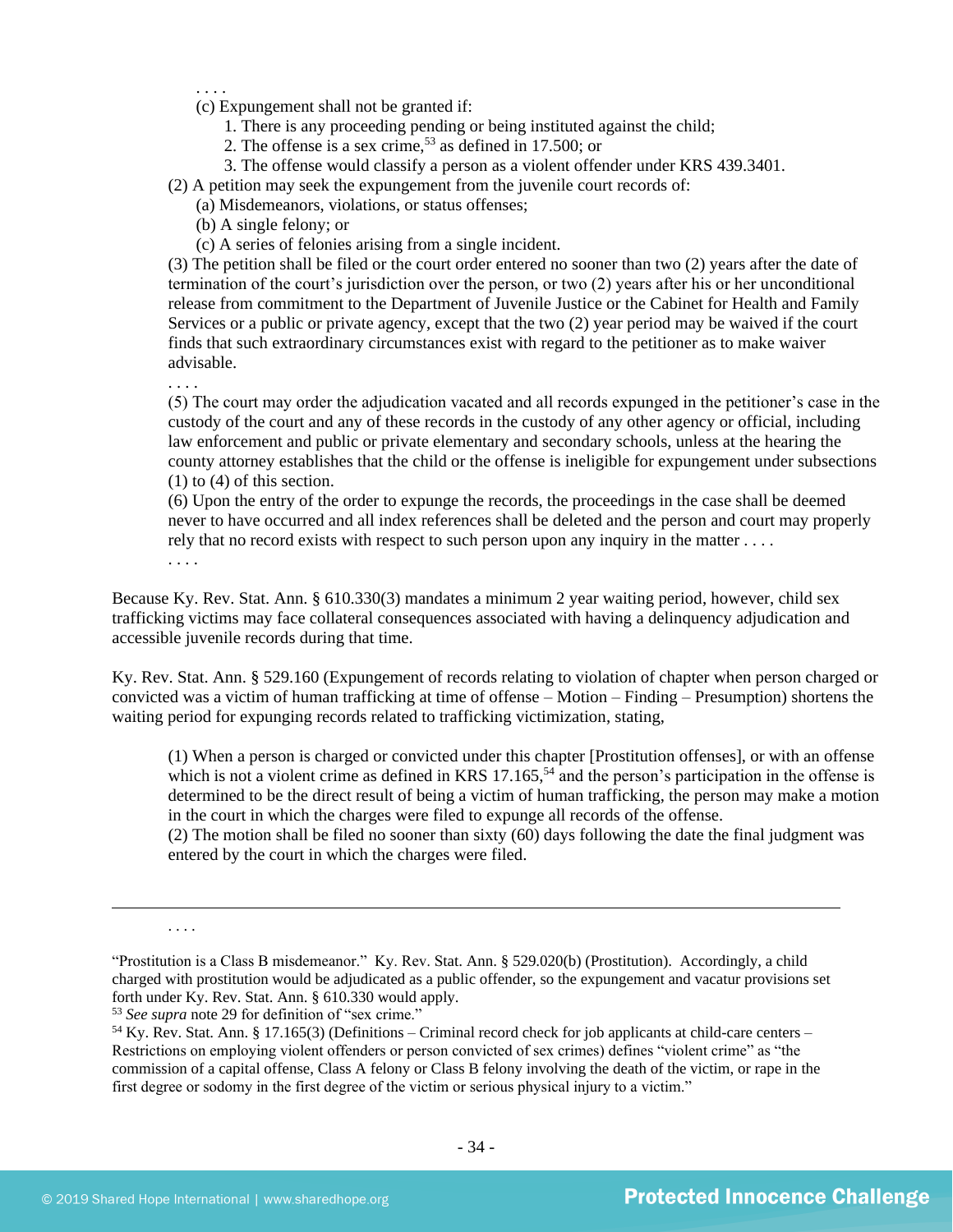> . . . .
>
> (c) Expungement shall not be granted if:
>
> 1. There is any proceeding pending or being instituted against the child;
> 2. The offense is a sex crime,[53] as defined in 17.500; or
> 3. The offense would classify a person as a violent offender under KRS 439.3401.
>
> (2) A petition may seek the expungement from the juvenile court records of:
>
> (a) Misdemeanors, violations, or status offenses;
>
> (b) A single felony; or
>
> (c) A series of felonies arising from a single incident.
>
> (3) The petition shall be filed or the court order entered no sooner than two (2) years after the date of termination of the court's jurisdiction over the person, or two (2) years after his or her unconditional release from commitment to the Department of Juvenile Justice or the Cabinet for Health and Family Services or a public or private agency, except that the two (2) year period may be waived if the court finds that such extraordinary circumstances exist with regard to the petitioner as to make waiver advisable.
>
> . . . .
>
> (5) The court may order the adjudication vacated and all records expunged in the petitioner's case in the custody of the court and any of these records in the custody of any other agency or official, including law enforcement and public or private elementary and secondary schools, unless at the hearing the county attorney establishes that the child or the offense is ineligible for expungement under subsections (1) to (4) of this section.
>
> (6) Upon the entry of the order to expunge the records, the proceedings in the case shall be deemed never to have occurred and all index references shall be deleted and the person and court may properly rely that no record exists with respect to such person upon any inquiry in the matter . . . .
>
> . . . .

Because Ky. Rev. Stat. Ann. § 610.330(3) mandates a minimum 2 year waiting period, however, child sex trafficking victims may face collateral consequences associated with having a delinquency adjudication and accessible juvenile records during that time.

Ky. Rev. Stat. Ann. § 529.160 (Expungement of records relating to violation of chapter when person charged or convicted was a victim of human trafficking at time of offense – Motion – Finding – Presumption) shortens the waiting period for expunging records related to trafficking victimization, stating,

> (1) When a person is charged or convicted under this chapter [Prostitution offenses], or with an offense which is not a violent crime as defined in KRS 17.165,[54] and the person's participation in the offense is determined to be the direct result of being a victim of human trafficking, the person may make a motion in the court in which the charges were filed to expunge all records of the offense.
>
> (2) The motion shall be filed no sooner than sixty (60) days following the date the final judgment was entered by the court in which the charges were filed.

---

. . . .

"Prostitution is a Class B misdemeanor." Ky. Rev. Stat. Ann. § 529.020(b) (Prostitution). Accordingly, a child charged with prostitution would be adjudicated as a public offender, so the expungement and vacatur provisions set forth under Ky. Rev. Stat. Ann. § 610.330 would apply.

[53] *See supra* note 29 for definition of "sex crime."

[54] Ky. Rev. Stat. Ann. § 17.165(3) (Definitions – Criminal record check for job applicants at child-care centers – Restrictions on employing violent offenders or person convicted of sex crimes) defines "violent crime" as "the commission of a capital offense, Class A felony or Class B felony involving the death of the victim, or rape in the first degree or sodomy in the first degree of the victim or serious physical injury to a victim."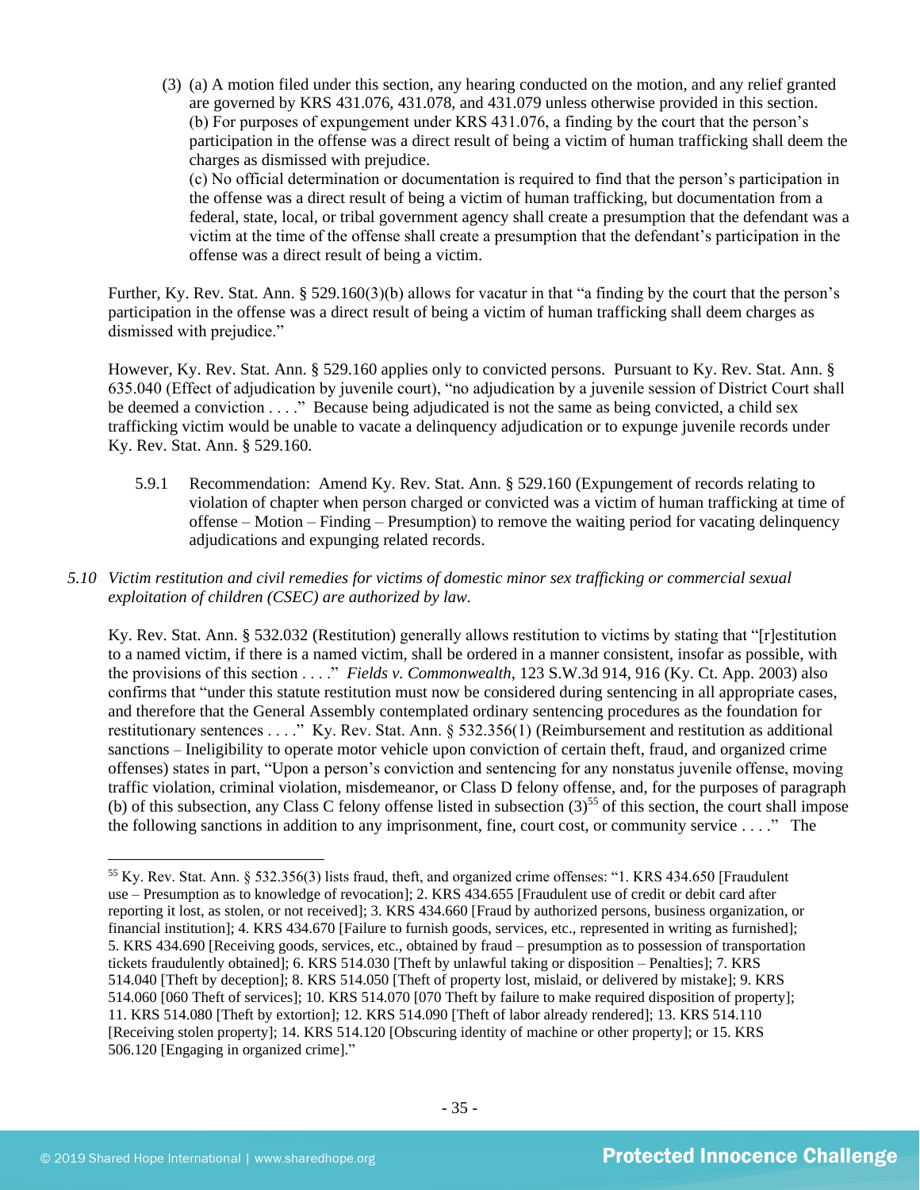(3) (a) A motion filed under this section, any hearing conducted on the motion, and any relief granted are governed by KRS 431.076, 431.078, and 431.079 unless otherwise provided in this section.
(b) For purposes of expungement under KRS 431.076, a finding by the court that the person's participation in the offense was a direct result of being a victim of human trafficking shall deem the charges as dismissed with prejudice.
(c) No official determination or documentation is required to find that the person's participation in the offense was a direct result of being a victim of human trafficking, but documentation from a federal, state, local, or tribal government agency shall create a presumption that the defendant was a victim at the time of the offense shall create a presumption that the defendant's participation in the offense was a direct result of being a victim.

Further, Ky. Rev. Stat. Ann. § 529.160(3)(b) allows for vacatur in that "a finding by the court that the person's participation in the offense was a direct result of being a victim of human trafficking shall deem charges as dismissed with prejudice."

However, Ky. Rev. Stat. Ann. § 529.160 applies only to convicted persons. Pursuant to Ky. Rev. Stat. Ann. § 635.040 (Effect of adjudication by juvenile court), "no adjudication by a juvenile session of District Court shall be deemed a conviction . . . ." Because being adjudicated is not the same as being convicted, a child sex trafficking victim would be unable to vacate a delinquency adjudication or to expunge juvenile records under Ky. Rev. Stat. Ann. § 529.160.

5.9.1 Recommendation: Amend Ky. Rev. Stat. Ann. § 529.160 (Expungement of records relating to violation of chapter when person charged or convicted was a victim of human trafficking at time of offense – Motion – Finding – Presumption) to remove the waiting period for vacating delinquency adjudications and expunging related records.

*5.10 Victim restitution and civil remedies for victims of domestic minor sex trafficking or commercial sexual exploitation of children (CSEC) are authorized by law.*

Ky. Rev. Stat. Ann. § 532.032 (Restitution) generally allows restitution to victims by stating that "[r]estitution to a named victim, if there is a named victim, shall be ordered in a manner consistent, insofar as possible, with the provisions of this section . . . ." *Fields v. Commonwealth*, 123 S.W.3d 914, 916 (Ky. Ct. App. 2003) also confirms that "under this statute restitution must now be considered during sentencing in all appropriate cases, and therefore that the General Assembly contemplated ordinary sentencing procedures as the foundation for restitutionary sentences . . . ." Ky. Rev. Stat. Ann. § 532.356(1) (Reimbursement and restitution as additional sanctions – Ineligibility to operate motor vehicle upon conviction of certain theft, fraud, and organized crime offenses) states in part, "Upon a person's conviction and sentencing for any nonstatus juvenile offense, moving traffic violation, criminal violation, misdemeanor, or Class D felony offense, and, for the purposes of paragraph (b) of this subsection, any Class C felony offense listed in subsection (3)[55] of this section, the court shall impose the following sanctions in addition to any imprisonment, fine, court cost, or community service . . . ." The

[55] Ky. Rev. Stat. Ann. § 532.356(3) lists fraud, theft, and organized crime offenses: "1. KRS 434.650 [Fraudulent use – Presumption as to knowledge of revocation]; 2. KRS 434.655 [Fraudulent use of credit or debit card after reporting it lost, as stolen, or not received]; 3. KRS 434.660 [Fraud by authorized persons, business organization, or financial institution]; 4. KRS 434.670 [Failure to furnish goods, services, etc., represented in writing as furnished]; 5. KRS 434.690 [Receiving goods, services, etc., obtained by fraud – presumption as to possession of transportation tickets fraudulently obtained]; 6. KRS 514.030 [Theft by unlawful taking or disposition – Penalties]; 7. KRS 514.040 [Theft by deception]; 8. KRS 514.050 [Theft of property lost, mislaid, or delivered by mistake]; 9. KRS 514.060 [060 Theft of services]; 10. KRS 514.070 [070 Theft by failure to make required disposition of property]; 11. KRS 514.080 [Theft by extortion]; 12. KRS 514.090 [Theft of labor already rendered]; 13. KRS 514.110 [Receiving stolen property]; 14. KRS 514.120 [Obscuring identity of machine or other property]; or 15. KRS 506.120 [Engaging in organized crime]."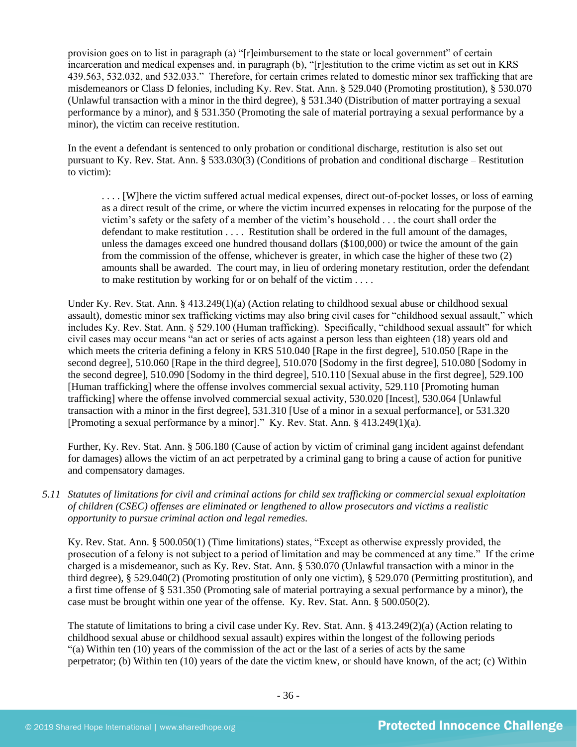provision goes on to list in paragraph (a) "[r]eimbursement to the state or local government" of certain incarceration and medical expenses and, in paragraph (b), "[r]estitution to the crime victim as set out in KRS 439.563, 532.032, and 532.033." Therefore, for certain crimes related to domestic minor sex trafficking that are misdemeanors or Class D felonies, including Ky. Rev. Stat. Ann. § 529.040 (Promoting prostitution), § 530.070 (Unlawful transaction with a minor in the third degree), § 531.340 (Distribution of matter portraying a sexual performance by a minor), and § 531.350 (Promoting the sale of material portraying a sexual performance by a minor), the victim can receive restitution.

In the event a defendant is sentenced to only probation or conditional discharge, restitution is also set out pursuant to Ky. Rev. Stat. Ann. § 533.030(3) (Conditions of probation and conditional discharge – Restitution to victim):

> . . . . [W]here the victim suffered actual medical expenses, direct out-of-pocket losses, or loss of earning as a direct result of the crime, or where the victim incurred expenses in relocating for the purpose of the victim's safety or the safety of a member of the victim's household . . . the court shall order the defendant to make restitution . . . . Restitution shall be ordered in the full amount of the damages, unless the damages exceed one hundred thousand dollars ($100,000) or twice the amount of the gain from the commission of the offense, whichever is greater, in which case the higher of these two (2) amounts shall be awarded. The court may, in lieu of ordering monetary restitution, order the defendant to make restitution by working for or on behalf of the victim . . . .

Under Ky. Rev. Stat. Ann. § 413.249(1)(a) (Action relating to childhood sexual abuse or childhood sexual assault), domestic minor sex trafficking victims may also bring civil cases for "childhood sexual assault," which includes Ky. Rev. Stat. Ann. § 529.100 (Human trafficking). Specifically, "childhood sexual assault" for which civil cases may occur means "an act or series of acts against a person less than eighteen (18) years old and which meets the criteria defining a felony in KRS 510.040 [Rape in the first degree], 510.050 [Rape in the second degree], 510.060 [Rape in the third degree], 510.070 [Sodomy in the first degree], 510.080 [Sodomy in the second degree], 510.090 [Sodomy in the third degree], 510.110 [Sexual abuse in the first degree], 529.100 [Human trafficking] where the offense involves commercial sexual activity, 529.110 [Promoting human trafficking] where the offense involved commercial sexual activity, 530.020 [Incest], 530.064 [Unlawful transaction with a minor in the first degree], 531.310 [Use of a minor in a sexual performance], or 531.320 [Promoting a sexual performance by a minor]." Ky. Rev. Stat. Ann. § 413.249(1)(a).

Further, Ky. Rev. Stat. Ann. § 506.180 (Cause of action by victim of criminal gang incident against defendant for damages) allows the victim of an act perpetrated by a criminal gang to bring a cause of action for punitive and compensatory damages.

*5.11 Statutes of limitations for civil and criminal actions for child sex trafficking or commercial sexual exploitation of children (CSEC) offenses are eliminated or lengthened to allow prosecutors and victims a realistic opportunity to pursue criminal action and legal remedies.*

Ky. Rev. Stat. Ann. § 500.050(1) (Time limitations) states, "Except as otherwise expressly provided, the prosecution of a felony is not subject to a period of limitation and may be commenced at any time." If the crime charged is a misdemeanor, such as Ky. Rev. Stat. Ann. § 530.070 (Unlawful transaction with a minor in the third degree), § 529.040(2) (Promoting prostitution of only one victim), § 529.070 (Permitting prostitution), and a first time offense of § 531.350 (Promoting sale of material portraying a sexual performance by a minor), the case must be brought within one year of the offense. Ky. Rev. Stat. Ann. § 500.050(2).

The statute of limitations to bring a civil case under Ky. Rev. Stat. Ann. § 413.249(2)(a) (Action relating to childhood sexual abuse or childhood sexual assault) expires within the longest of the following periods "(a) Within ten (10) years of the commission of the act or the last of a series of acts by the same perpetrator; (b) Within ten (10) years of the date the victim knew, or should have known, of the act; (c) Within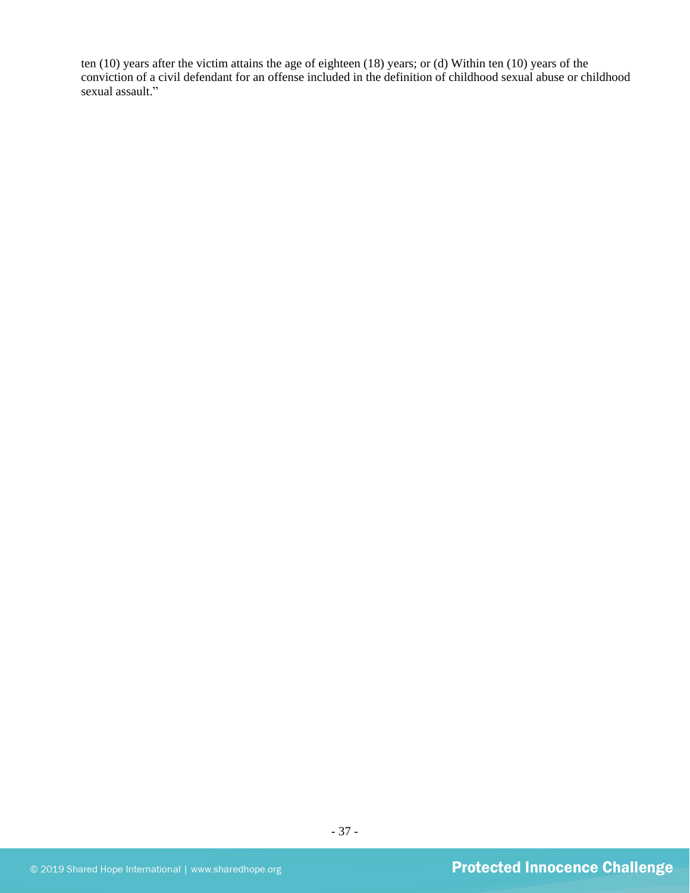ten (10) years after the victim attains the age of eighteen (18) years; or (d) Within ten (10) years of the conviction of a civil defendant for an offense included in the definition of childhood sexual abuse or childhood sexual assault."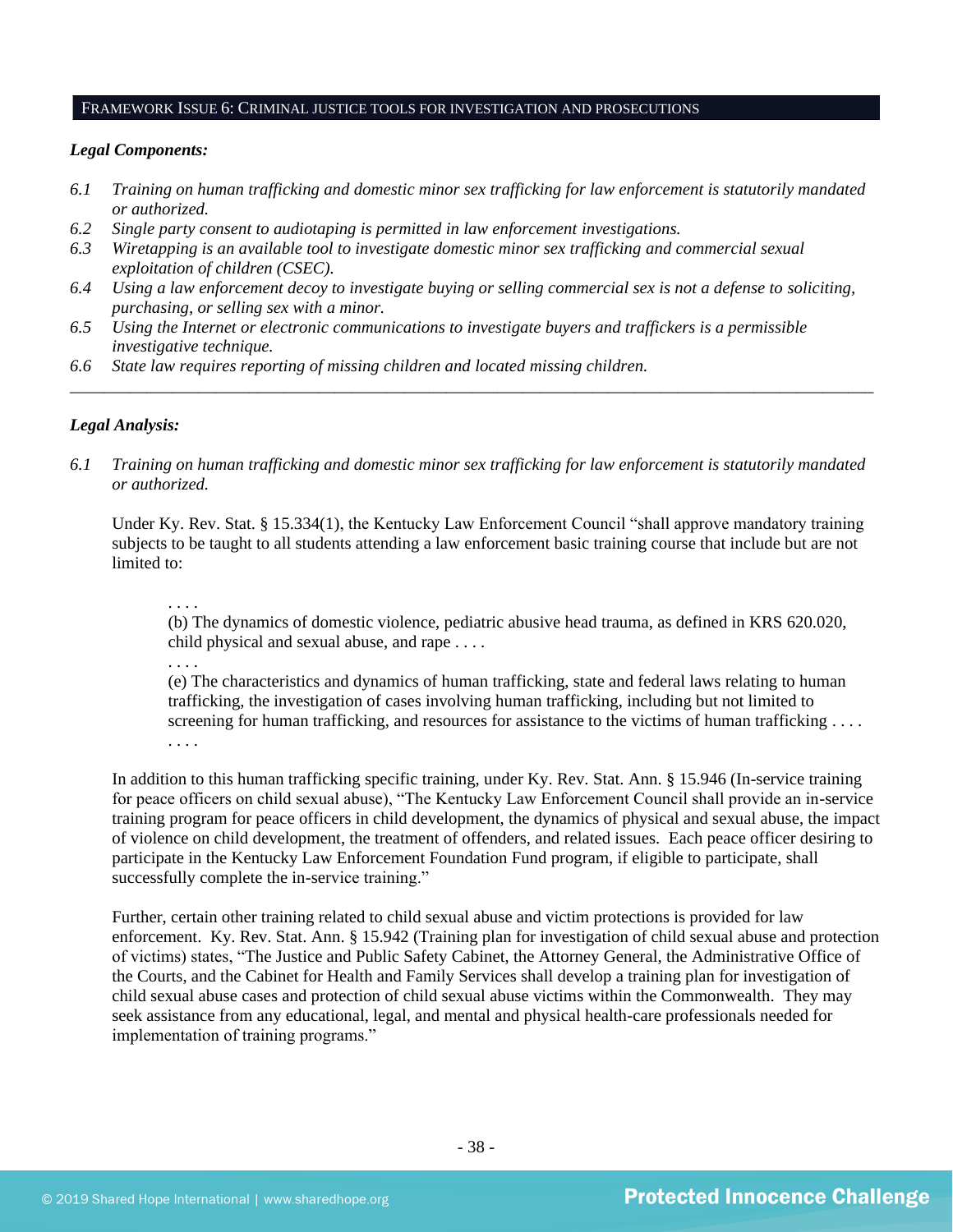## FRAMEWORK ISSUE 6: CRIMINAL JUSTICE TOOLS FOR INVESTIGATION AND PROSECUTIONS

***Legal Components:***

- *6.1 Training on human trafficking and domestic minor sex trafficking for law enforcement is statutorily mandated or authorized.*
- *6.2 Single party consent to audiotaping is permitted in law enforcement investigations.*
- *6.3 Wiretapping is an available tool to investigate domestic minor sex trafficking and commercial sexual exploitation of children (CSEC).*
- *6.4 Using a law enforcement decoy to investigate buying or selling commercial sex is not a defense to soliciting, purchasing, or selling sex with a minor.*
- *6.5 Using the Internet or electronic communications to investigate buyers and traffickers is a permissible investigative technique.*
- *6.6 State law requires reporting of missing children and located missing children.*

---

***Legal Analysis:***

*6.1 Training on human trafficking and domestic minor sex trafficking for law enforcement is statutorily mandated or authorized.*

Under Ky. Rev. Stat. § 15.334(1), the Kentucky Law Enforcement Council "shall approve mandatory training subjects to be taught to all students attending a law enforcement basic training course that include but are not limited to:

> . . . .
> (b) The dynamics of domestic violence, pediatric abusive head trauma, as defined in KRS 620.020, child physical and sexual abuse, and rape . . . .
> . . . .
> (e) The characteristics and dynamics of human trafficking, state and federal laws relating to human trafficking, the investigation of cases involving human trafficking, including but not limited to screening for human trafficking, and resources for assistance to the victims of human trafficking . . . .
> . . . .

In addition to this human trafficking specific training, under Ky. Rev. Stat. Ann. § 15.946 (In-service training for peace officers on child sexual abuse), "The Kentucky Law Enforcement Council shall provide an in-service training program for peace officers in child development, the dynamics of physical and sexual abuse, the impact of violence on child development, the treatment of offenders, and related issues. Each peace officer desiring to participate in the Kentucky Law Enforcement Foundation Fund program, if eligible to participate, shall successfully complete the in-service training."

Further, certain other training related to child sexual abuse and victim protections is provided for law enforcement. Ky. Rev. Stat. Ann. § 15.942 (Training plan for investigation of child sexual abuse and protection of victims) states, "The Justice and Public Safety Cabinet, the Attorney General, the Administrative Office of the Courts, and the Cabinet for Health and Family Services shall develop a training plan for investigation of child sexual abuse cases and protection of child sexual abuse victims within the Commonwealth. They may seek assistance from any educational, legal, and mental and physical health-care professionals needed for implementation of training programs."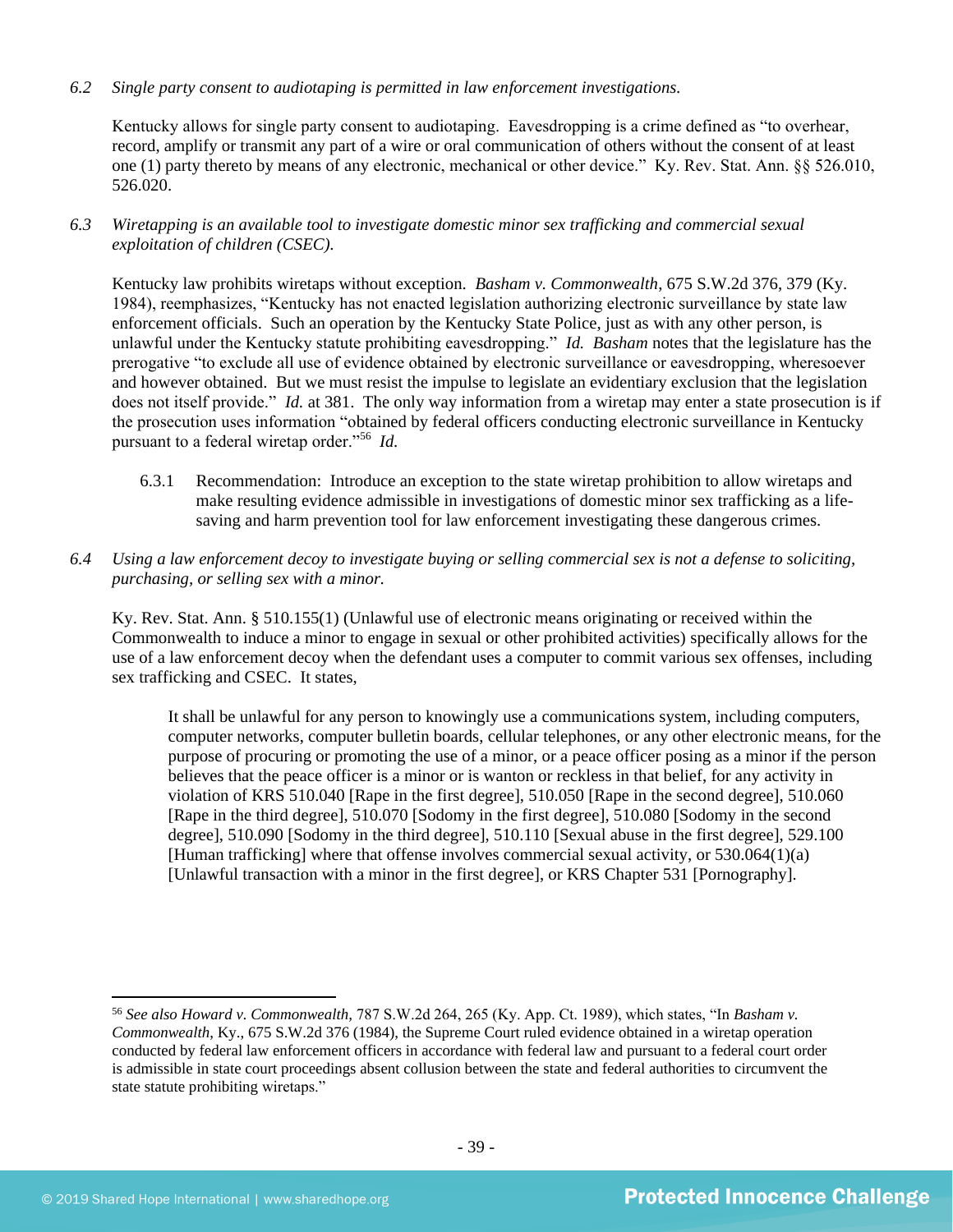*6.2 Single party consent to audiotaping is permitted in law enforcement investigations.*

Kentucky allows for single party consent to audiotaping. Eavesdropping is a crime defined as "to overhear, record, amplify or transmit any part of a wire or oral communication of others without the consent of at least one (1) party thereto by means of any electronic, mechanical or other device." Ky. Rev. Stat. Ann. §§ 526.010, 526.020.

*6.3 Wiretapping is an available tool to investigate domestic minor sex trafficking and commercial sexual exploitation of children (CSEC).*

Kentucky law prohibits wiretaps without exception. *Basham v. Commonwealth*, 675 S.W.2d 376, 379 (Ky. 1984), reemphasizes, "Kentucky has not enacted legislation authorizing electronic surveillance by state law enforcement officials. Such an operation by the Kentucky State Police, just as with any other person, is unlawful under the Kentucky statute prohibiting eavesdropping." *Id. Basham* notes that the legislature has the prerogative "to exclude all use of evidence obtained by electronic surveillance or eavesdropping, wheresoever and however obtained. But we must resist the impulse to legislate an evidentiary exclusion that the legislation does not itself provide." *Id.* at 381. The only way information from a wiretap may enter a state prosecution is if the prosecution uses information "obtained by federal officers conducting electronic surveillance in Kentucky pursuant to a federal wiretap order."[56] *Id.*

6.3.1 Recommendation: Introduce an exception to the state wiretap prohibition to allow wiretaps and make resulting evidence admissible in investigations of domestic minor sex trafficking as a life-saving and harm prevention tool for law enforcement investigating these dangerous crimes.

*6.4 Using a law enforcement decoy to investigate buying or selling commercial sex is not a defense to soliciting, purchasing, or selling sex with a minor.*

Ky. Rev. Stat. Ann. § 510.155(1) (Unlawful use of electronic means originating or received within the Commonwealth to induce a minor to engage in sexual or other prohibited activities) specifically allows for the use of a law enforcement decoy when the defendant uses a computer to commit various sex offenses, including sex trafficking and CSEC. It states,

> It shall be unlawful for any person to knowingly use a communications system, including computers, computer networks, computer bulletin boards, cellular telephones, or any other electronic means, for the purpose of procuring or promoting the use of a minor, or a peace officer posing as a minor if the person believes that the peace officer is a minor or is wanton or reckless in that belief, for any activity in violation of KRS 510.040 [Rape in the first degree], 510.050 [Rape in the second degree], 510.060 [Rape in the third degree], 510.070 [Sodomy in the first degree], 510.080 [Sodomy in the second degree], 510.090 [Sodomy in the third degree], 510.110 [Sexual abuse in the first degree], 529.100 [Human trafficking] where that offense involves commercial sexual activity, or 530.064(1)(a) [Unlawful transaction with a minor in the first degree], or KRS Chapter 531 [Pornography].

[56] *See also Howard v. Commonwealth*, 787 S.W.2d 264, 265 (Ky. App. Ct. 1989), which states, "In *Basham v. Commonwealth*, Ky., 675 S.W.2d 376 (1984), the Supreme Court ruled evidence obtained in a wiretap operation conducted by federal law enforcement officers in accordance with federal law and pursuant to a federal court order is admissible in state court proceedings absent collusion between the state and federal authorities to circumvent the state statute prohibiting wiretaps."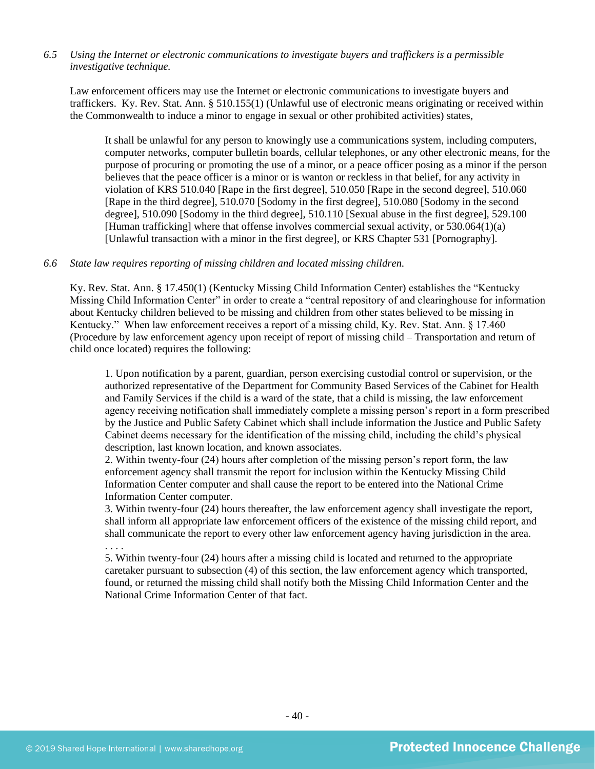*6.5 Using the Internet or electronic communications to investigate buyers and traffickers is a permissible investigative technique.*

Law enforcement officers may use the Internet or electronic communications to investigate buyers and traffickers. Ky. Rev. Stat. Ann. § 510.155(1) (Unlawful use of electronic means originating or received within the Commonwealth to induce a minor to engage in sexual or other prohibited activities) states,

> It shall be unlawful for any person to knowingly use a communications system, including computers, computer networks, computer bulletin boards, cellular telephones, or any other electronic means, for the purpose of procuring or promoting the use of a minor, or a peace officer posing as a minor if the person believes that the peace officer is a minor or is wanton or reckless in that belief, for any activity in violation of KRS 510.040 [Rape in the first degree], 510.050 [Rape in the second degree], 510.060 [Rape in the third degree], 510.070 [Sodomy in the first degree], 510.080 [Sodomy in the second degree], 510.090 [Sodomy in the third degree], 510.110 [Sexual abuse in the first degree], 529.100 [Human trafficking] where that offense involves commercial sexual activity, or 530.064(1)(a) [Unlawful transaction with a minor in the first degree], or KRS Chapter 531 [Pornography].

*6.6 State law requires reporting of missing children and located missing children.*

Ky. Rev. Stat. Ann. § 17.450(1) (Kentucky Missing Child Information Center) establishes the "Kentucky Missing Child Information Center" in order to create a "central repository of and clearinghouse for information about Kentucky children believed to be missing and children from other states believed to be missing in Kentucky." When law enforcement receives a report of a missing child, Ky. Rev. Stat. Ann. § 17.460 (Procedure by law enforcement agency upon receipt of report of missing child – Transportation and return of child once located) requires the following:

> 1. Upon notification by a parent, guardian, person exercising custodial control or supervision, or the authorized representative of the Department for Community Based Services of the Cabinet for Health and Family Services if the child is a ward of the state, that a child is missing, the law enforcement agency receiving notification shall immediately complete a missing person's report in a form prescribed by the Justice and Public Safety Cabinet which shall include information the Justice and Public Safety Cabinet deems necessary for the identification of the missing child, including the child's physical description, last known location, and known associates.
> 2. Within twenty-four (24) hours after completion of the missing person's report form, the law enforcement agency shall transmit the report for inclusion within the Kentucky Missing Child Information Center computer and shall cause the report to be entered into the National Crime Information Center computer.
> 3. Within twenty-four (24) hours thereafter, the law enforcement agency shall investigate the report, shall inform all appropriate law enforcement officers of the existence of the missing child report, and shall communicate the report to every other law enforcement agency having jurisdiction in the area.
> . . . .
> 5. Within twenty-four (24) hours after a missing child is located and returned to the appropriate caretaker pursuant to subsection (4) of this section, the law enforcement agency which transported, found, or returned the missing child shall notify both the Missing Child Information Center and the National Crime Information Center of that fact.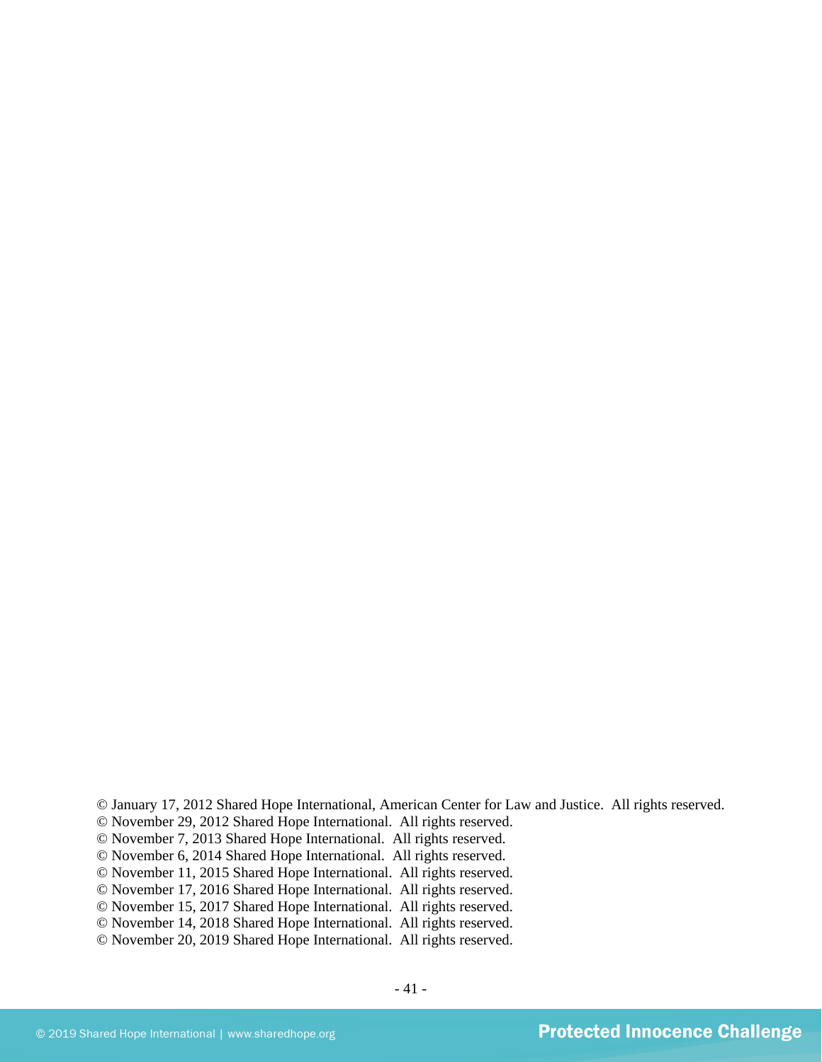© January 17, 2012 Shared Hope International, American Center for Law and Justice.  All rights reserved.
© November 29, 2012 Shared Hope International.  All rights reserved.
© November 7, 2013 Shared Hope International.  All rights reserved.
© November 6, 2014 Shared Hope International.  All rights reserved.
© November 11, 2015 Shared Hope International.  All rights reserved.
© November 17, 2016 Shared Hope International.  All rights reserved.
© November 15, 2017 Shared Hope International.  All rights reserved.
© November 14, 2018 Shared Hope International.  All rights reserved.
© November 20, 2019 Shared Hope International.  All rights reserved.